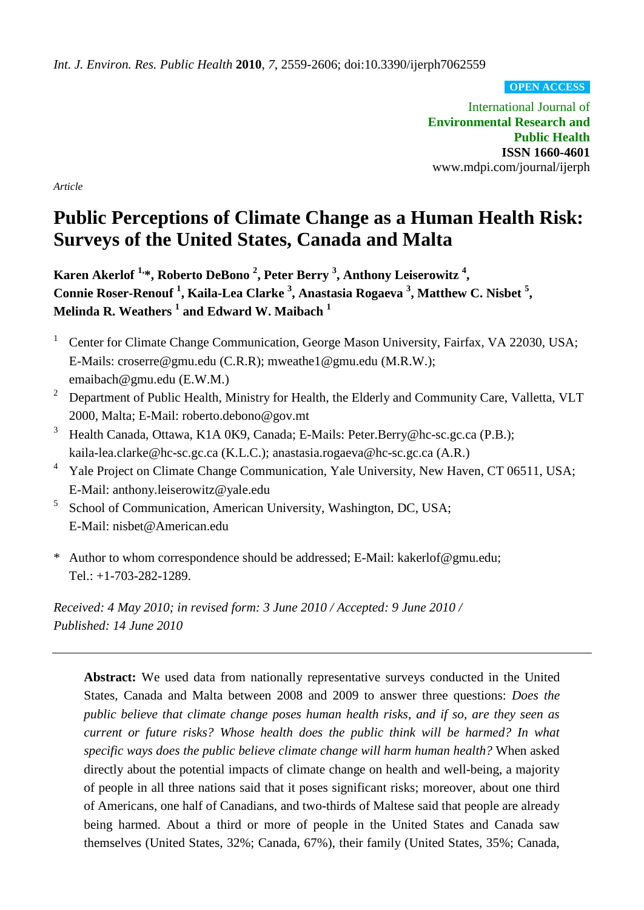*Int. J. Environ. Res. Public Health* **2010**, *7*, 2559-2606; doi:10.3390/ijerph7062559

**OPEN ACCESS**

International Journal of
**Environmental Research and Public Health**
**ISSN 1660-4601**
www.mdpi.com/journal/ijerph

*Article*

# Public Perceptions of Climate Change as a Human Health Risk: Surveys of the United States, Canada and Malta

**Karen Akerlof [1,]*, Roberto DeBono [2], Peter Berry [3], Anthony Leiserowitz [4], Connie Roser-Renouf [1], Kaila-Lea Clarke [3], Anastasia Rogaeva [3], Matthew C. Nisbet [5], Melinda R. Weathers [1] and Edward W. Maibach [1]**

1. Center for Climate Change Communication, George Mason University, Fairfax, VA 22030, USA; E-Mails: croserre@gmu.edu (C.R.R); mweathe1@gmu.edu (M.R.W.); emaibach@gmu.edu (E.W.M.)
2. Department of Public Health, Ministry for Health, the Elderly and Community Care, Valletta, VLT 2000, Malta; E-Mail: roberto.debono@gov.mt
3. Health Canada, Ottawa, K1A 0K9, Canada; E-Mails: Peter.Berry@hc-sc.gc.ca (P.B.); kaila-lea.clarke@hc-sc.gc.ca (K.L.C.); anastasia.rogaeva@hc-sc.gc.ca (A.R.)
4. Yale Project on Climate Change Communication, Yale University, New Haven, CT 06511, USA; E-Mail: anthony.leiserowitz@yale.edu
5. School of Communication, American University, Washington, DC, USA; E-Mail: nisbet@American.edu

\* Author to whom correspondence should be addressed; E-Mail: kakerlof@gmu.edu; Tel.: +1-703-282-1289.

*Received: 4 May 2010; in revised form: 3 June 2010 / Accepted: 9 June 2010 / Published: 14 June 2010*

---

**Abstract:** We used data from nationally representative surveys conducted in the United States, Canada and Malta between 2008 and 2009 to answer three questions: *Does the public believe that climate change poses human health risks, and if so, are they seen as current or future risks? Whose health does the public think will be harmed? In what specific ways does the public believe climate change will harm human health?* When asked directly about the potential impacts of climate change on health and well-being, a majority of people in all three nations said that it poses significant risks; moreover, about one third of Americans, one half of Canadians, and two-thirds of Maltese said that people are already being harmed. About a third or more of people in the United States and Canada saw themselves (United States, 32%; Canada, 67%), their family (United States, 35%; Canada,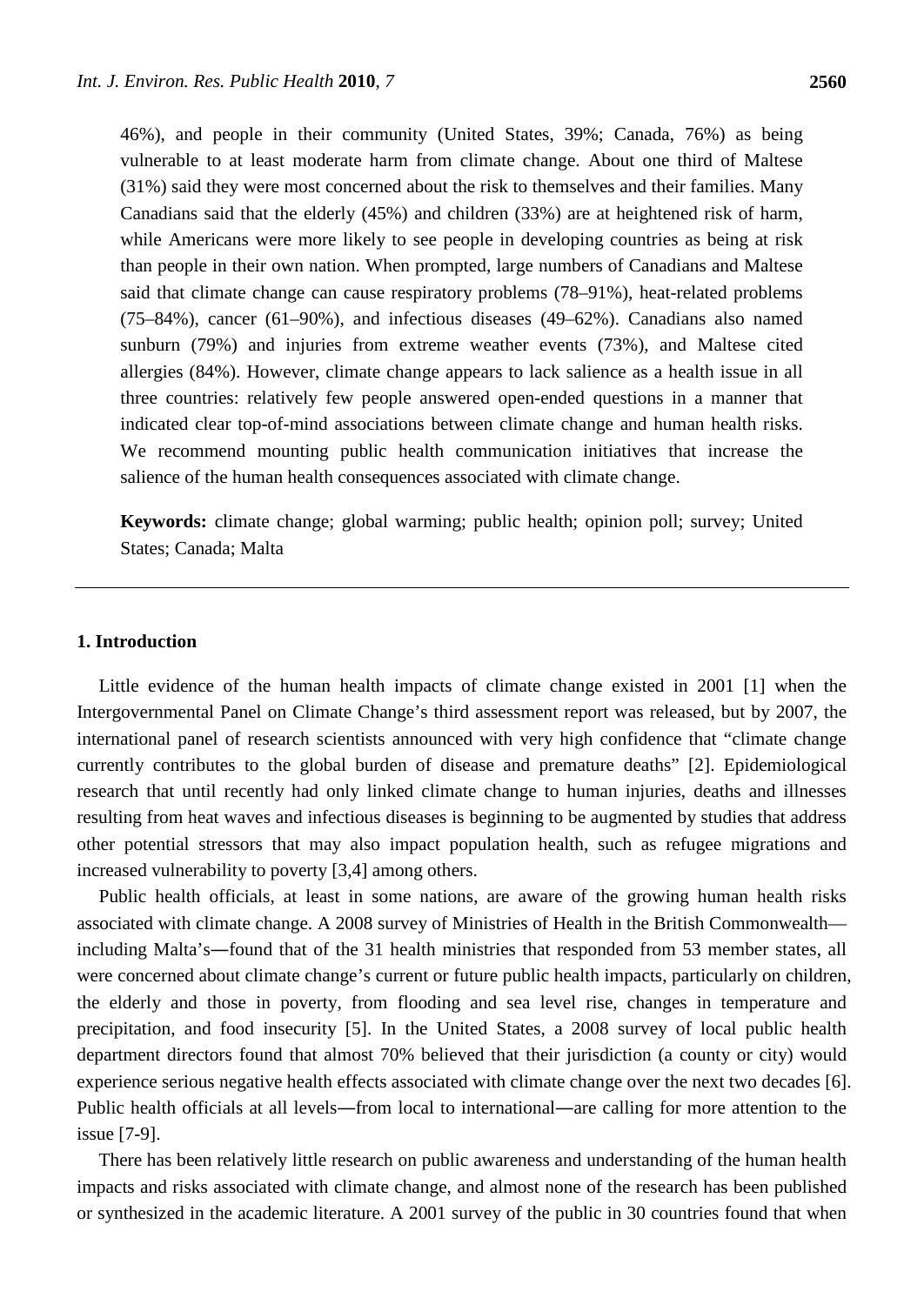46%), and people in their community (United States, 39%; Canada, 76%) as being vulnerable to at least moderate harm from climate change. About one third of Maltese (31%) said they were most concerned about the risk to themselves and their families. Many Canadians said that the elderly (45%) and children (33%) are at heightened risk of harm, while Americans were more likely to see people in developing countries as being at risk than people in their own nation. When prompted, large numbers of Canadians and Maltese said that climate change can cause respiratory problems (78–91%), heat-related problems (75–84%), cancer (61–90%), and infectious diseases (49–62%). Canadians also named sunburn (79%) and injuries from extreme weather events (73%), and Maltese cited allergies (84%). However, climate change appears to lack salience as a health issue in all three countries: relatively few people answered open-ended questions in a manner that indicated clear top-of-mind associations between climate change and human health risks. We recommend mounting public health communication initiatives that increase the salience of the human health consequences associated with climate change.

**Keywords:** climate change; global warming; public health; opinion poll; survey; United States; Canada; Malta

## 1. Introduction

Little evidence of the human health impacts of climate change existed in 2001 [1] when the Intergovernmental Panel on Climate Change's third assessment report was released, but by 2007, the international panel of research scientists announced with very high confidence that "climate change currently contributes to the global burden of disease and premature deaths" [2]. Epidemiological research that until recently had only linked climate change to human injuries, deaths and illnesses resulting from heat waves and infectious diseases is beginning to be augmented by studies that address other potential stressors that may also impact population health, such as refugee migrations and increased vulnerability to poverty [3,4] among others.

Public health officials, at least in some nations, are aware of the growing human health risks associated with climate change. A 2008 survey of Ministries of Health in the British Commonwealth—including Malta's—found that of the 31 health ministries that responded from 53 member states, all were concerned about climate change's current or future public health impacts, particularly on children, the elderly and those in poverty, from flooding and sea level rise, changes in temperature and precipitation, and food insecurity [5]. In the United States, a 2008 survey of local public health department directors found that almost 70% believed that their jurisdiction (a county or city) would experience serious negative health effects associated with climate change over the next two decades [6]. Public health officials at all levels—from local to international—are calling for more attention to the issue [7-9].

There has been relatively little research on public awareness and understanding of the human health impacts and risks associated with climate change, and almost none of the research has been published or synthesized in the academic literature. A 2001 survey of the public in 30 countries found that when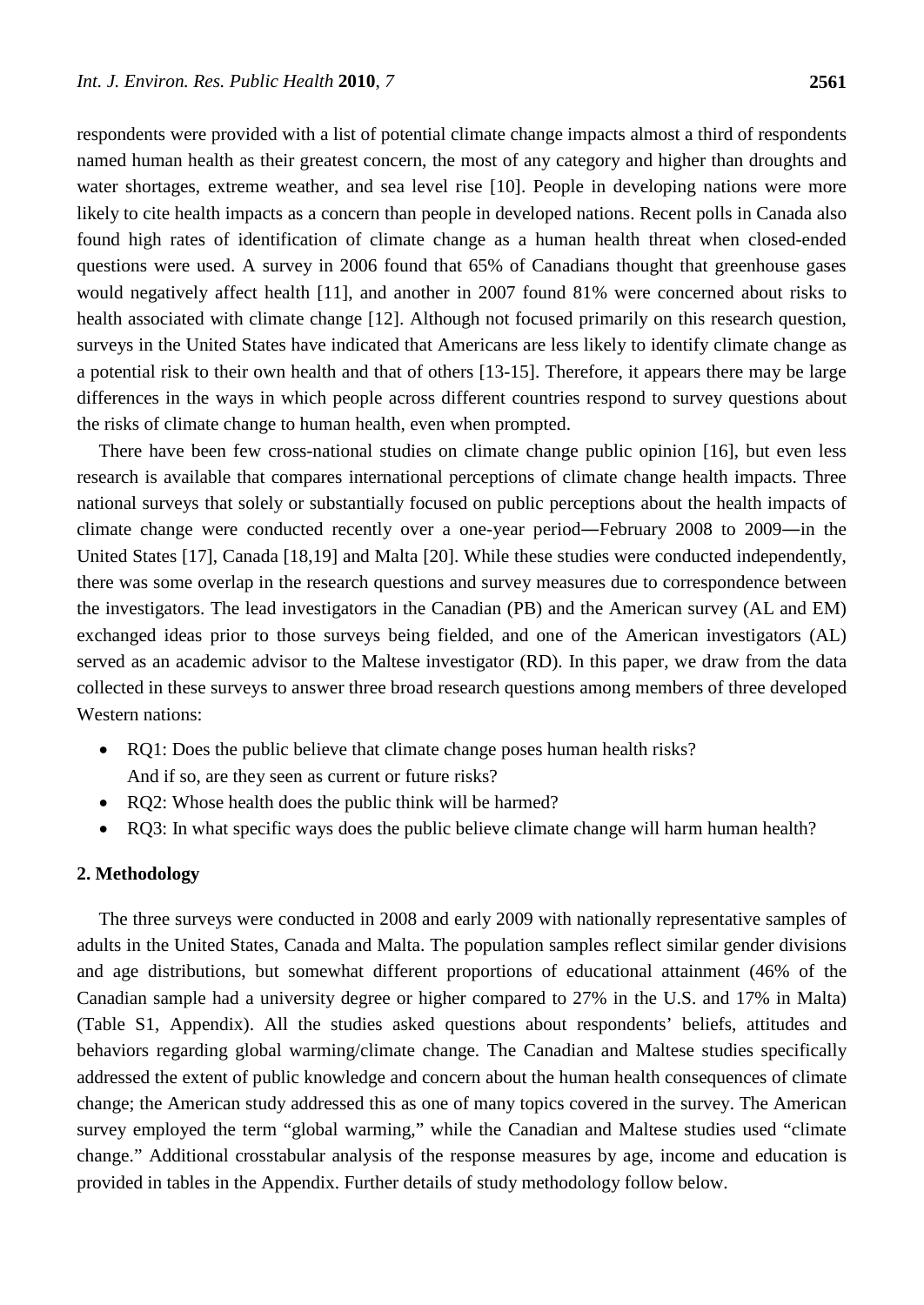respondents were provided with a list of potential climate change impacts almost a third of respondents named human health as their greatest concern, the most of any category and higher than droughts and water shortages, extreme weather, and sea level rise [10]. People in developing nations were more likely to cite health impacts as a concern than people in developed nations. Recent polls in Canada also found high rates of identification of climate change as a human health threat when closed-ended questions were used. A survey in 2006 found that 65% of Canadians thought that greenhouse gases would negatively affect health [11], and another in 2007 found 81% were concerned about risks to health associated with climate change [12]. Although not focused primarily on this research question, surveys in the United States have indicated that Americans are less likely to identify climate change as a potential risk to their own health and that of others [13-15]. Therefore, it appears there may be large differences in the ways in which people across different countries respond to survey questions about the risks of climate change to human health, even when prompted.

There have been few cross-national studies on climate change public opinion [16], but even less research is available that compares international perceptions of climate change health impacts. Three national surveys that solely or substantially focused on public perceptions about the health impacts of climate change were conducted recently over a one-year period—February 2008 to 2009—in the United States [17], Canada [18,19] and Malta [20]. While these studies were conducted independently, there was some overlap in the research questions and survey measures due to correspondence between the investigators. The lead investigators in the Canadian (PB) and the American survey (AL and EM) exchanged ideas prior to those surveys being fielded, and one of the American investigators (AL) served as an academic advisor to the Maltese investigator (RD). In this paper, we draw from the data collected in these surveys to answer three broad research questions among members of three developed Western nations:

- RQ1: Does the public believe that climate change poses human health risks? And if so, are they seen as current or future risks?
- RQ2: Whose health does the public think will be harmed?
- RQ3: In what specific ways does the public believe climate change will harm human health?

## 2. Methodology

The three surveys were conducted in 2008 and early 2009 with nationally representative samples of adults in the United States, Canada and Malta. The population samples reflect similar gender divisions and age distributions, but somewhat different proportions of educational attainment (46% of the Canadian sample had a university degree or higher compared to 27% in the U.S. and 17% in Malta) (Table S1, Appendix). All the studies asked questions about respondents' beliefs, attitudes and behaviors regarding global warming/climate change. The Canadian and Maltese studies specifically addressed the extent of public knowledge and concern about the human health consequences of climate change; the American study addressed this as one of many topics covered in the survey. The American survey employed the term "global warming," while the Canadian and Maltese studies used "climate change." Additional crosstabular analysis of the response measures by age, income and education is provided in tables in the Appendix. Further details of study methodology follow below.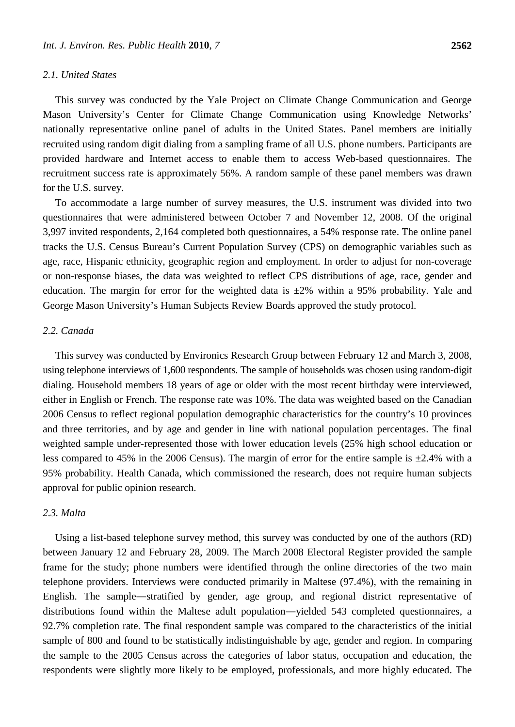### *2.1. United States*

This survey was conducted by the Yale Project on Climate Change Communication and George Mason University's Center for Climate Change Communication using Knowledge Networks' nationally representative online panel of adults in the United States. Panel members are initially recruited using random digit dialing from a sampling frame of all U.S. phone numbers. Participants are provided hardware and Internet access to enable them to access Web-based questionnaires. The recruitment success rate is approximately 56%. A random sample of these panel members was drawn for the U.S. survey.

To accommodate a large number of survey measures, the U.S. instrument was divided into two questionnaires that were administered between October 7 and November 12, 2008. Of the original 3,997 invited respondents, 2,164 completed both questionnaires, a 54% response rate. The online panel tracks the U.S. Census Bureau's Current Population Survey (CPS) on demographic variables such as age, race, Hispanic ethnicity, geographic region and employment. In order to adjust for non-coverage or non-response biases, the data was weighted to reflect CPS distributions of age, race, gender and education. The margin for error for the weighted data is ±2% within a 95% probability. Yale and George Mason University's Human Subjects Review Boards approved the study protocol.

### *2.2. Canada*

This survey was conducted by Environics Research Group between February 12 and March 3, 2008, using telephone interviews of 1,600 respondents. The sample of households was chosen using random-digit dialing. Household members 18 years of age or older with the most recent birthday were interviewed, either in English or French. The response rate was 10%. The data was weighted based on the Canadian 2006 Census to reflect regional population demographic characteristics for the country's 10 provinces and three territories, and by age and gender in line with national population percentages. The final weighted sample under-represented those with lower education levels (25% high school education or less compared to 45% in the 2006 Census). The margin of error for the entire sample is ±2.4% with a 95% probability. Health Canada, which commissioned the research, does not require human subjects approval for public opinion research.

### *2.3. Malta*

Using a list-based telephone survey method, this survey was conducted by one of the authors (RD) between January 12 and February 28, 2009. The March 2008 Electoral Register provided the sample frame for the study; phone numbers were identified through the online directories of the two main telephone providers. Interviews were conducted primarily in Maltese (97.4%), with the remaining in English. The sample―stratified by gender, age group, and regional district representative of distributions found within the Maltese adult population―yielded 543 completed questionnaires, a 92.7% completion rate. The final respondent sample was compared to the characteristics of the initial sample of 800 and found to be statistically indistinguishable by age, gender and region. In comparing the sample to the 2005 Census across the categories of labor status, occupation and education, the respondents were slightly more likely to be employed, professionals, and more highly educated. The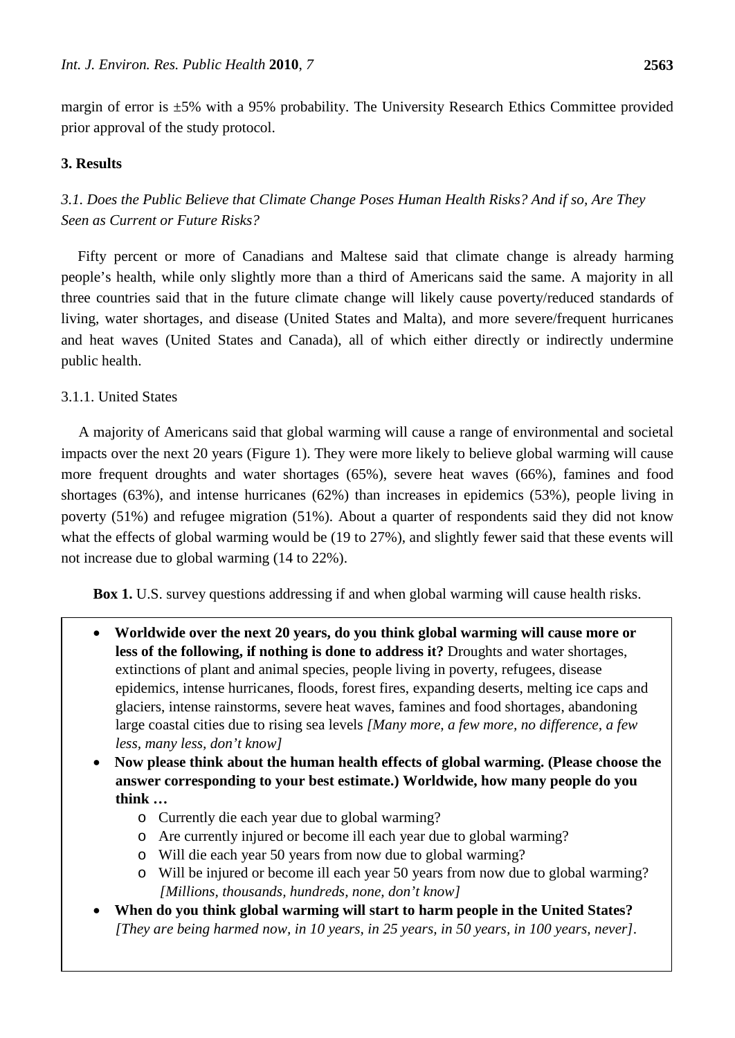margin of error is ±5% with a 95% probability. The University Research Ethics Committee provided prior approval of the study protocol.

## 3. Results

### *3.1. Does the Public Believe that Climate Change Poses Human Health Risks? And if so, Are They Seen as Current or Future Risks?*

Fifty percent or more of Canadians and Maltese said that climate change is already harming people's health, while only slightly more than a third of Americans said the same. A majority in all three countries said that in the future climate change will likely cause poverty/reduced standards of living, water shortages, and disease (United States and Malta), and more severe/frequent hurricanes and heat waves (United States and Canada), all of which either directly or indirectly undermine public health.

#### 3.1.1. United States

A majority of Americans said that global warming will cause a range of environmental and societal impacts over the next 20 years (Figure 1). They were more likely to believe global warming will cause more frequent droughts and water shortages (65%), severe heat waves (66%), famines and food shortages (63%), and intense hurricanes (62%) than increases in epidemics (53%), people living in poverty (51%) and refugee migration (51%). About a quarter of respondents said they did not know what the effects of global warming would be (19 to 27%), and slightly fewer said that these events will not increase due to global warming (14 to 22%).

**Box 1.** U.S. survey questions addressing if and when global warming will cause health risks.

- **Worldwide over the next 20 years, do you think global warming will cause more or less of the following, if nothing is done to address it?** Droughts and water shortages, extinctions of plant and animal species, people living in poverty, refugees, disease epidemics, intense hurricanes, floods, forest fires, expanding deserts, melting ice caps and glaciers, intense rainstorms, severe heat waves, famines and food shortages, abandoning large coastal cities due to rising sea levels *[Many more, a few more, no difference, a few less, many less, don't know]*
- **Now please think about the human health effects of global warming. (Please choose the answer corresponding to your best estimate.) Worldwide, how many people do you think …**
  - Currently die each year due to global warming?
  - Are currently injured or become ill each year due to global warming?
  - Will die each year 50 years from now due to global warming?
  - Will be injured or become ill each year 50 years from now due to global warming? *[Millions, thousands, hundreds, none, don't know]*
- **When do you think global warming will start to harm people in the United States?** *[They are being harmed now, in 10 years, in 25 years, in 50 years, in 100 years, never]*.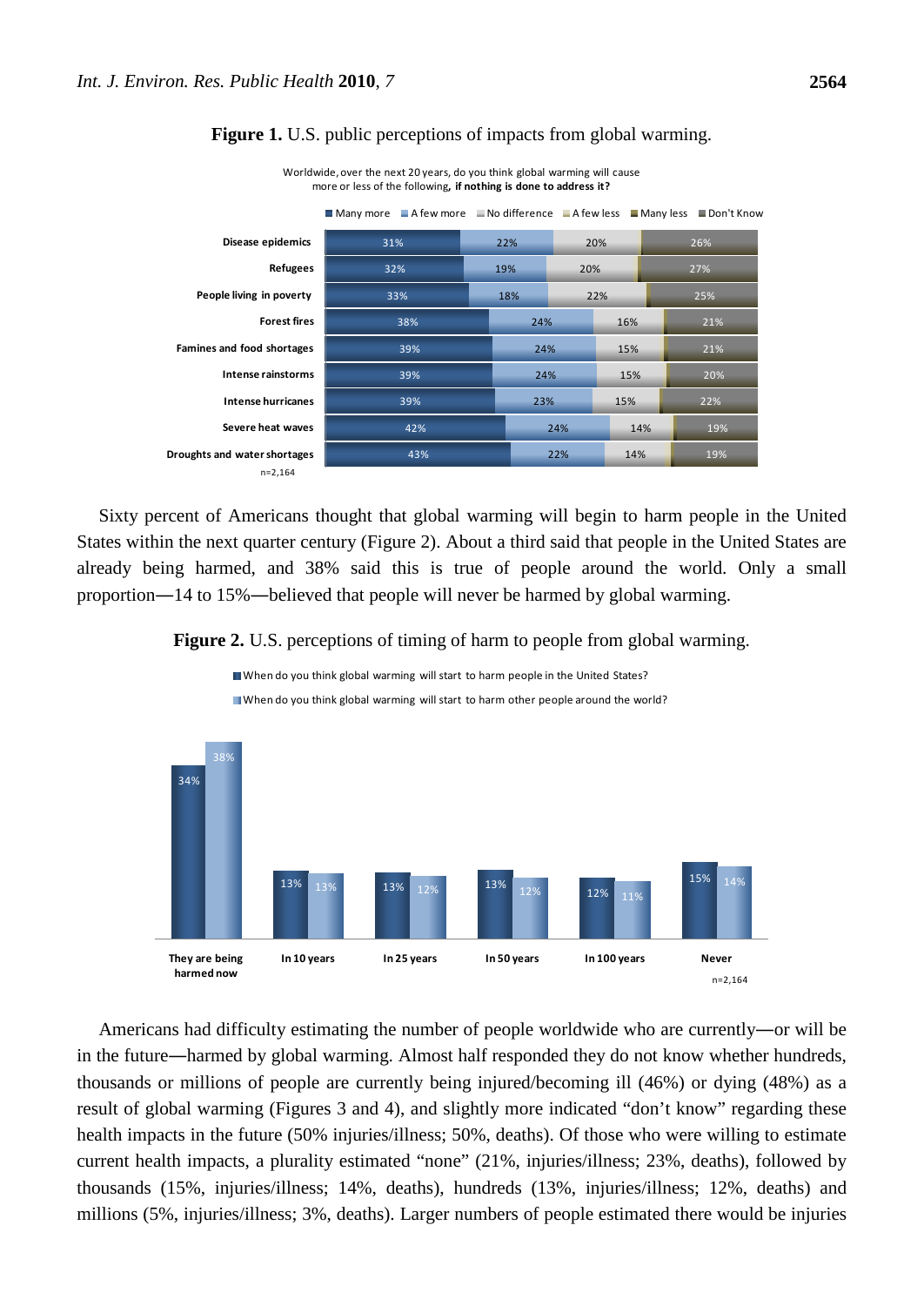**Figure 1.** U.S. public perceptions of impacts from global warming.

Worldwide, over the next 20 years, do you think global warming will cause more or less of the following, **if nothing is done to address it?**

| | Many more | A few more | No difference | A few less | Many less | Don't Know |
|---|---|---|---|---|---|---|
| Disease epidemics | 31% | 22% | 20% | | | 26% |
| Refugees | 32% | 19% | 20% | | | 27% |
| People living in poverty | 33% | 18% | 22% | | | 25% |
| Forest fires | 38% | 24% | 16% | | | 21% |
| Famines and food shortages | 39% | 24% | 15% | | | 21% |
| Intense rainstorms | 39% | 24% | 15% | | | 20% |
| Intense hurricanes | 39% | 23% | 15% | | | 22% |
| Severe heat waves | 42% | 24% | 14% | | | 19% |
| Droughts and water shortages | 43% | 22% | 14% | | | 19% |

n=2,164

Sixty percent of Americans thought that global warming will begin to harm people in the United States within the next quarter century (Figure 2). About a third said that people in the United States are already being harmed, and 38% said this is true of people around the world. Only a small proportion—14 to 15%—believed that people will never be harmed by global warming.

**Figure 2.** U.S. perceptions of timing of harm to people from global warming.

| | They are being harmed now | In 10 years | In 25 years | In 50 years | In 100 years | Never |
|---|---|---|---|---|---|---|
| When do you think global warming will start to harm people in the United States? | 34% | 13% | 13% | 13% | 12% | 15% |
| When do you think global warming will start to harm other people around the world? | 38% | 13% | 12% | 12% | 11% | 14% |

n=2,164

Americans had difficulty estimating the number of people worldwide who are currently—or will be in the future—harmed by global warming. Almost half responded they do not know whether hundreds, thousands or millions of people are currently being injured/becoming ill (46%) or dying (48%) as a result of global warming (Figures 3 and 4), and slightly more indicated "don't know" regarding these health impacts in the future (50% injuries/illness; 50%, deaths). Of those who were willing to estimate current health impacts, a plurality estimated "none" (21%, injuries/illness; 23%, deaths), followed by thousands (15%, injuries/illness; 14%, deaths), hundreds (13%, injuries/illness; 12%, deaths) and millions (5%, injuries/illness; 3%, deaths). Larger numbers of people estimated there would be injuries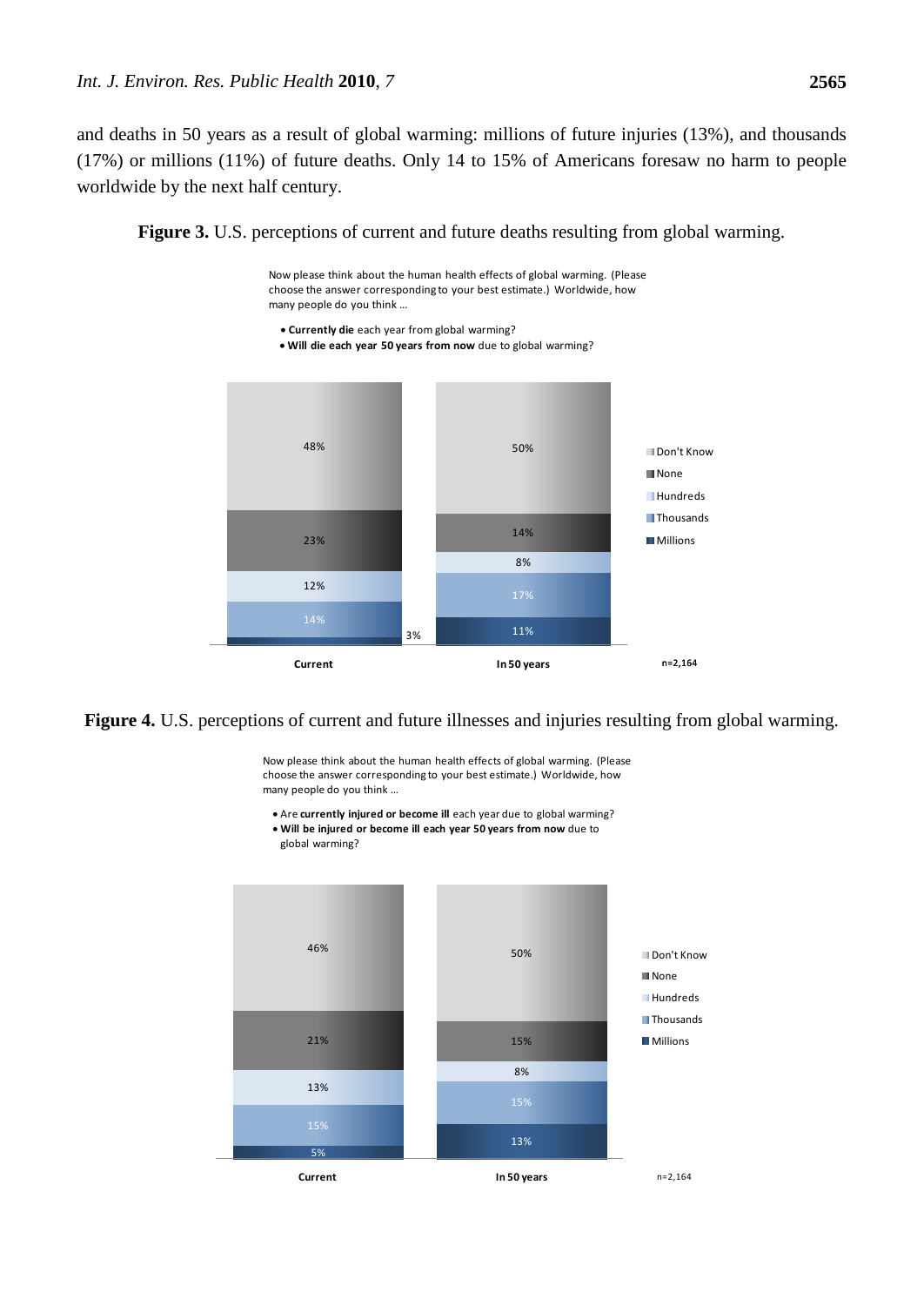and deaths in 50 years as a result of global warming: millions of future injuries (13%), and thousands (17%) or millions (11%) of future deaths. Only 14 to 15% of Americans foresaw no harm to people worldwide by the next half century.

**Figure 3.** U.S. perceptions of current and future deaths resulting from global warming.

Now please think about the human health effects of global warming. (Please choose the answer corresponding to your best estimate.) Worldwide, how many people do you think ...

- **Currently die** each year from global warming?
- **Will die each year 50 years from now** due to global warming?

| | Current | In 50 years |
|---|---|---|
| Don't Know | 48% | 50% |
| None | 23% | 14% |
| Hundreds | 12% | 8% |
| Thousands | 14% | 17% |
| Millions | 3% | 11% |

n=2,164

**Figure 4.** U.S. perceptions of current and future illnesses and injuries resulting from global warming.

Now please think about the human health effects of global warming. (Please choose the answer corresponding to your best estimate.) Worldwide, how many people do you think ...

- Are **currently injured or become ill** each year due to global warming?
- **Will be injured or become ill each year 50 years from now** due to global warming?

| | Current | In 50 years |
|---|---|---|
| Don't Know | 46% | 50% |
| None | 21% | 15% |
| Hundreds | 13% | 8% |
| Thousands | 15% | 15% |
| Millions | 5% | 13% |

n=2,164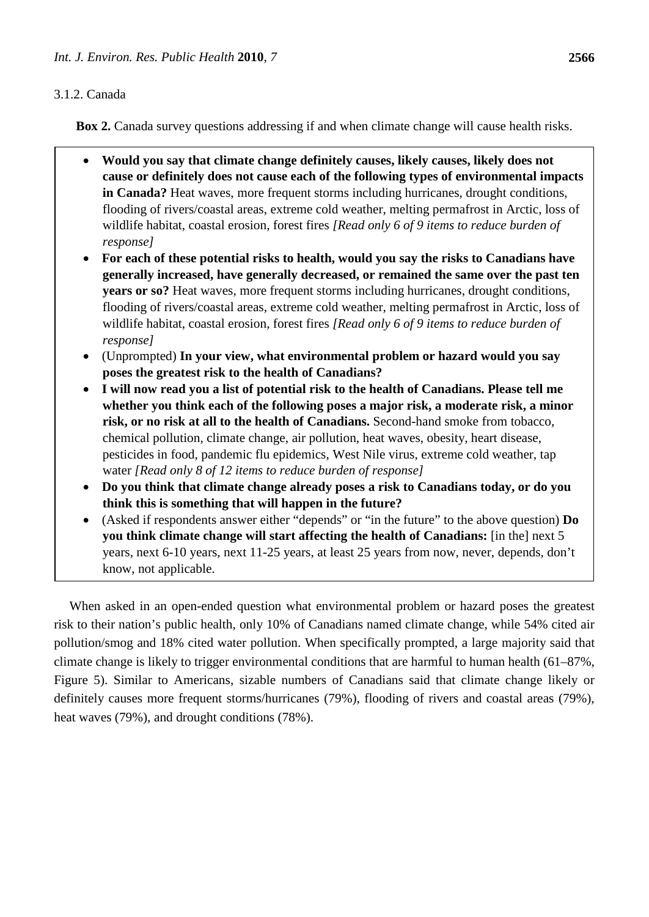#### 3.1.2. Canada

**Box 2.** Canada survey questions addressing if and when climate change will cause health risks.

- **Would you say that climate change definitely causes, likely causes, likely does not cause or definitely does not cause each of the following types of environmental impacts in Canada?** Heat waves, more frequent storms including hurricanes, drought conditions, flooding of rivers/coastal areas, extreme cold weather, melting permafrost in Arctic, loss of wildlife habitat, coastal erosion, forest fires *[Read only 6 of 9 items to reduce burden of response]*
- **For each of these potential risks to health, would you say the risks to Canadians have generally increased, have generally decreased, or remained the same over the past ten years or so?** Heat waves, more frequent storms including hurricanes, drought conditions, flooding of rivers/coastal areas, extreme cold weather, melting permafrost in Arctic, loss of wildlife habitat, coastal erosion, forest fires *[Read only 6 of 9 items to reduce burden of response]*
- (Unprompted) **In your view, what environmental problem or hazard would you say poses the greatest risk to the health of Canadians?**
- **I will now read you a list of potential risk to the health of Canadians. Please tell me whether you think each of the following poses a major risk, a moderate risk, a minor risk, or no risk at all to the health of Canadians.** Second-hand smoke from tobacco, chemical pollution, climate change, air pollution, heat waves, obesity, heart disease, pesticides in food, pandemic flu epidemics, West Nile virus, extreme cold weather, tap water *[Read only 8 of 12 items to reduce burden of response]*
- **Do you think that climate change already poses a risk to Canadians today, or do you think this is something that will happen in the future?**
- (Asked if respondents answer either "depends" or "in the future" to the above question) **Do you think climate change will start affecting the health of Canadians:** [in the] next 5 years, next 6-10 years, next 11-25 years, at least 25 years from now, never, depends, don't know, not applicable.

When asked in an open-ended question what environmental problem or hazard poses the greatest risk to their nation's public health, only 10% of Canadians named climate change, while 54% cited air pollution/smog and 18% cited water pollution. When specifically prompted, a large majority said that climate change is likely to trigger environmental conditions that are harmful to human health (61–87%, Figure 5). Similar to Americans, sizable numbers of Canadians said that climate change likely or definitely causes more frequent storms/hurricanes (79%), flooding of rivers and coastal areas (79%), heat waves (79%), and drought conditions (78%).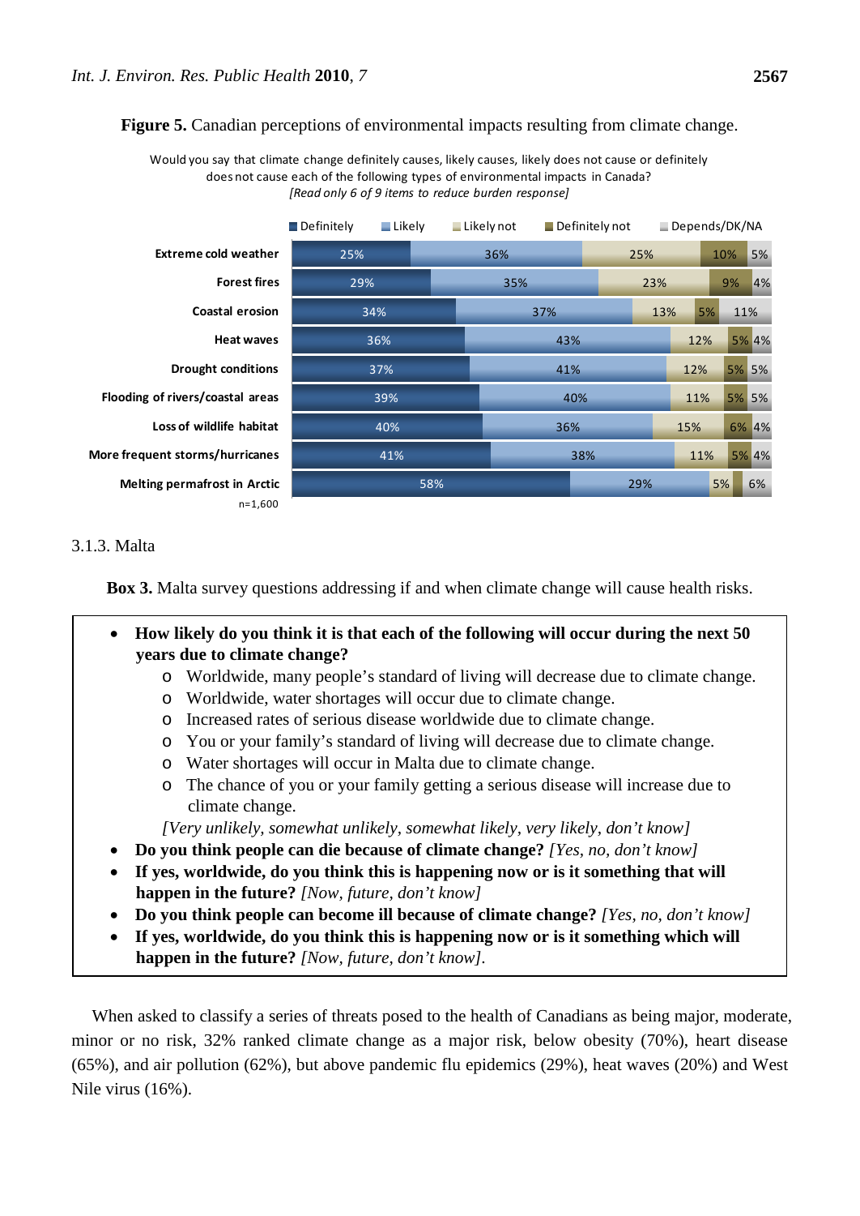**Figure 5.** Canadian perceptions of environmental impacts resulting from climate change.

Would you say that climate change definitely causes, likely causes, likely does not cause or definitely does not cause each of the following types of environmental impacts in Canada?
*[Read only 6 of 9 items to reduce burden response]*

| | Definitely | Likely | Likely not | Definitely not | Depends/DK/NA |
|---|---|---|---|---|---|
| Extreme cold weather | 25% | 36% | 25% | 10% | 5% |
| Forest fires | 29% | 35% | 23% | 9% | 4% |
| Coastal erosion | 34% | 37% | 13% | 5% | 11% |
| Heat waves | 36% | 43% | 12% | 5% | 4% |
| Drought conditions | 37% | 41% | 12% | 5% | 5% |
| Flooding of rivers/coastal areas | 39% | 40% | 11% | 5% | 5% |
| Loss of wildlife habitat | 40% | 36% | 15% | 6% | 4% |
| More frequent storms/hurricanes | 41% | 38% | 11% | 5% | 4% |
| Melting permafrost in Arctic | 58% | 29% | 5% | | 6% |

n=1,600

### 3.1.3. Malta

**Box 3.** Malta survey questions addressing if and when climate change will cause health risks.

- **How likely do you think it is that each of the following will occur during the next 50 years due to climate change?**
  - Worldwide, many people's standard of living will decrease due to climate change.
  - Worldwide, water shortages will occur due to climate change.
  - Increased rates of serious disease worldwide due to climate change.
  - You or your family's standard of living will decrease due to climate change.
  - Water shortages will occur in Malta due to climate change.
  - The chance of you or your family getting a serious disease will increase due to climate change.

  *[Very unlikely, somewhat unlikely, somewhat likely, very likely, don't know]*
- **Do you think people can die because of climate change?** *[Yes, no, don't know]*
- **If yes, worldwide, do you think this is happening now or is it something that will happen in the future?** *[Now, future, don't know]*
- **Do you think people can become ill because of climate change?** *[Yes, no, don't know]*
- **If yes, worldwide, do you think this is happening now or is it something which will happen in the future?** *[Now, future, don't know]*.

When asked to classify a series of threats posed to the health of Canadians as being major, moderate, minor or no risk, 32% ranked climate change as a major risk, below obesity (70%), heart disease (65%), and air pollution (62%), but above pandemic flu epidemics (29%), heat waves (20%) and West Nile virus (16%).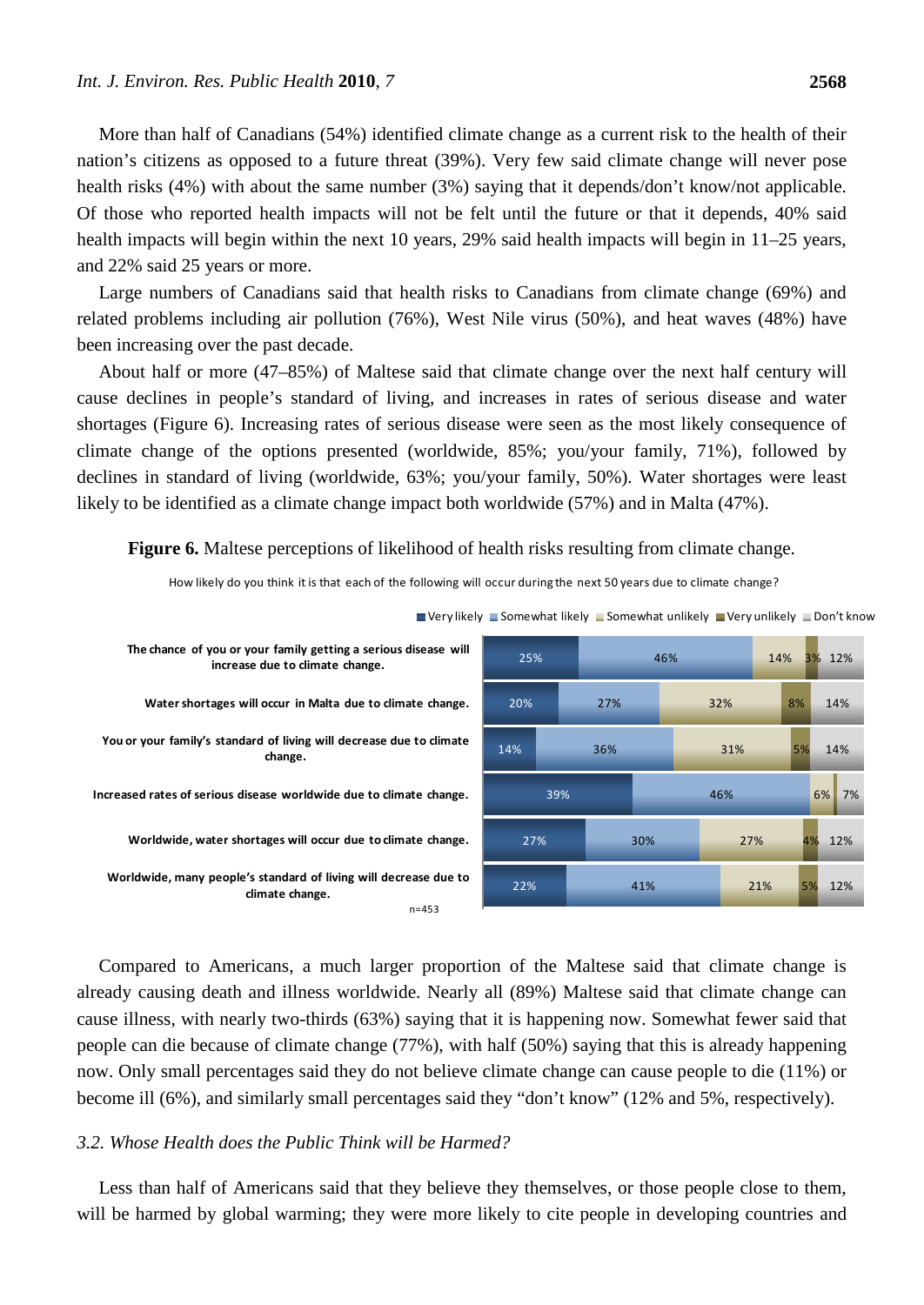More than half of Canadians (54%) identified climate change as a current risk to the health of their nation's citizens as opposed to a future threat (39%). Very few said climate change will never pose health risks (4%) with about the same number (3%) saying that it depends/don't know/not applicable. Of those who reported health impacts will not be felt until the future or that it depends, 40% said health impacts will begin within the next 10 years, 29% said health impacts will begin in 11–25 years, and 22% said 25 years or more.

Large numbers of Canadians said that health risks to Canadians from climate change (69%) and related problems including air pollution (76%), West Nile virus (50%), and heat waves (48%) have been increasing over the past decade.

About half or more (47–85%) of Maltese said that climate change over the next half century will cause declines in people's standard of living, and increases in rates of serious disease and water shortages (Figure 6). Increasing rates of serious disease were seen as the most likely consequence of climate change of the options presented (worldwide, 85%; you/your family, 71%), followed by declines in standard of living (worldwide, 63%; you/your family, 50%). Water shortages were least likely to be identified as a climate change impact both worldwide (57%) and in Malta (47%).

**Figure 6.** Maltese perceptions of likelihood of health risks resulting from climate change.

How likely do you think it is that each of the following will occur during the next 50 years due to climate change?

| | Very likely | Somewhat likely | Somewhat unlikely | Very unlikely | Don't know |
|---|---|---|---|---|---|
| The chance of you or your family getting a serious disease will increase due to climate change. | 25% | 46% | 14% | 3% | 12% |
| Water shortages will occur in Malta due to climate change. | 20% | 27% | 32% | 8% | 14% |
| You or your family's standard of living will decrease due to climate change. | 14% | 36% | 31% | 5% | 14% |
| Increased rates of serious disease worldwide due to climate change. | 39% | 46% | 6% | | 7% |
| Worldwide, water shortages will occur due to climate change. | 27% | 30% | 27% | 4% | 12% |
| Worldwide, many people's standard of living will decrease due to climate change. | 22% | 41% | 21% | 5% | 12% |

n=453

Compared to Americans, a much larger proportion of the Maltese said that climate change is already causing death and illness worldwide. Nearly all (89%) Maltese said that climate change can cause illness, with nearly two-thirds (63%) saying that it is happening now. Somewhat fewer said that people can die because of climate change (77%), with half (50%) saying that this is already happening now. Only small percentages said they do not believe climate change can cause people to die (11%) or become ill (6%), and similarly small percentages said they "don't know" (12% and 5%, respectively).

### *3.2. Whose Health does the Public Think will be Harmed?*

Less than half of Americans said that they believe they themselves, or those people close to them, will be harmed by global warming; they were more likely to cite people in developing countries and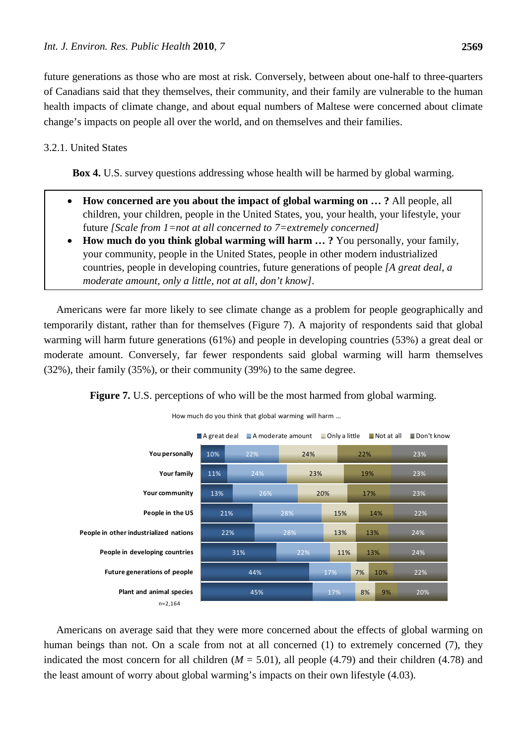future generations as those who are most at risk. Conversely, between about one-half to three-quarters of Canadians said that they themselves, their community, and their family are vulnerable to the human health impacts of climate change, and about equal numbers of Maltese were concerned about climate change's impacts on people all over the world, and on themselves and their families.

### 3.2.1. United States

**Box 4.** U.S. survey questions addressing whose health will be harmed by global warming.

- **How concerned are you about the impact of global warming on … ?** All people, all children, your children, people in the United States, you, your health, your lifestyle, your future *[Scale from 1=not at all concerned to 7=extremely concerned]*
- **How much do you think global warming will harm … ?** You personally, your family, your community, people in the United States, people in other modern industrialized countries, people in developing countries, future generations of people *[A great deal, a moderate amount, only a little, not at all, don't know]*.

Americans were far more likely to see climate change as a problem for people geographically and temporarily distant, rather than for themselves (Figure 7). A majority of respondents said that global warming will harm future generations (61%) and people in developing countries (53%) a great deal or moderate amount. Conversely, far fewer respondents said global warming will harm themselves (32%), their family (35%), or their community (39%) to the same degree.

**Figure 7.** U.S. perceptions of who will be the most harmed from global warming.

How much do you think that global warming will harm …

| | A great deal | A moderate amount | Only a little | Not at all | Don't know |
|---|---|---|---|---|---|
| You personally | 10% | 22% | 24% | 22% | 23% |
| Your family | 11% | 24% | 23% | 19% | 23% |
| Your community | 13% | 26% | 20% | 17% | 23% |
| People in the US | 21% | 28% | 15% | 14% | 22% |
| People in other industrialized nations | 22% | 28% | 13% | 13% | 24% |
| People in developing countries | 31% | 22% | 11% | 13% | 24% |
| Future generations of people | 44% | 17% | 7% | 10% | 22% |
| Plant and animal species | 45% | 17% | 8% | 9% | 20% |

n=2,164

Americans on average said that they were more concerned about the effects of global warming on human beings than not. On a scale from not at all concerned (1) to extremely concerned (7), they indicated the most concern for all children ($M$ = 5.01), all people (4.79) and their children (4.78) and the least amount of worry about global warming's impacts on their own lifestyle (4.03).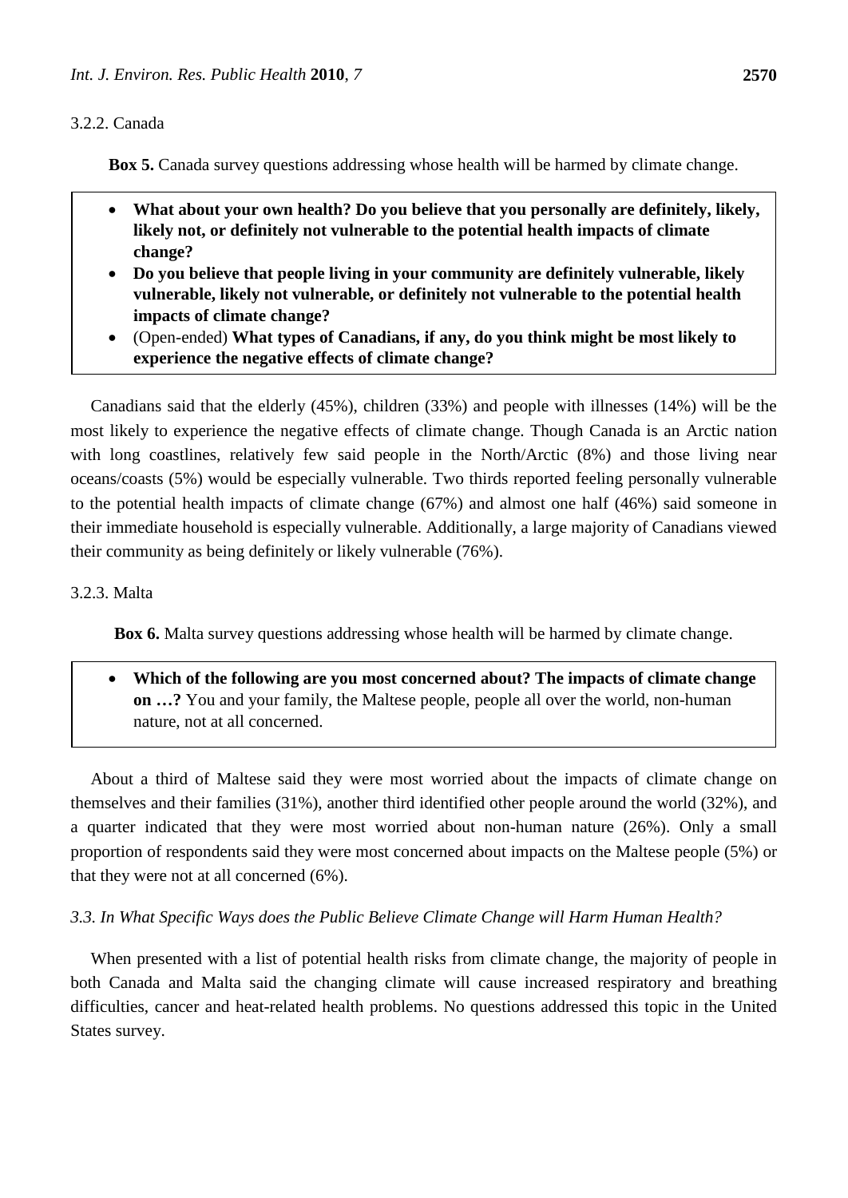#### 3.2.2. Canada

**Box 5.** Canada survey questions addressing whose health will be harmed by climate change.

- **What about your own health? Do you believe that you personally are definitely, likely, likely not, or definitely not vulnerable to the potential health impacts of climate change?**
- **Do you believe that people living in your community are definitely vulnerable, likely vulnerable, likely not vulnerable, or definitely not vulnerable to the potential health impacts of climate change?**
- (Open-ended) **What types of Canadians, if any, do you think might be most likely to experience the negative effects of climate change?**

Canadians said that the elderly (45%), children (33%) and people with illnesses (14%) will be the most likely to experience the negative effects of climate change. Though Canada is an Arctic nation with long coastlines, relatively few said people in the North/Arctic (8%) and those living near oceans/coasts (5%) would be especially vulnerable. Two thirds reported feeling personally vulnerable to the potential health impacts of climate change (67%) and almost one half (46%) said someone in their immediate household is especially vulnerable. Additionally, a large majority of Canadians viewed their community as being definitely or likely vulnerable (76%).

#### 3.2.3. Malta

**Box 6.** Malta survey questions addressing whose health will be harmed by climate change.

- **Which of the following are you most concerned about? The impacts of climate change on …?** You and your family, the Maltese people, people all over the world, non-human nature, not at all concerned.

About a third of Maltese said they were most worried about the impacts of climate change on themselves and their families (31%), another third identified other people around the world (32%), and a quarter indicated that they were most worried about non-human nature (26%). Only a small proportion of respondents said they were most concerned about impacts on the Maltese people (5%) or that they were not at all concerned (6%).

### *3.3. In What Specific Ways does the Public Believe Climate Change will Harm Human Health?*

When presented with a list of potential health risks from climate change, the majority of people in both Canada and Malta said the changing climate will cause increased respiratory and breathing difficulties, cancer and heat-related health problems. No questions addressed this topic in the United States survey.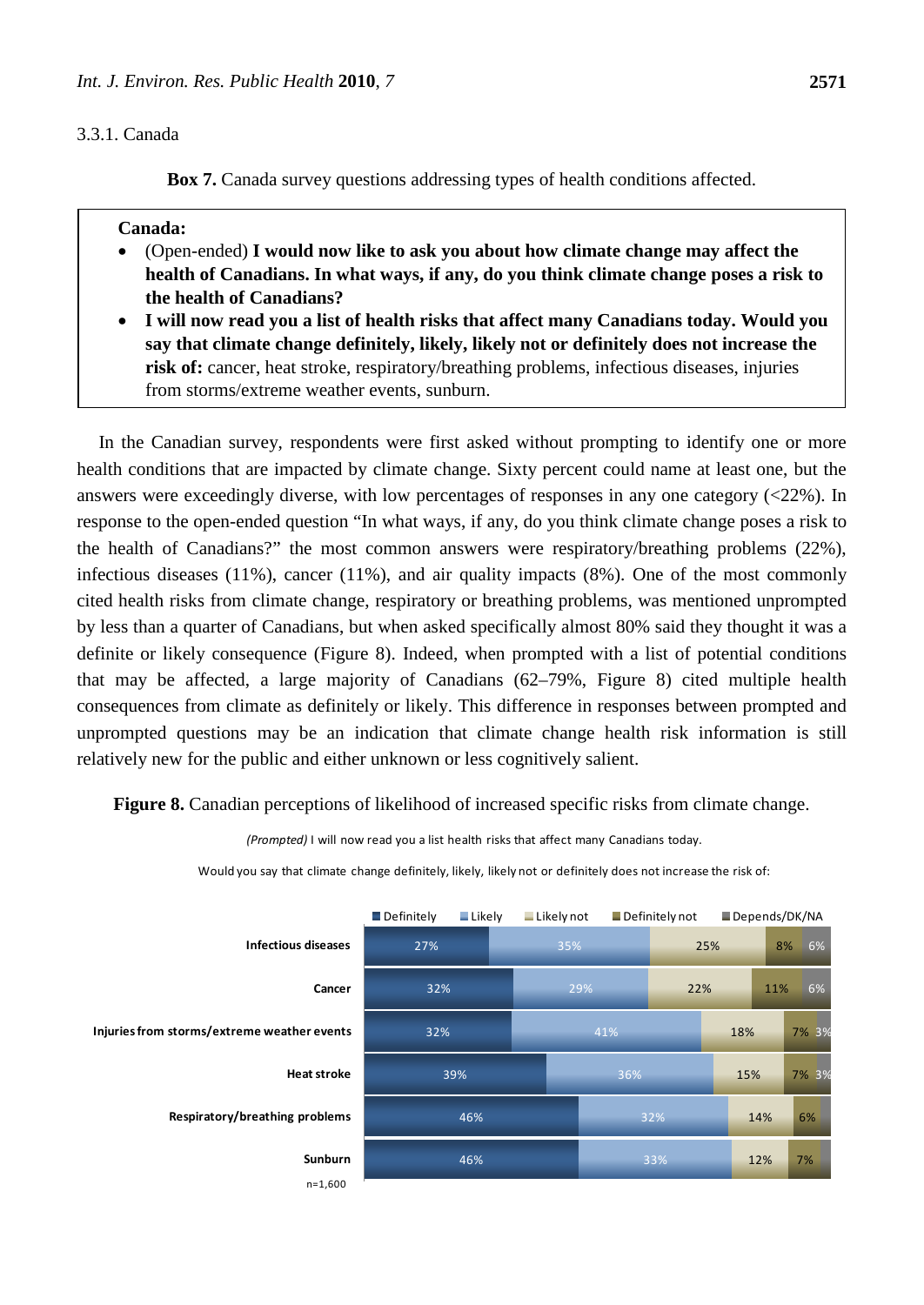### 3.3.1. Canada

**Box 7.** Canada survey questions addressing types of health conditions affected.

> **Canada:**
> - (Open-ended) **I would now like to ask you about how climate change may affect the health of Canadians. In what ways, if any, do you think climate change poses a risk to the health of Canadians?**
> - **I will now read you a list of health risks that affect many Canadians today. Would you say that climate change definitely, likely, likely not or definitely does not increase the risk of:** cancer, heat stroke, respiratory/breathing problems, infectious diseases, injuries from storms/extreme weather events, sunburn.

In the Canadian survey, respondents were first asked without prompting to identify one or more health conditions that are impacted by climate change. Sixty percent could name at least one, but the answers were exceedingly diverse, with low percentages of responses in any one category (<22%). In response to the open-ended question "In what ways, if any, do you think climate change poses a risk to the health of Canadians?" the most common answers were respiratory/breathing problems (22%), infectious diseases (11%), cancer (11%), and air quality impacts (8%). One of the most commonly cited health risks from climate change, respiratory or breathing problems, was mentioned unprompted by less than a quarter of Canadians, but when asked specifically almost 80% said they thought it was a definite or likely consequence (Figure 8). Indeed, when prompted with a list of potential conditions that may be affected, a large majority of Canadians (62–79%, Figure 8) cited multiple health consequences from climate as definitely or likely. This difference in responses between prompted and unprompted questions may be an indication that climate change health risk information is still relatively new for the public and either unknown or less cognitively salient.

**Figure 8.** Canadian perceptions of likelihood of increased specific risks from climate change.

*(Prompted)* I will now read you a list health risks that affect many Canadians today.

Would you say that climate change definitely, likely, likely not or definitely does not increase the risk of:

| | Definitely | Likely | Likely not | Definitely not | Depends/DK/NA |
|---|---|---|---|---|---|
| Infectious diseases | 27% | 35% | 25% | 8% | 6% |
| Cancer | 32% | 29% | 22% | 11% | 6% |
| Injuries from storms/extreme weather events | 32% | 41% | 18% | 7% | 3% |
| Heat stroke | 39% | 36% | 15% | 7% | 3% |
| Respiratory/breathing problems | 46% | 32% | 14% | 6% | |
| Sunburn | 46% | 33% | 12% | 7% | |

n=1,600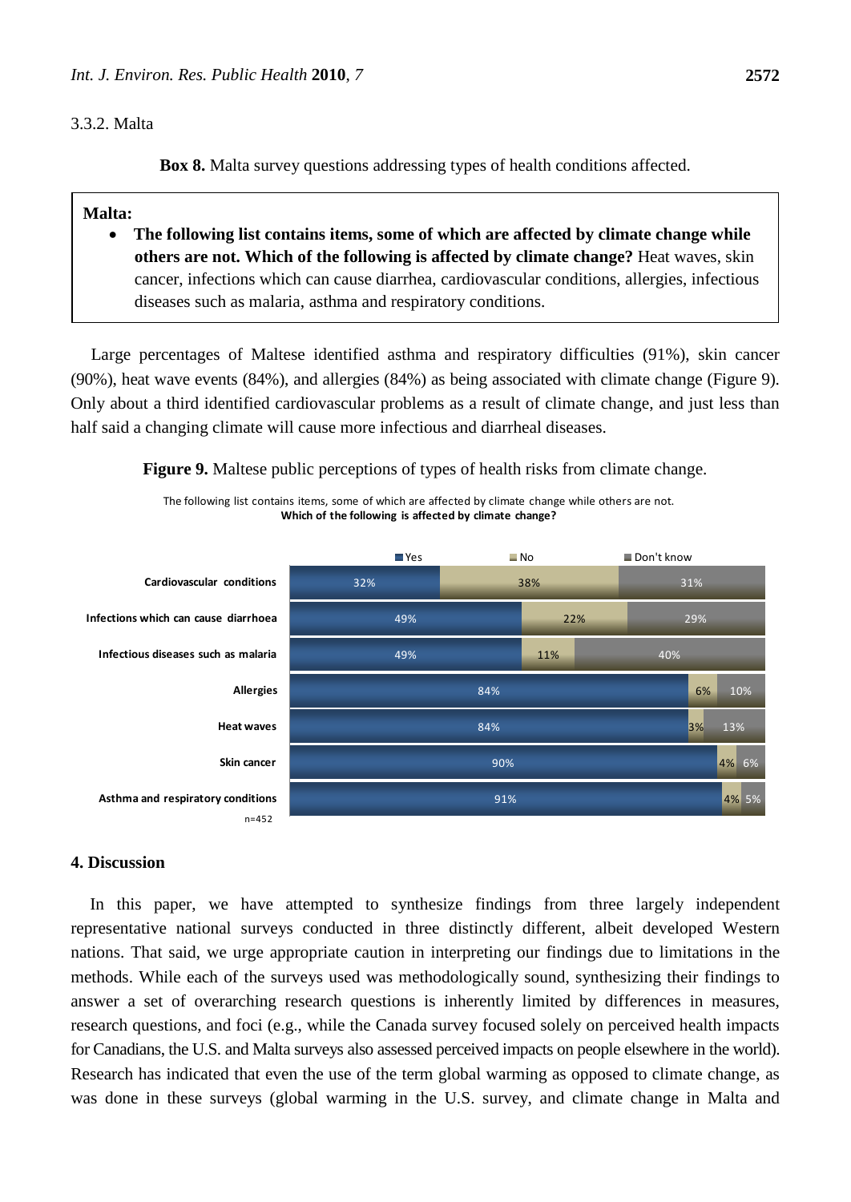### 3.3.2. Malta

**Box 8.** Malta survey questions addressing types of health conditions affected.

> **Malta:**
> - **The following list contains items, some of which are affected by climate change while others are not. Which of the following is affected by climate change?** Heat waves, skin cancer, infections which can cause diarrhea, cardiovascular conditions, allergies, infectious diseases such as malaria, asthma and respiratory conditions.

Large percentages of Maltese identified asthma and respiratory difficulties (91%), skin cancer (90%), heat wave events (84%), and allergies (84%) as being associated with climate change (Figure 9). Only about a third identified cardiovascular problems as a result of climate change, and just less than half said a changing climate will cause more infectious and diarrheal diseases.

**Figure 9.** Maltese public perceptions of types of health risks from climate change.

The following list contains items, some of which are affected by climate change while others are not.
**Which of the following is affected by climate change?**

| | Yes | No | Don't know |
|---|---|---|---|
| Cardiovascular conditions | 32% | 38% | 31% |
| Infections which can cause diarrhoea | 49% | 22% | 29% |
| Infectious diseases such as malaria | 49% | 11% | 40% |
| Allergies | 84% | 6% | 10% |
| Heat waves | 84% | 3% | 13% |
| Skin cancer | 90% | 4% | 6% |
| Asthma and respiratory conditions | 91% | 4% | 5% |

n=452

## 4. Discussion

In this paper, we have attempted to synthesize findings from three largely independent representative national surveys conducted in three distinctly different, albeit developed Western nations. That said, we urge appropriate caution in interpreting our findings due to limitations in the methods. While each of the surveys used was methodologically sound, synthesizing their findings to answer a set of overarching research questions is inherently limited by differences in measures, research questions, and foci (e.g., while the Canada survey focused solely on perceived health impacts for Canadians, the U.S. and Malta surveys also assessed perceived impacts on people elsewhere in the world). Research has indicated that even the use of the term global warming as opposed to climate change, as was done in these surveys (global warming in the U.S. survey, and climate change in Malta and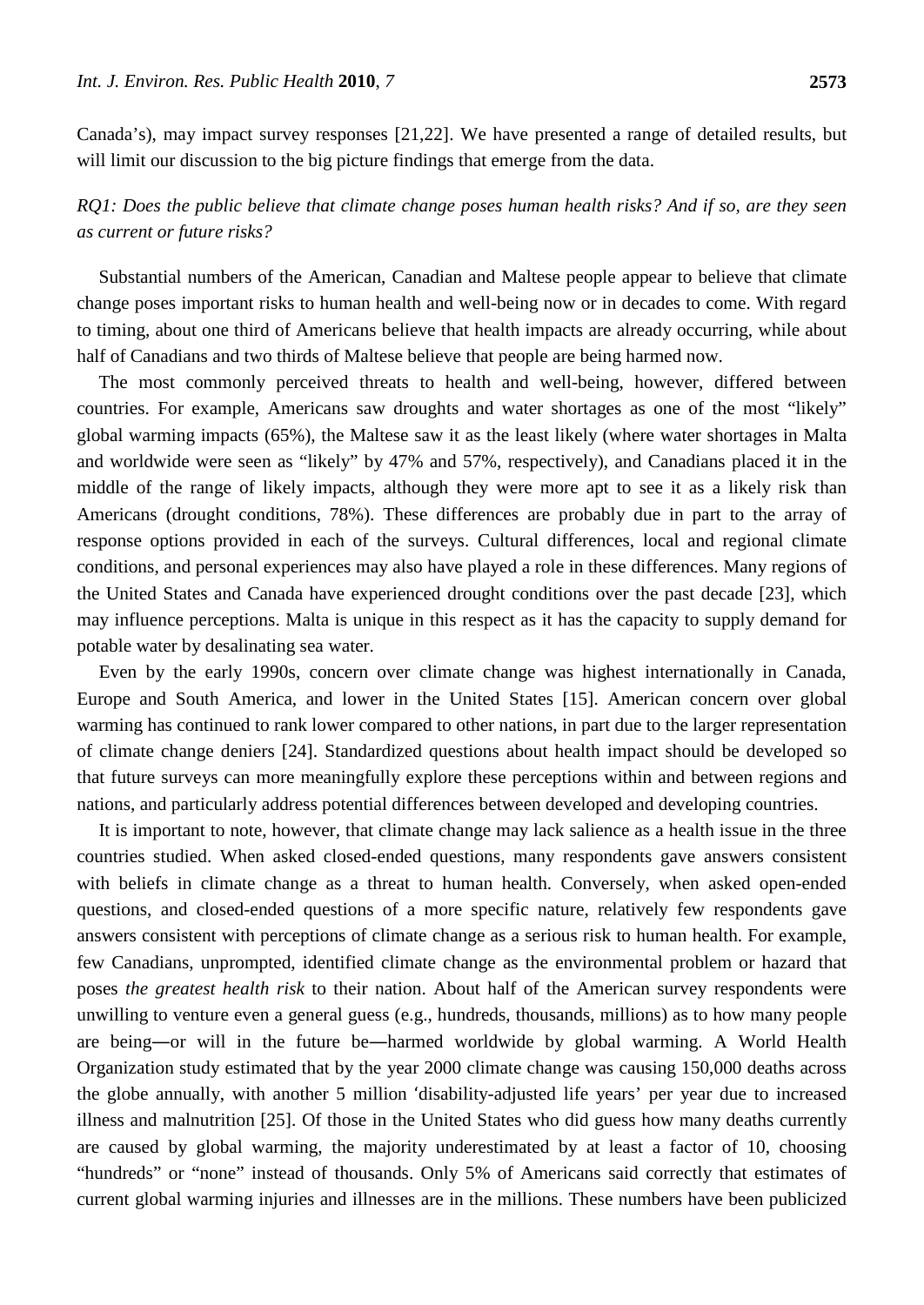Canada's), may impact survey responses [21,22]. We have presented a range of detailed results, but will limit our discussion to the big picture findings that emerge from the data.

*RQ1: Does the public believe that climate change poses human health risks? And if so, are they seen as current or future risks?*

Substantial numbers of the American, Canadian and Maltese people appear to believe that climate change poses important risks to human health and well-being now or in decades to come. With regard to timing, about one third of Americans believe that health impacts are already occurring, while about half of Canadians and two thirds of Maltese believe that people are being harmed now.

The most commonly perceived threats to health and well-being, however, differed between countries. For example, Americans saw droughts and water shortages as one of the most "likely" global warming impacts (65%), the Maltese saw it as the least likely (where water shortages in Malta and worldwide were seen as "likely" by 47% and 57%, respectively), and Canadians placed it in the middle of the range of likely impacts, although they were more apt to see it as a likely risk than Americans (drought conditions, 78%). These differences are probably due in part to the array of response options provided in each of the surveys. Cultural differences, local and regional climate conditions, and personal experiences may also have played a role in these differences. Many regions of the United States and Canada have experienced drought conditions over the past decade [23], which may influence perceptions. Malta is unique in this respect as it has the capacity to supply demand for potable water by desalinating sea water.

Even by the early 1990s, concern over climate change was highest internationally in Canada, Europe and South America, and lower in the United States [15]. American concern over global warming has continued to rank lower compared to other nations, in part due to the larger representation of climate change deniers [24]. Standardized questions about health impact should be developed so that future surveys can more meaningfully explore these perceptions within and between regions and nations, and particularly address potential differences between developed and developing countries.

It is important to note, however, that climate change may lack salience as a health issue in the three countries studied. When asked closed-ended questions, many respondents gave answers consistent with beliefs in climate change as a threat to human health. Conversely, when asked open-ended questions, and closed-ended questions of a more specific nature, relatively few respondents gave answers consistent with perceptions of climate change as a serious risk to human health. For example, few Canadians, unprompted, identified climate change as the environmental problem or hazard that poses *the greatest health risk* to their nation. About half of the American survey respondents were unwilling to venture even a general guess (e.g., hundreds, thousands, millions) as to how many people are being—or will in the future be—harmed worldwide by global warming. A World Health Organization study estimated that by the year 2000 climate change was causing 150,000 deaths across the globe annually, with another 5 million 'disability-adjusted life years' per year due to increased illness and malnutrition [25]. Of those in the United States who did guess how many deaths currently are caused by global warming, the majority underestimated by at least a factor of 10, choosing "hundreds" or "none" instead of thousands. Only 5% of Americans said correctly that estimates of current global warming injuries and illnesses are in the millions. These numbers have been publicized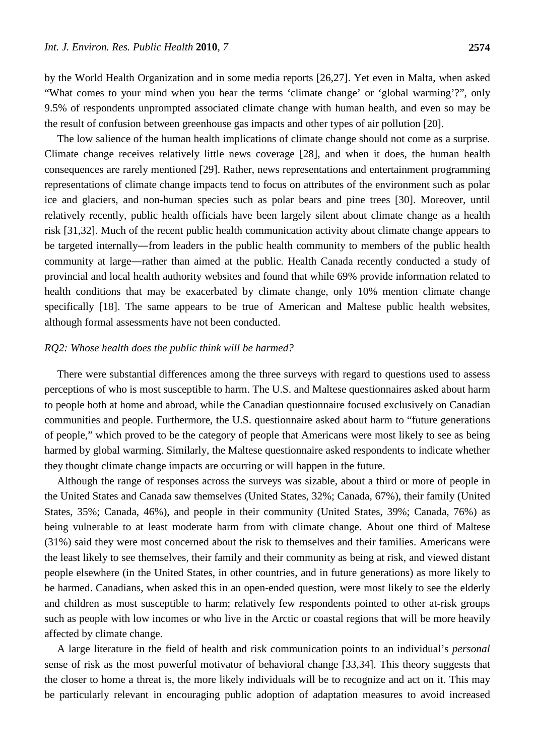by the World Health Organization and in some media reports [26,27]. Yet even in Malta, when asked "What comes to your mind when you hear the terms 'climate change' or 'global warming'?", only 9.5% of respondents unprompted associated climate change with human health, and even so may be the result of confusion between greenhouse gas impacts and other types of air pollution [20].

The low salience of the human health implications of climate change should not come as a surprise. Climate change receives relatively little news coverage [28], and when it does, the human health consequences are rarely mentioned [29]. Rather, news representations and entertainment programming representations of climate change impacts tend to focus on attributes of the environment such as polar ice and glaciers, and non-human species such as polar bears and pine trees [30]. Moreover, until relatively recently, public health officials have been largely silent about climate change as a health risk [31,32]. Much of the recent public health communication activity about climate change appears to be targeted internally—from leaders in the public health community to members of the public health community at large—rather than aimed at the public. Health Canada recently conducted a study of provincial and local health authority websites and found that while 69% provide information related to health conditions that may be exacerbated by climate change, only 10% mention climate change specifically [18]. The same appears to be true of American and Maltese public health websites, although formal assessments have not been conducted.

*RQ2: Whose health does the public think will be harmed?*

There were substantial differences among the three surveys with regard to questions used to assess perceptions of who is most susceptible to harm. The U.S. and Maltese questionnaires asked about harm to people both at home and abroad, while the Canadian questionnaire focused exclusively on Canadian communities and people. Furthermore, the U.S. questionnaire asked about harm to "future generations of people," which proved to be the category of people that Americans were most likely to see as being harmed by global warming. Similarly, the Maltese questionnaire asked respondents to indicate whether they thought climate change impacts are occurring or will happen in the future.

Although the range of responses across the surveys was sizable, about a third or more of people in the United States and Canada saw themselves (United States, 32%; Canada, 67%), their family (United States, 35%; Canada, 46%), and people in their community (United States, 39%; Canada, 76%) as being vulnerable to at least moderate harm from with climate change. About one third of Maltese (31%) said they were most concerned about the risk to themselves and their families. Americans were the least likely to see themselves, their family and their community as being at risk, and viewed distant people elsewhere (in the United States, in other countries, and in future generations) as more likely to be harmed. Canadians, when asked this in an open-ended question, were most likely to see the elderly and children as most susceptible to harm; relatively few respondents pointed to other at-risk groups such as people with low incomes or who live in the Arctic or coastal regions that will be more heavily affected by climate change.

A large literature in the field of health and risk communication points to an individual's *personal* sense of risk as the most powerful motivator of behavioral change [33,34]. This theory suggests that the closer to home a threat is, the more likely individuals will be to recognize and act on it. This may be particularly relevant in encouraging public adoption of adaptation measures to avoid increased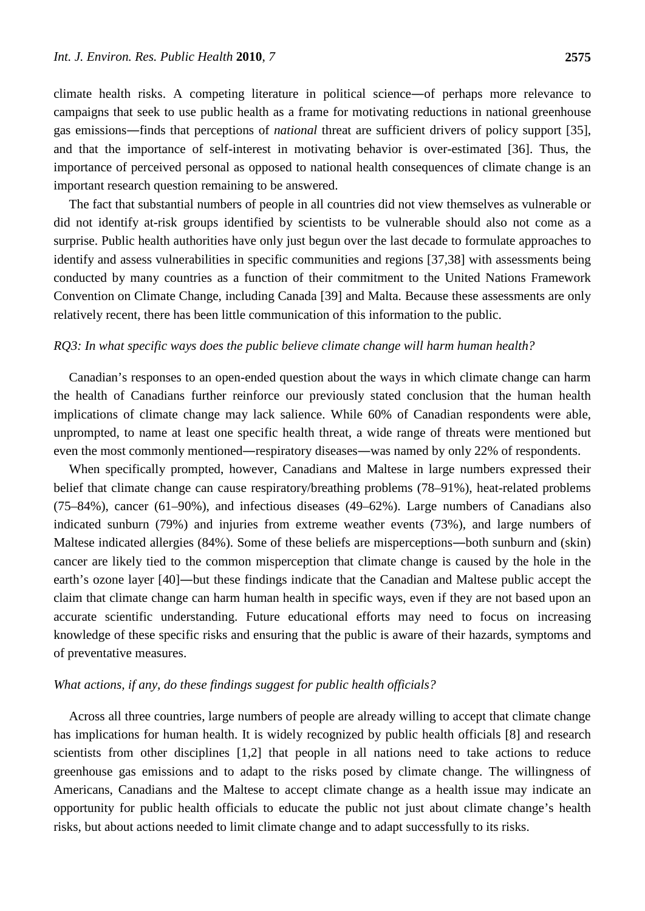climate health risks. A competing literature in political science—of perhaps more relevance to campaigns that seek to use public health as a frame for motivating reductions in national greenhouse gas emissions—finds that perceptions of *national* threat are sufficient drivers of policy support [35], and that the importance of self-interest in motivating behavior is over-estimated [36]. Thus, the importance of perceived personal as opposed to national health consequences of climate change is an important research question remaining to be answered.

The fact that substantial numbers of people in all countries did not view themselves as vulnerable or did not identify at-risk groups identified by scientists to be vulnerable should also not come as a surprise. Public health authorities have only just begun over the last decade to formulate approaches to identify and assess vulnerabilities in specific communities and regions [37,38] with assessments being conducted by many countries as a function of their commitment to the United Nations Framework Convention on Climate Change, including Canada [39] and Malta. Because these assessments are only relatively recent, there has been little communication of this information to the public.

*RQ3: In what specific ways does the public believe climate change will harm human health?*

Canadian's responses to an open-ended question about the ways in which climate change can harm the health of Canadians further reinforce our previously stated conclusion that the human health implications of climate change may lack salience. While 60% of Canadian respondents were able, unprompted, to name at least one specific health threat, a wide range of threats were mentioned but even the most commonly mentioned—respiratory diseases—was named by only 22% of respondents.

When specifically prompted, however, Canadians and Maltese in large numbers expressed their belief that climate change can cause respiratory/breathing problems (78–91%), heat-related problems (75–84%), cancer (61–90%), and infectious diseases (49–62%). Large numbers of Canadians also indicated sunburn (79%) and injuries from extreme weather events (73%), and large numbers of Maltese indicated allergies (84%). Some of these beliefs are misperceptions—both sunburn and (skin) cancer are likely tied to the common misperception that climate change is caused by the hole in the earth's ozone layer [40]—but these findings indicate that the Canadian and Maltese public accept the claim that climate change can harm human health in specific ways, even if they are not based upon an accurate scientific understanding. Future educational efforts may need to focus on increasing knowledge of these specific risks and ensuring that the public is aware of their hazards, symptoms and of preventative measures.

*What actions, if any, do these findings suggest for public health officials?*

Across all three countries, large numbers of people are already willing to accept that climate change has implications for human health. It is widely recognized by public health officials [8] and research scientists from other disciplines [1,2] that people in all nations need to take actions to reduce greenhouse gas emissions and to adapt to the risks posed by climate change. The willingness of Americans, Canadians and the Maltese to accept climate change as a health issue may indicate an opportunity for public health officials to educate the public not just about climate change's health risks, but about actions needed to limit climate change and to adapt successfully to its risks.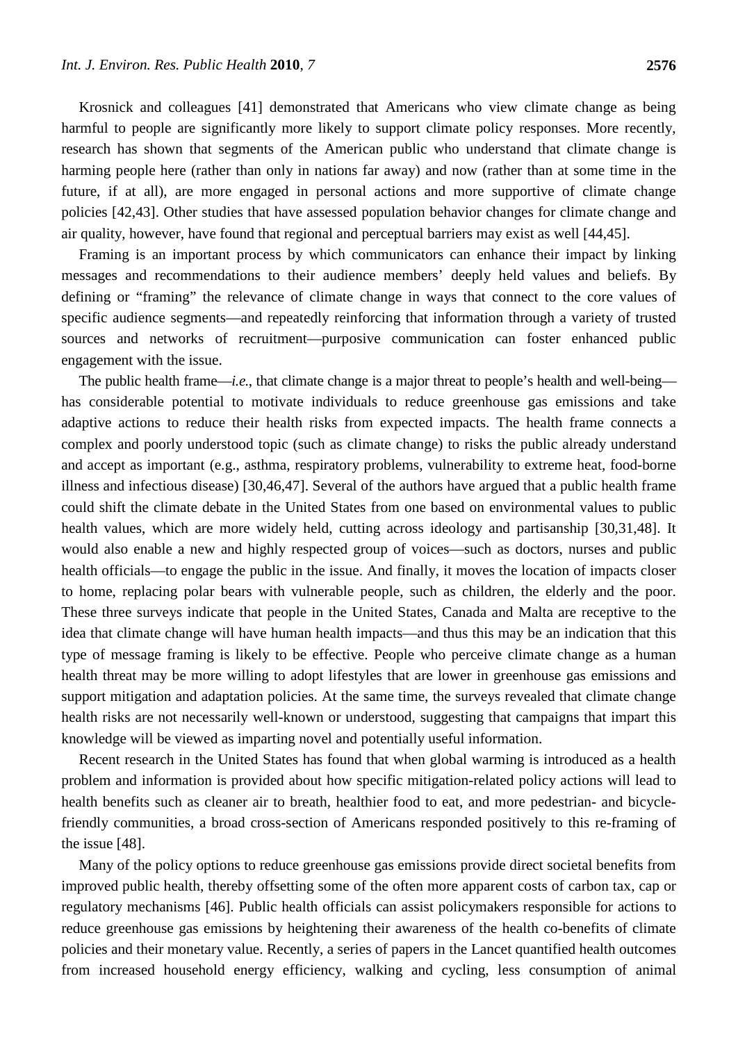Krosnick and colleagues [41] demonstrated that Americans who view climate change as being harmful to people are significantly more likely to support climate policy responses. More recently, research has shown that segments of the American public who understand that climate change is harming people here (rather than only in nations far away) and now (rather than at some time in the future, if at all), are more engaged in personal actions and more supportive of climate change policies [42,43]. Other studies that have assessed population behavior changes for climate change and air quality, however, have found that regional and perceptual barriers may exist as well [44,45].

Framing is an important process by which communicators can enhance their impact by linking messages and recommendations to their audience members' deeply held values and beliefs. By defining or "framing" the relevance of climate change in ways that connect to the core values of specific audience segments—and repeatedly reinforcing that information through a variety of trusted sources and networks of recruitment—purposive communication can foster enhanced public engagement with the issue.

The public health frame—*i.e.*, that climate change is a major threat to people's health and well-being—has considerable potential to motivate individuals to reduce greenhouse gas emissions and take adaptive actions to reduce their health risks from expected impacts. The health frame connects a complex and poorly understood topic (such as climate change) to risks the public already understand and accept as important (e.g., asthma, respiratory problems, vulnerability to extreme heat, food-borne illness and infectious disease) [30,46,47]. Several of the authors have argued that a public health frame could shift the climate debate in the United States from one based on environmental values to public health values, which are more widely held, cutting across ideology and partisanship [30,31,48]. It would also enable a new and highly respected group of voices—such as doctors, nurses and public health officials—to engage the public in the issue. And finally, it moves the location of impacts closer to home, replacing polar bears with vulnerable people, such as children, the elderly and the poor. These three surveys indicate that people in the United States, Canada and Malta are receptive to the idea that climate change will have human health impacts—and thus this may be an indication that this type of message framing is likely to be effective. People who perceive climate change as a human health threat may be more willing to adopt lifestyles that are lower in greenhouse gas emissions and support mitigation and adaptation policies. At the same time, the surveys revealed that climate change health risks are not necessarily well-known or understood, suggesting that campaigns that impart this knowledge will be viewed as imparting novel and potentially useful information.

Recent research in the United States has found that when global warming is introduced as a health problem and information is provided about how specific mitigation-related policy actions will lead to health benefits such as cleaner air to breath, healthier food to eat, and more pedestrian- and bicycle-friendly communities, a broad cross-section of Americans responded positively to this re-framing of the issue [48].

Many of the policy options to reduce greenhouse gas emissions provide direct societal benefits from improved public health, thereby offsetting some of the often more apparent costs of carbon tax, cap or regulatory mechanisms [46]. Public health officials can assist policymakers responsible for actions to reduce greenhouse gas emissions by heightening their awareness of the health co-benefits of climate policies and their monetary value. Recently, a series of papers in the Lancet quantified health outcomes from increased household energy efficiency, walking and cycling, less consumption of animal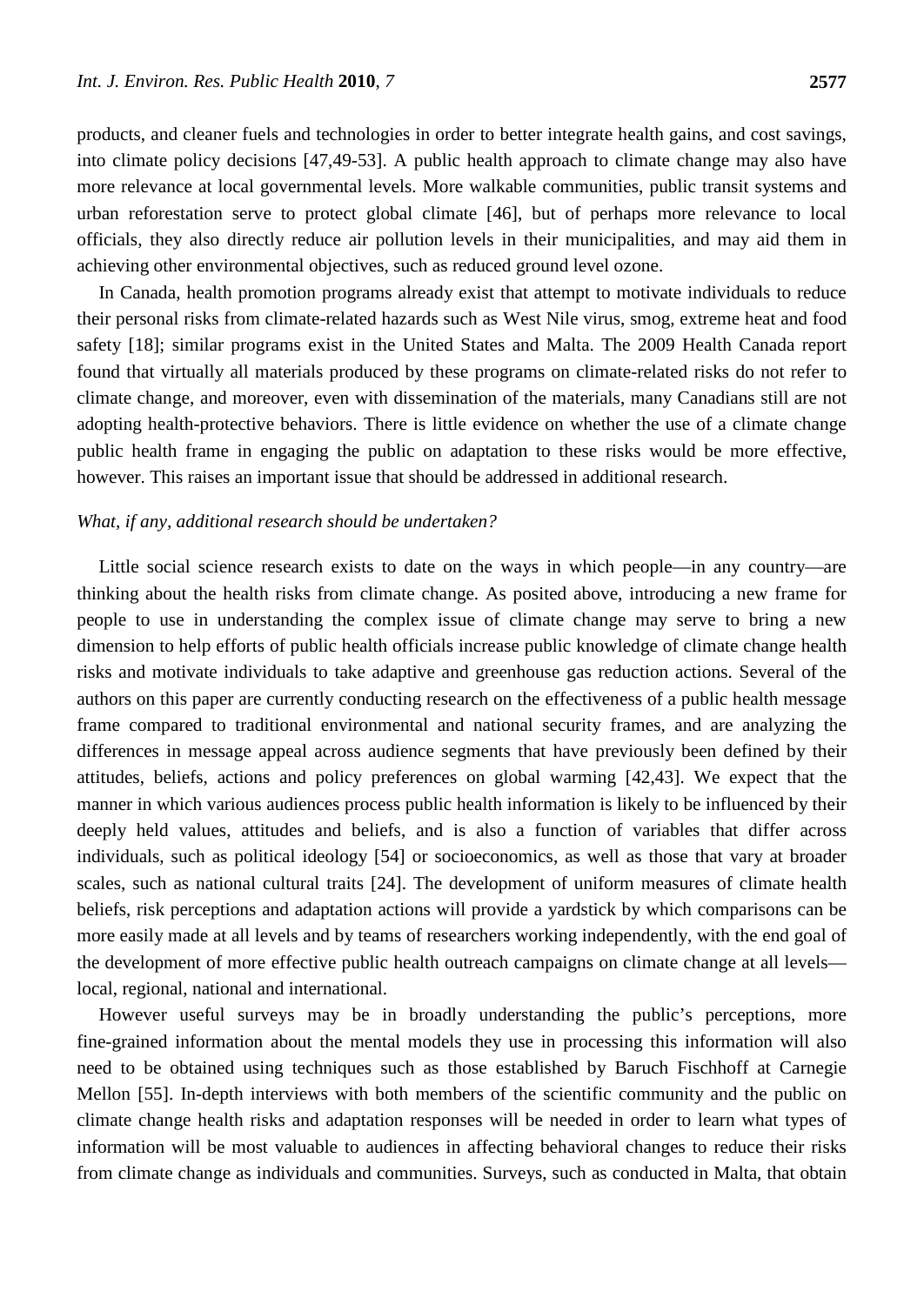products, and cleaner fuels and technologies in order to better integrate health gains, and cost savings, into climate policy decisions [47,49-53]. A public health approach to climate change may also have more relevance at local governmental levels. More walkable communities, public transit systems and urban reforestation serve to protect global climate [46], but of perhaps more relevance to local officials, they also directly reduce air pollution levels in their municipalities, and may aid them in achieving other environmental objectives, such as reduced ground level ozone.

In Canada, health promotion programs already exist that attempt to motivate individuals to reduce their personal risks from climate-related hazards such as West Nile virus, smog, extreme heat and food safety [18]; similar programs exist in the United States and Malta. The 2009 Health Canada report found that virtually all materials produced by these programs on climate-related risks do not refer to climate change, and moreover, even with dissemination of the materials, many Canadians still are not adopting health-protective behaviors. There is little evidence on whether the use of a climate change public health frame in engaging the public on adaptation to these risks would be more effective, however. This raises an important issue that should be addressed in additional research.

*What, if any, additional research should be undertaken?*

Little social science research exists to date on the ways in which people—in any country—are thinking about the health risks from climate change. As posited above, introducing a new frame for people to use in understanding the complex issue of climate change may serve to bring a new dimension to help efforts of public health officials increase public knowledge of climate change health risks and motivate individuals to take adaptive and greenhouse gas reduction actions. Several of the authors on this paper are currently conducting research on the effectiveness of a public health message frame compared to traditional environmental and national security frames, and are analyzing the differences in message appeal across audience segments that have previously been defined by their attitudes, beliefs, actions and policy preferences on global warming [42,43]. We expect that the manner in which various audiences process public health information is likely to be influenced by their deeply held values, attitudes and beliefs, and is also a function of variables that differ across individuals, such as political ideology [54] or socioeconomics, as well as those that vary at broader scales, such as national cultural traits [24]. The development of uniform measures of climate health beliefs, risk perceptions and adaptation actions will provide a yardstick by which comparisons can be more easily made at all levels and by teams of researchers working independently, with the end goal of the development of more effective public health outreach campaigns on climate change at all levels—local, regional, national and international.

However useful surveys may be in broadly understanding the public's perceptions, more fine-grained information about the mental models they use in processing this information will also need to be obtained using techniques such as those established by Baruch Fischhoff at Carnegie Mellon [55]. In-depth interviews with both members of the scientific community and the public on climate change health risks and adaptation responses will be needed in order to learn what types of information will be most valuable to audiences in affecting behavioral changes to reduce their risks from climate change as individuals and communities. Surveys, such as conducted in Malta, that obtain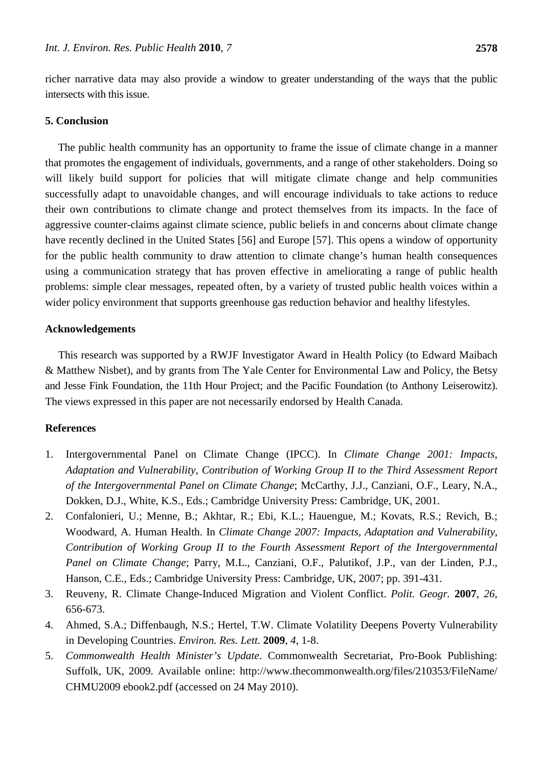richer narrative data may also provide a window to greater understanding of the ways that the public intersects with this issue.

## 5. Conclusion

The public health community has an opportunity to frame the issue of climate change in a manner that promotes the engagement of individuals, governments, and a range of other stakeholders. Doing so will likely build support for policies that will mitigate climate change and help communities successfully adapt to unavoidable changes, and will encourage individuals to take actions to reduce their own contributions to climate change and protect themselves from its impacts. In the face of aggressive counter-claims against climate science, public beliefs in and concerns about climate change have recently declined in the United States [56] and Europe [57]. This opens a window of opportunity for the public health community to draw attention to climate change's human health consequences using a communication strategy that has proven effective in ameliorating a range of public health problems: simple clear messages, repeated often, by a variety of trusted public health voices within a wider policy environment that supports greenhouse gas reduction behavior and healthy lifestyles.

## Acknowledgements

This research was supported by a RWJF Investigator Award in Health Policy (to Edward Maibach & Matthew Nisbet), and by grants from The Yale Center for Environmental Law and Policy, the Betsy and Jesse Fink Foundation, the 11th Hour Project; and the Pacific Foundation (to Anthony Leiserowitz). The views expressed in this paper are not necessarily endorsed by Health Canada.

## References

1. Intergovernmental Panel on Climate Change (IPCC). In *Climate Change 2001: Impacts, Adaptation and Vulnerability, Contribution of Working Group II to the Third Assessment Report of the Intergovernmental Panel on Climate Change*; McCarthy, J.J., Canziani, O.F., Leary, N.A., Dokken, D.J., White, K.S., Eds.; Cambridge University Press: Cambridge, UK, 2001.
2. Confalonieri, U.; Menne, B.; Akhtar, R.; Ebi, K.L.; Hauengue, M.; Kovats, R.S.; Revich, B.; Woodward, A. Human Health. In *Climate Change 2007: Impacts, Adaptation and Vulnerability, Contribution of Working Group II to the Fourth Assessment Report of the Intergovernmental Panel on Climate Change*; Parry, M.L., Canziani, O.F., Palutikof, J.P., van der Linden, P.J., Hanson, C.E., Eds.; Cambridge University Press: Cambridge, UK, 2007; pp. 391-431.
3. Reuveny, R. Climate Change-Induced Migration and Violent Conflict. *Polit. Geogr.* **2007**, *26*, 656-673.
4. Ahmed, S.A.; Diffenbaugh, N.S.; Hertel, T.W. Climate Volatility Deepens Poverty Vulnerability in Developing Countries. *Environ. Res. Lett.* **2009**, *4*, 1-8.
5. *Commonwealth Health Minister's Update*. Commonwealth Secretariat, Pro-Book Publishing: Suffolk, UK, 2009. Available online: http://www.thecommonwealth.org/files/210353/FileName/CHMU2009 ebook2.pdf (accessed on 24 May 2010).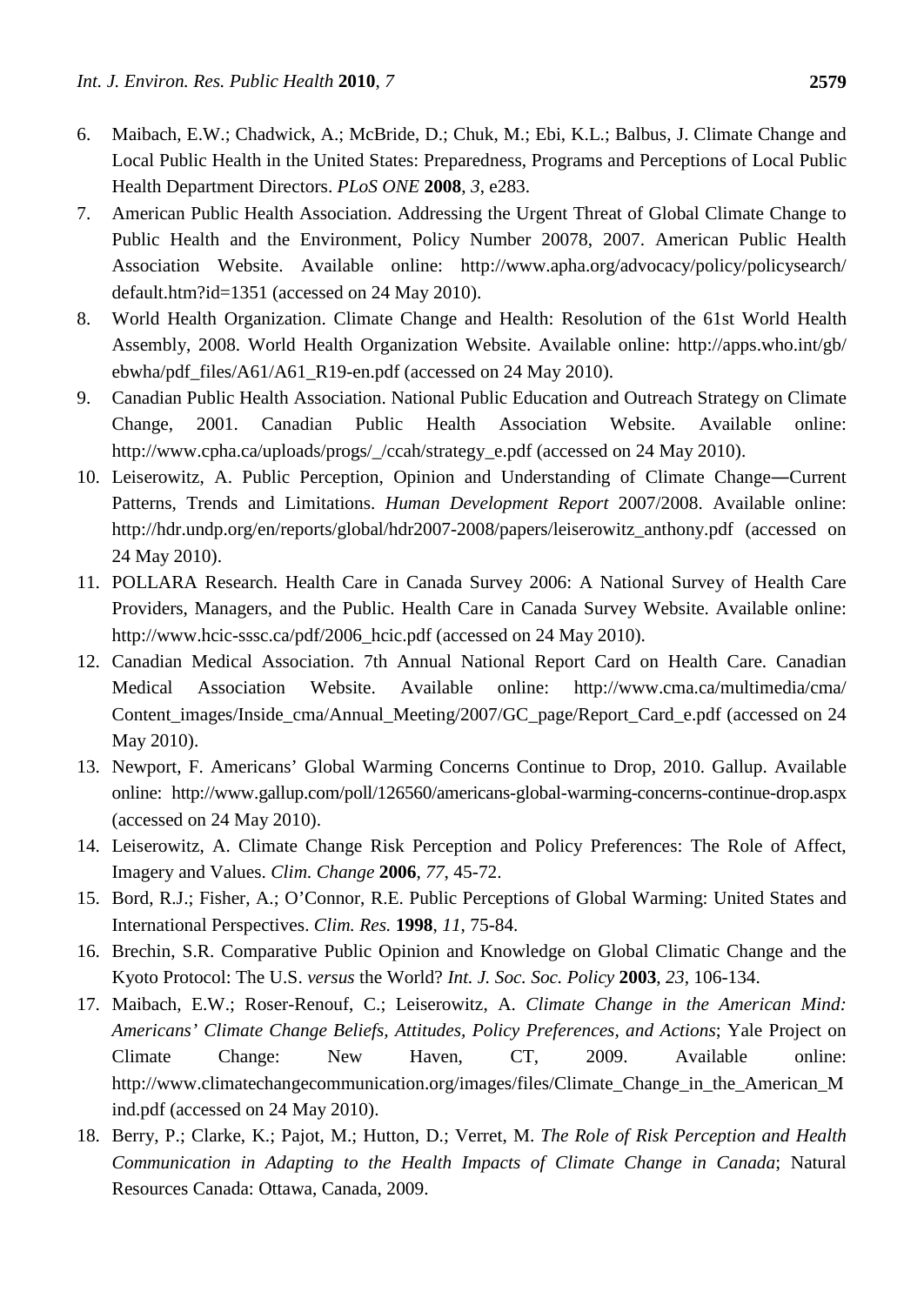6. Maibach, E.W.; Chadwick, A.; McBride, D.; Chuk, M.; Ebi, K.L.; Balbus, J. Climate Change and Local Public Health in the United States: Preparedness, Programs and Perceptions of Local Public Health Department Directors. *PLoS ONE* **2008**, *3*, e283.
7. American Public Health Association. Addressing the Urgent Threat of Global Climate Change to Public Health and the Environment, Policy Number 20078, 2007. American Public Health Association Website. Available online: http://www.apha.org/advocacy/policy/policysearch/default.htm?id=1351 (accessed on 24 May 2010).
8. World Health Organization. Climate Change and Health: Resolution of the 61st World Health Assembly, 2008. World Health Organization Website. Available online: http://apps.who.int/gb/ebwha/pdf_files/A61/A61_R19-en.pdf (accessed on 24 May 2010).
9. Canadian Public Health Association. National Public Education and Outreach Strategy on Climate Change, 2001. Canadian Public Health Association Website. Available online: http://www.cpha.ca/uploads/progs/_/ccah/strategy_e.pdf (accessed on 24 May 2010).
10. Leiserowitz, A. Public Perception, Opinion and Understanding of Climate Change—Current Patterns, Trends and Limitations. *Human Development Report* 2007/2008. Available online: http://hdr.undp.org/en/reports/global/hdr2007-2008/papers/leiserowitz_anthony.pdf (accessed on 24 May 2010).
11. POLLARA Research. Health Care in Canada Survey 2006: A National Survey of Health Care Providers, Managers, and the Public. Health Care in Canada Survey Website. Available online: http://www.hcic-sssc.ca/pdf/2006_hcic.pdf (accessed on 24 May 2010).
12. Canadian Medical Association. 7th Annual National Report Card on Health Care. Canadian Medical Association Website. Available online: http://www.cma.ca/multimedia/cma/Content_images/Inside_cma/Annual_Meeting/2007/GC_page/Report_Card_e.pdf (accessed on 24 May 2010).
13. Newport, F. Americans' Global Warming Concerns Continue to Drop, 2010. Gallup. Available online: http://www.gallup.com/poll/126560/americans-global-warming-concerns-continue-drop.aspx (accessed on 24 May 2010).
14. Leiserowitz, A. Climate Change Risk Perception and Policy Preferences: The Role of Affect, Imagery and Values. *Clim. Change* **2006**, *77*, 45-72.
15. Bord, R.J.; Fisher, A.; O'Connor, R.E. Public Perceptions of Global Warming: United States and International Perspectives. *Clim. Res.* **1998**, *11*, 75-84.
16. Brechin, S.R. Comparative Public Opinion and Knowledge on Global Climatic Change and the Kyoto Protocol: The U.S. *versus* the World? *Int. J. Soc. Soc. Policy* **2003**, *23*, 106-134.
17. Maibach, E.W.; Roser-Renouf, C.; Leiserowitz, A. *Climate Change in the American Mind: Americans' Climate Change Beliefs, Attitudes, Policy Preferences, and Actions*; Yale Project on Climate Change: New Haven, CT, 2009. Available online: http://www.climatechangecommunication.org/images/files/Climate_Change_in_the_American_Mind.pdf (accessed on 24 May 2010).
18. Berry, P.; Clarke, K.; Pajot, M.; Hutton, D.; Verret, M. *The Role of Risk Perception and Health Communication in Adapting to the Health Impacts of Climate Change in Canada*; Natural Resources Canada: Ottawa, Canada, 2009.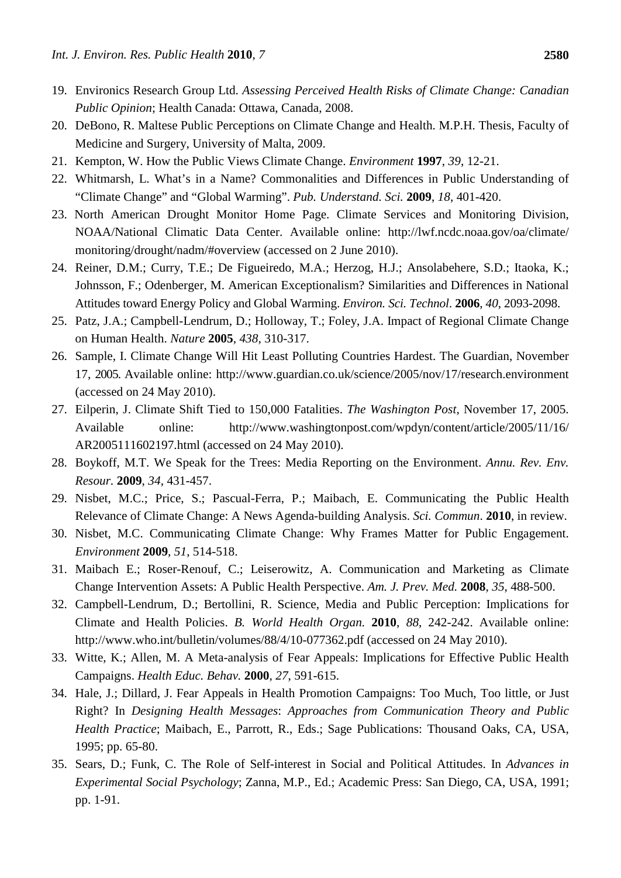19. Environics Research Group Ltd. *Assessing Perceived Health Risks of Climate Change: Canadian Public Opinion*; Health Canada: Ottawa, Canada, 2008.
20. DeBono, R. Maltese Public Perceptions on Climate Change and Health. M.P.H. Thesis, Faculty of Medicine and Surgery, University of Malta, 2009.
21. Kempton, W. How the Public Views Climate Change. *Environment* **1997**, *39*, 12-21.
22. Whitmarsh, L. What's in a Name? Commonalities and Differences in Public Understanding of "Climate Change" and "Global Warming". *Pub. Understand. Sci.* **2009**, *18*, 401-420.
23. North American Drought Monitor Home Page. Climate Services and Monitoring Division, NOAA/National Climatic Data Center. Available online: http://lwf.ncdc.noaa.gov/oa/climate/monitoring/drought/nadm/#overview (accessed on 2 June 2010).
24. Reiner, D.M.; Curry, T.E.; De Figueiredo, M.A.; Herzog, H.J.; Ansolabehere, S.D.; Itaoka, K.; Johnsson, F.; Odenberger, M. American Exceptionalism? Similarities and Differences in National Attitudes toward Energy Policy and Global Warming. *Environ. Sci. Technol*. **2006**, *40*, 2093-2098.
25. Patz, J.A.; Campbell-Lendrum, D.; Holloway, T.; Foley, J.A. Impact of Regional Climate Change on Human Health. *Nature* **2005**, *438*, 310-317.
26. Sample, I. Climate Change Will Hit Least Polluting Countries Hardest. The Guardian, November 17, 2005. Available online: http://www.guardian.co.uk/science/2005/nov/17/research.environment (accessed on 24 May 2010).
27. Eilperin, J. Climate Shift Tied to 150,000 Fatalities. *The Washington Post*, November 17, 2005. Available online: http://www.washingtonpost.com/wpdyn/content/article/2005/11/16/AR2005111602197.html (accessed on 24 May 2010).
28. Boykoff, M.T. We Speak for the Trees: Media Reporting on the Environment. *Annu. Rev. Env. Resour.* **2009**, *34*, 431-457.
29. Nisbet, M.C.; Price, S.; Pascual-Ferra, P.; Maibach, E. Communicating the Public Health Relevance of Climate Change: A News Agenda-building Analysis. *Sci. Commun*. **2010**, in review.
30. Nisbet, M.C. Communicating Climate Change: Why Frames Matter for Public Engagement. *Environment* **2009**, *51*, 514-518.
31. Maibach E.; Roser-Renouf, C.; Leiserowitz, A. Communication and Marketing as Climate Change Intervention Assets: A Public Health Perspective. *Am. J. Prev. Med.* **2008**, *35*, 488-500.
32. Campbell-Lendrum, D.; Bertollini, R. Science, Media and Public Perception: Implications for Climate and Health Policies. *B. World Health Organ.* **2010**, *88*, 242-242. Available online: http://www.who.int/bulletin/volumes/88/4/10-077362.pdf (accessed on 24 May 2010).
33. Witte, K.; Allen, M. A Meta-analysis of Fear Appeals: Implications for Effective Public Health Campaigns. *Health Educ. Behav.* **2000**, *27*, 591-615.
34. Hale, J.; Dillard, J. Fear Appeals in Health Promotion Campaigns: Too Much, Too little, or Just Right? In *Designing Health Messages*: *Approaches from Communication Theory and Public Health Practice*; Maibach, E., Parrott, R., Eds.; Sage Publications: Thousand Oaks, CA, USA, 1995; pp. 65-80.
35. Sears, D.; Funk, C. The Role of Self-interest in Social and Political Attitudes. In *Advances in Experimental Social Psychology*; Zanna, M.P., Ed.; Academic Press: San Diego, CA, USA, 1991; pp. 1-91.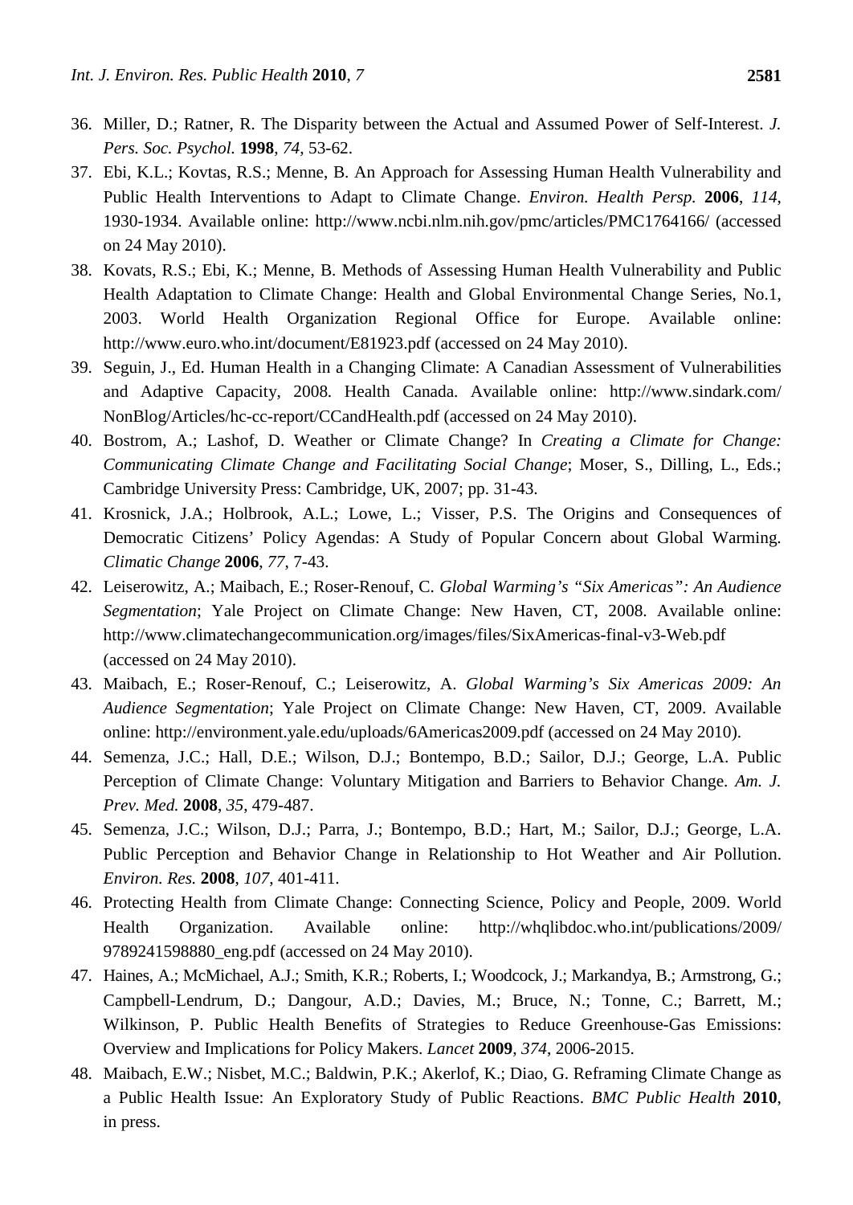36. Miller, D.; Ratner, R. The Disparity between the Actual and Assumed Power of Self-Interest. *J. Pers. Soc. Psychol.* **1998**, *74*, 53-62.
37. Ebi, K.L.; Kovtas, R.S.; Menne, B. An Approach for Assessing Human Health Vulnerability and Public Health Interventions to Adapt to Climate Change. *Environ. Health Persp.* **2006**, *114*, 1930-1934. Available online: http://www.ncbi.nlm.nih.gov/pmc/articles/PMC1764166/ (accessed on 24 May 2010).
38. Kovats, R.S.; Ebi, K.; Menne, B. Methods of Assessing Human Health Vulnerability and Public Health Adaptation to Climate Change: Health and Global Environmental Change Series, No.1, 2003. World Health Organization Regional Office for Europe. Available online: http://www.euro.who.int/document/E81923.pdf (accessed on 24 May 2010).
39. Seguin, J., Ed. Human Health in a Changing Climate: A Canadian Assessment of Vulnerabilities and Adaptive Capacity, 2008. Health Canada. Available online: http://www.sindark.com/NonBlog/Articles/hc-cc-report/CCandHealth.pdf (accessed on 24 May 2010).
40. Bostrom, A.; Lashof, D. Weather or Climate Change? In *Creating a Climate for Change: Communicating Climate Change and Facilitating Social Change*; Moser, S., Dilling, L., Eds.; Cambridge University Press: Cambridge, UK, 2007; pp. 31-43.
41. Krosnick, J.A.; Holbrook, A.L.; Lowe, L.; Visser, P.S. The Origins and Consequences of Democratic Citizens' Policy Agendas: A Study of Popular Concern about Global Warming. *Climatic Change* **2006**, *77*, 7-43.
42. Leiserowitz, A.; Maibach, E.; Roser-Renouf, C. *Global Warming's "Six Americas": An Audience Segmentation*; Yale Project on Climate Change: New Haven, CT, 2008. Available online: http://www.climatechangecommunication.org/images/files/SixAmericas-final-v3-Web.pdf (accessed on 24 May 2010).
43. Maibach, E.; Roser-Renouf, C.; Leiserowitz, A. *Global Warming's Six Americas 2009: An Audience Segmentation*; Yale Project on Climate Change: New Haven, CT, 2009. Available online: http://environment.yale.edu/uploads/6Americas2009.pdf (accessed on 24 May 2010).
44. Semenza, J.C.; Hall, D.E.; Wilson, D.J.; Bontempo, B.D.; Sailor, D.J.; George, L.A. Public Perception of Climate Change: Voluntary Mitigation and Barriers to Behavior Change. *Am. J. Prev. Med.* **2008**, *35*, 479-487.
45. Semenza, J.C.; Wilson, D.J.; Parra, J.; Bontempo, B.D.; Hart, M.; Sailor, D.J.; George, L.A. Public Perception and Behavior Change in Relationship to Hot Weather and Air Pollution. *Environ. Res.* **2008**, *107*, 401-411.
46. Protecting Health from Climate Change: Connecting Science, Policy and People, 2009. World Health Organization. Available online: http://whqlibdoc.who.int/publications/2009/9789241598880_eng.pdf (accessed on 24 May 2010).
47. Haines, A.; McMichael, A.J.; Smith, K.R.; Roberts, I.; Woodcock, J.; Markandya, B.; Armstrong, G.; Campbell-Lendrum, D.; Dangour, A.D.; Davies, M.; Bruce, N.; Tonne, C.; Barrett, M.; Wilkinson, P. Public Health Benefits of Strategies to Reduce Greenhouse-Gas Emissions: Overview and Implications for Policy Makers. *Lancet* **2009**, *374*, 2006-2015.
48. Maibach, E.W.; Nisbet, M.C.; Baldwin, P.K.; Akerlof, K.; Diao, G. Reframing Climate Change as a Public Health Issue: An Exploratory Study of Public Reactions. *BMC Public Health* **2010**, in press.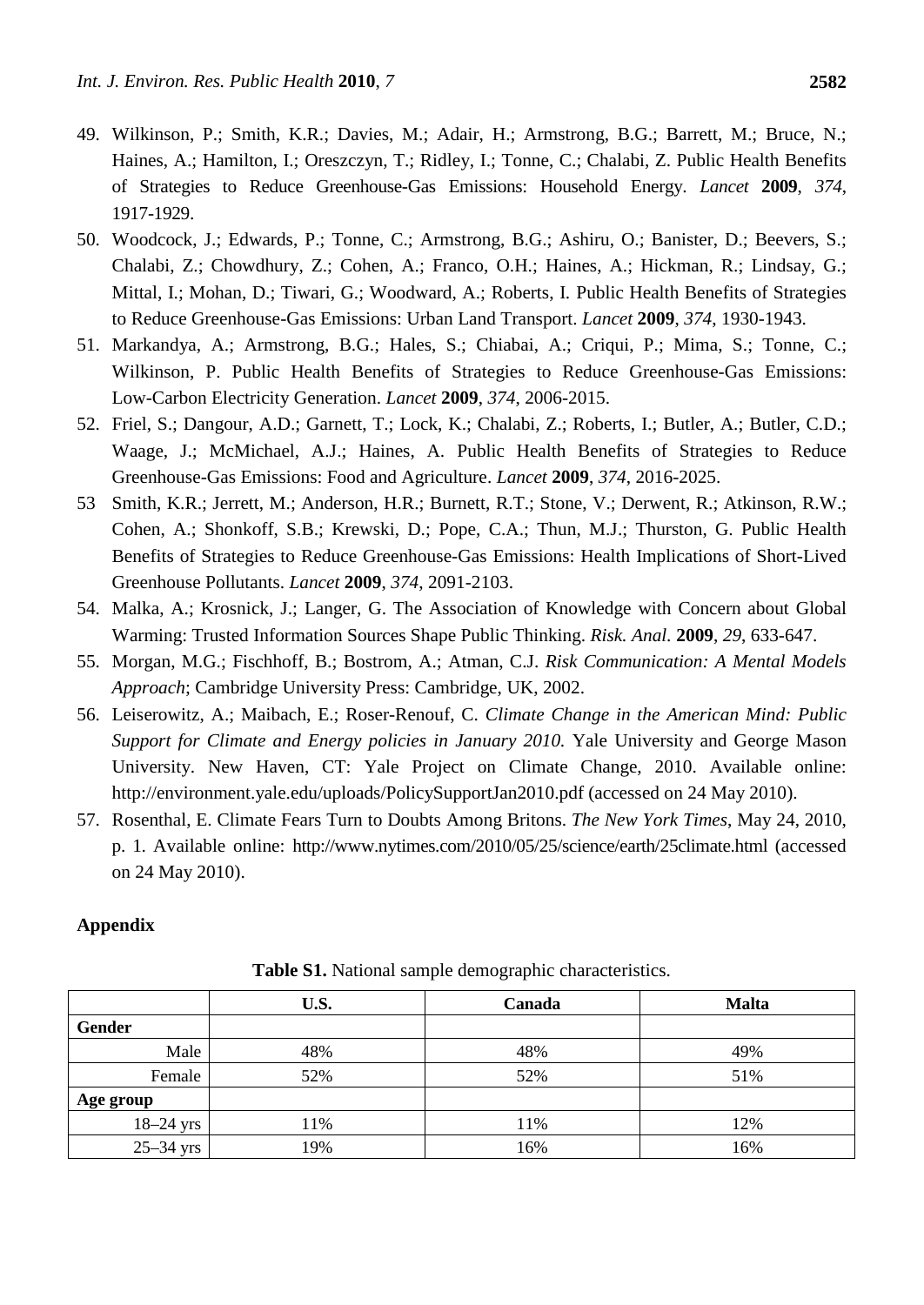49. Wilkinson, P.; Smith, K.R.; Davies, M.; Adair, H.; Armstrong, B.G.; Barrett, M.; Bruce, N.; Haines, A.; Hamilton, I.; Oreszczyn, T.; Ridley, I.; Tonne, C.; Chalabi, Z. Public Health Benefits of Strategies to Reduce Greenhouse-Gas Emissions: Household Energy. *Lancet* **2009**, *374*, 1917-1929.
50. Woodcock, J.; Edwards, P.; Tonne, C.; Armstrong, B.G.; Ashiru, O.; Banister, D.; Beevers, S.; Chalabi, Z.; Chowdhury, Z.; Cohen, A.; Franco, O.H.; Haines, A.; Hickman, R.; Lindsay, G.; Mittal, I.; Mohan, D.; Tiwari, G.; Woodward, A.; Roberts, I. Public Health Benefits of Strategies to Reduce Greenhouse-Gas Emissions: Urban Land Transport. *Lancet* **2009**, *374*, 1930-1943.
51. Markandya, A.; Armstrong, B.G.; Hales, S.; Chiabai, A.; Criqui, P.; Mima, S.; Tonne, C.; Wilkinson, P. Public Health Benefits of Strategies to Reduce Greenhouse-Gas Emissions: Low-Carbon Electricity Generation. *Lancet* **2009**, *374*, 2006-2015.
52. Friel, S.; Dangour, A.D.; Garnett, T.; Lock, K.; Chalabi, Z.; Roberts, I.; Butler, A.; Butler, C.D.; Waage, J.; McMichael, A.J.; Haines, A. Public Health Benefits of Strategies to Reduce Greenhouse-Gas Emissions: Food and Agriculture. *Lancet* **2009**, *374*, 2016-2025.
53 Smith, K.R.; Jerrett, M.; Anderson, H.R.; Burnett, R.T.; Stone, V.; Derwent, R.; Atkinson, R.W.; Cohen, A.; Shonkoff, S.B.; Krewski, D.; Pope, C.A.; Thun, M.J.; Thurston, G. Public Health Benefits of Strategies to Reduce Greenhouse-Gas Emissions: Health Implications of Short-Lived Greenhouse Pollutants. *Lancet* **2009**, *374*, 2091-2103.
54. Malka, A.; Krosnick, J.; Langer, G. The Association of Knowledge with Concern about Global Warming: Trusted Information Sources Shape Public Thinking. *Risk. Anal*. **2009**, *29*, 633-647.
55. Morgan, M.G.; Fischhoff, B.; Bostrom, A.; Atman, C.J. *Risk Communication: A Mental Models Approach*; Cambridge University Press: Cambridge, UK, 2002.
56. Leiserowitz, A.; Maibach, E.; Roser-Renouf, C. *Climate Change in the American Mind: Public Support for Climate and Energy policies in January 2010.* Yale University and George Mason University. New Haven, CT: Yale Project on Climate Change, 2010. Available online: http://environment.yale.edu/uploads/PolicySupportJan2010.pdf (accessed on 24 May 2010).
57. Rosenthal, E. Climate Fears Turn to Doubts Among Britons. *The New York Times*, May 24, 2010, p. 1. Available online: http://www.nytimes.com/2010/05/25/science/earth/25climate.html (accessed on 24 May 2010).

## Appendix

**Table S1.** National sample demographic characteristics.

| | U.S. | Canada | Malta |
|---|---|---|---|
| **Gender** | | | |
| Male | 48% | 48% | 49% |
| Female | 52% | 52% | 51% |
| **Age group** | | | |
| 18–24 yrs | 11% | 11% | 12% |
| 25–34 yrs | 19% | 16% | 16% |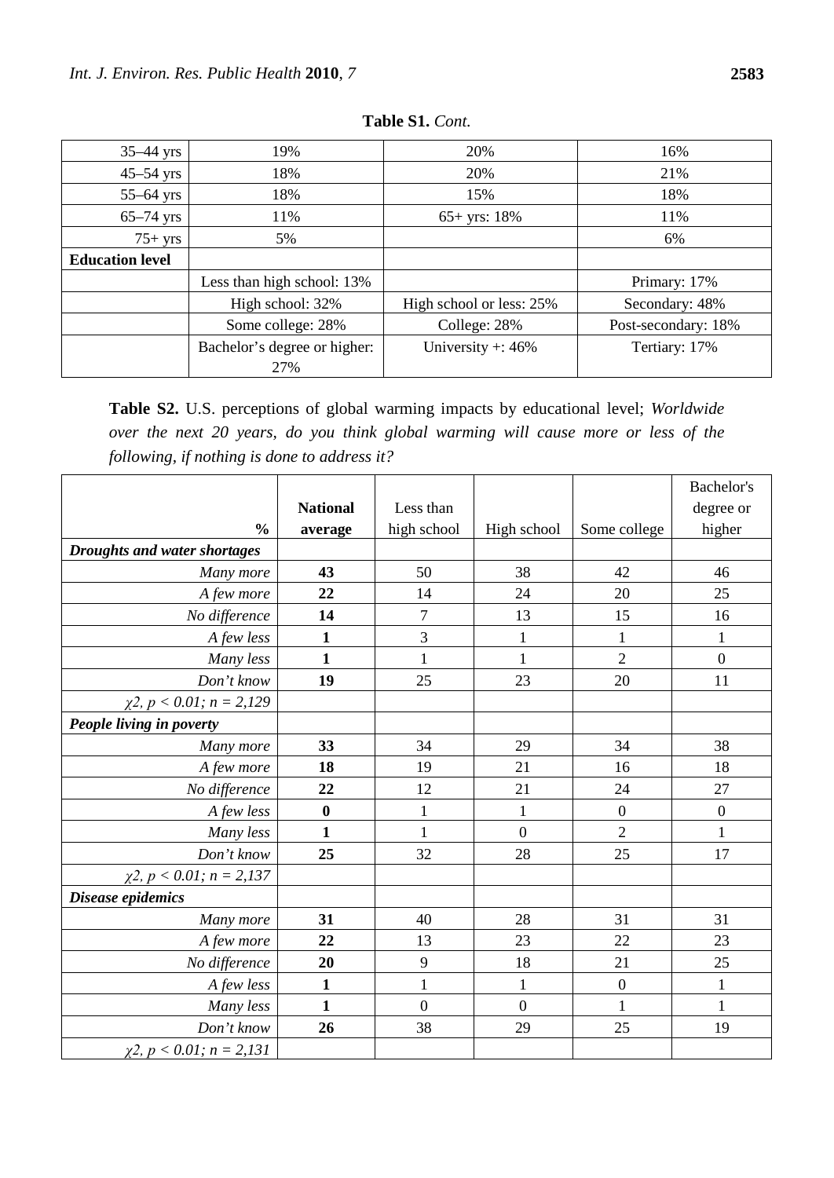**Table S1.** *Cont.*

| | | | |
|---|---|---|---|
| 35–44 yrs | 19% | 20% | 16% |
| 45–54 yrs | 18% | 20% | 21% |
| 55–64 yrs | 18% | 15% | 18% |
| 65–74 yrs | 11% | 65+ yrs: 18% | 11% |
| 75+ yrs | 5% | | 6% |
| **Education level** | | | |
| | Less than high school: 13% | | Primary: 17% |
| | High school: 32% | High school or less: 25% | Secondary: 48% |
| | Some college: 28% | College: 28% | Post-secondary: 18% |
| | Bachelor's degree or higher: 27% | University +: 46% | Tertiary: 17% |

**Table S2.** U.S. perceptions of global warming impacts by educational level; *Worldwide over the next 20 years, do you think global warming will cause more or less of the following, if nothing is done to address it?*

| % | **National average** | Less than high school | High school | Some college | Bachelor's degree or higher |
|---|---|---|---|---|---|
| ***Droughts and water shortages*** | | | | | |
| *Many more* | **43** | 50 | 38 | 42 | 46 |
| *A few more* | **22** | 14 | 24 | 20 | 25 |
| *No difference* | **14** | 7 | 13 | 15 | 16 |
| *A few less* | **1** | 3 | 1 | 1 | 1 |
| *Many less* | **1** | 1 | 1 | 2 | 0 |
| *Don't know* | **19** | 25 | 23 | 20 | 11 |
| *$\chi 2$, $p < 0.01$; n = 2,129* | | | | | |
| ***People living in poverty*** | | | | | |
| *Many more* | **33** | 34 | 29 | 34 | 38 |
| *A few more* | **18** | 19 | 21 | 16 | 18 |
| *No difference* | **22** | 12 | 21 | 24 | 27 |
| *A few less* | **0** | 1 | 1 | 0 | 0 |
| *Many less* | **1** | 1 | 0 | 2 | 1 |
| *Don't know* | **25** | 32 | 28 | 25 | 17 |
| *$\chi 2$, $p < 0.01$; n = 2,137* | | | | | |
| ***Disease epidemics*** | | | | | |
| *Many more* | **31** | 40 | 28 | 31 | 31 |
| *A few more* | **22** | 13 | 23 | 22 | 23 |
| *No difference* | **20** | 9 | 18 | 21 | 25 |
| *A few less* | **1** | 1 | 1 | 0 | 1 |
| *Many less* | **1** | 0 | 0 | 1 | 1 |
| *Don't know* | **26** | 38 | 29 | 25 | 19 |
| *$\chi 2$, $p < 0.01$; n = 2,131* | | | | | |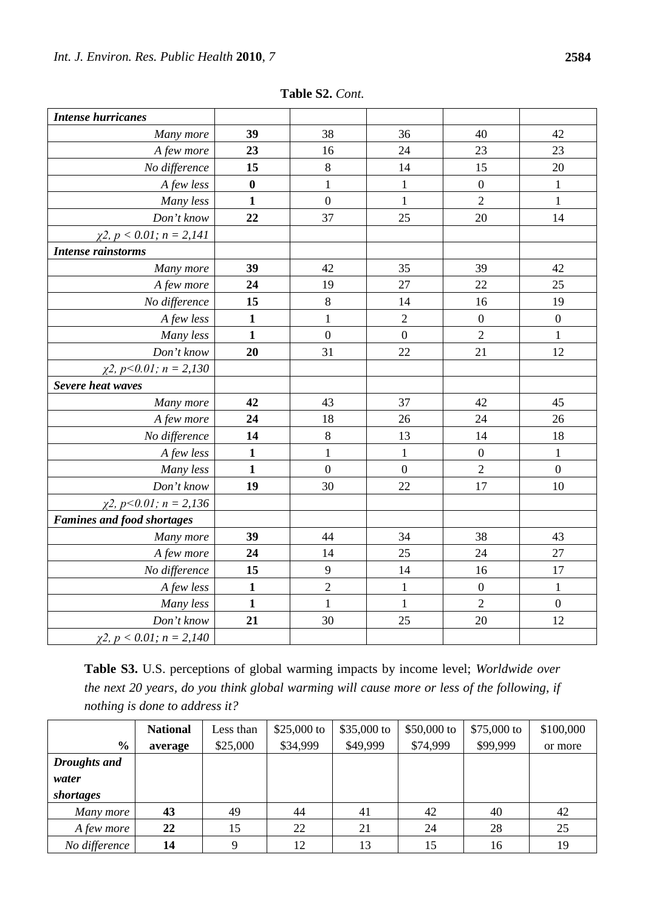**Table S2.** *Cont.*

| | | | | | |
|---|---|---|---|---|---|
| ***Intense hurricanes*** | | | | | |
| *Many more* | **39** | 38 | 36 | 40 | 42 |
| *A few more* | **23** | 16 | 24 | 23 | 23 |
| *No difference* | **15** | 8 | 14 | 15 | 20 |
| *A few less* | **0** | 1 | 1 | 0 | 1 |
| *Many less* | **1** | 0 | 1 | 2 | 1 |
| *Don't know* | **22** | 37 | 25 | 20 | 14 |
| *$\chi2$, $p < 0.01$; n = 2,141* | | | | | |
| ***Intense rainstorms*** | | | | | |
| *Many more* | **39** | 42 | 35 | 39 | 42 |
| *A few more* | **24** | 19 | 27 | 22 | 25 |
| *No difference* | **15** | 8 | 14 | 16 | 19 |
| *A few less* | **1** | 1 | 2 | 0 | 0 |
| *Many less* | **1** | 0 | 0 | 2 | 1 |
| *Don't know* | **20** | 31 | 22 | 21 | 12 |
| *$\chi2$, $p<0.01$; n = 2,130* | | | | | |
| ***Severe heat waves*** | | | | | |
| *Many more* | **42** | 43 | 37 | 42 | 45 |
| *A few more* | **24** | 18 | 26 | 24 | 26 |
| *No difference* | **14** | 8 | 13 | 14 | 18 |
| *A few less* | **1** | 1 | 1 | 0 | 1 |
| *Many less* | **1** | 0 | 0 | 2 | 0 |
| *Don't know* | **19** | 30 | 22 | 17 | 10 |
| *$\chi2$, $p<0.01$; n = 2,136* | | | | | |
| ***Famines and food shortages*** | | | | | |
| *Many more* | **39** | 44 | 34 | 38 | 43 |
| *A few more* | **24** | 14 | 25 | 24 | 27 |
| *No difference* | **15** | 9 | 14 | 16 | 17 |
| *A few less* | **1** | 2 | 1 | 0 | 1 |
| *Many less* | **1** | 1 | 1 | 2 | 0 |
| *Don't know* | **21** | 30 | 25 | 20 | 12 |
| *$\chi2$, $p < 0.01$; n = 2,140* | | | | | |

**Table S3.** U.S. perceptions of global warming impacts by income level; *Worldwide over the next 20 years, do you think global warming will cause more or less of the following, if nothing is done to address it?*

| **%** | **National average** | Less than $25,000 | $25,000 to $34,999 | $35,000 to $49,999 | $50,000 to $74,999 | $75,000 to $99,999 | $100,000 or more |
|---|---|---|---|---|---|---|---|
| ***Droughts and water shortages*** | | | | | | | |
| *Many more* | **43** | 49 | 44 | 41 | 42 | 40 | 42 |
| *A few more* | **22** | 15 | 22 | 21 | 24 | 28 | 25 |
| *No difference* | **14** | 9 | 12 | 13 | 15 | 16 | 19 |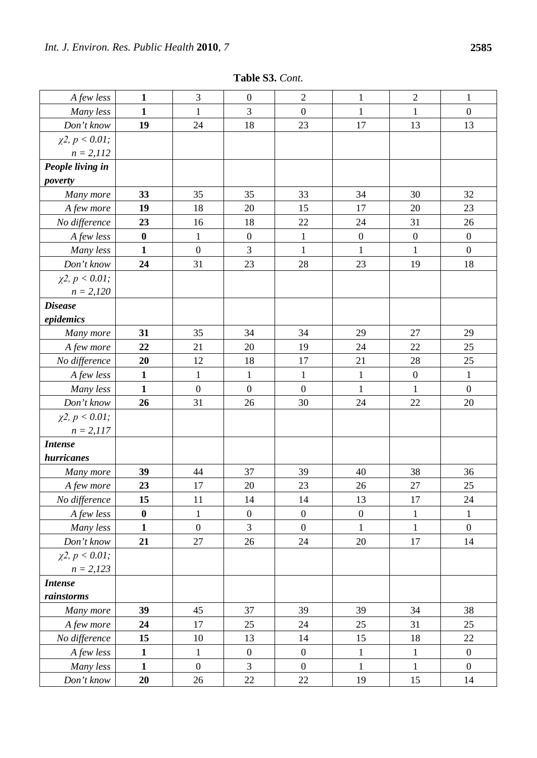**Table S3.** *Cont.*

| | | | | | | | |
|---|---|---|---|---|---|---|---|
| *A few less* | **1** | 3 | 0 | 2 | 1 | 2 | 1 |
| *Many less* | **1** | 1 | 3 | 0 | 1 | 1 | 0 |
| *Don't know* | **19** | 24 | 18 | 23 | 17 | 13 | 13 |
| *$\chi 2$, $p < 0.01$; $n = 2,112$* | | | | | | | |
| ***People living in poverty*** | | | | | | | |
| *Many more* | **33** | 35 | 35 | 33 | 34 | 30 | 32 |
| *A few more* | **19** | 18 | 20 | 15 | 17 | 20 | 23 |
| *No difference* | **23** | 16 | 18 | 22 | 24 | 31 | 26 |
| *A few less* | **0** | 1 | 0 | 1 | 0 | 0 | 0 |
| *Many less* | **1** | 0 | 3 | 1 | 1 | 1 | 0 |
| *Don't know* | **24** | 31 | 23 | 28 | 23 | 19 | 18 |
| *$\chi 2$, $p < 0.01$; $n = 2,120$* | | | | | | | |
| ***Disease epidemics*** | | | | | | | |
| *Many more* | **31** | 35 | 34 | 34 | 29 | 27 | 29 |
| *A few more* | **22** | 21 | 20 | 19 | 24 | 22 | 25 |
| *No difference* | **20** | 12 | 18 | 17 | 21 | 28 | 25 |
| *A few less* | **1** | 1 | 1 | 1 | 1 | 0 | 1 |
| *Many less* | **1** | 0 | 0 | 0 | 1 | 1 | 0 |
| *Don't know* | **26** | 31 | 26 | 30 | 24 | 22 | 20 |
| *$\chi 2$, $p < 0.01$; $n = 2,117$* | | | | | | | |
| ***Intense hurricanes*** | | | | | | | |
| *Many more* | **39** | 44 | 37 | 39 | 40 | 38 | 36 |
| *A few more* | **23** | 17 | 20 | 23 | 26 | 27 | 25 |
| *No difference* | **15** | 11 | 14 | 14 | 13 | 17 | 24 |
| *A few less* | **0** | 1 | 0 | 0 | 0 | 1 | 1 |
| *Many less* | **1** | 0 | 3 | 0 | 1 | 1 | 0 |
| *Don't know* | **21** | 27 | 26 | 24 | 20 | 17 | 14 |
| *$\chi 2$, $p < 0.01$; $n = 2,123$* | | | | | | | |
| ***Intense rainstorms*** | | | | | | | |
| *Many more* | **39** | 45 | 37 | 39 | 39 | 34 | 38 |
| *A few more* | **24** | 17 | 25 | 24 | 25 | 31 | 25 |
| *No difference* | **15** | 10 | 13 | 14 | 15 | 18 | 22 |
| *A few less* | **1** | 1 | 0 | 0 | 1 | 1 | 0 |
| *Many less* | **1** | 0 | 3 | 0 | 1 | 1 | 0 |
| *Don't know* | **20** | 26 | 22 | 22 | 19 | 15 | 14 |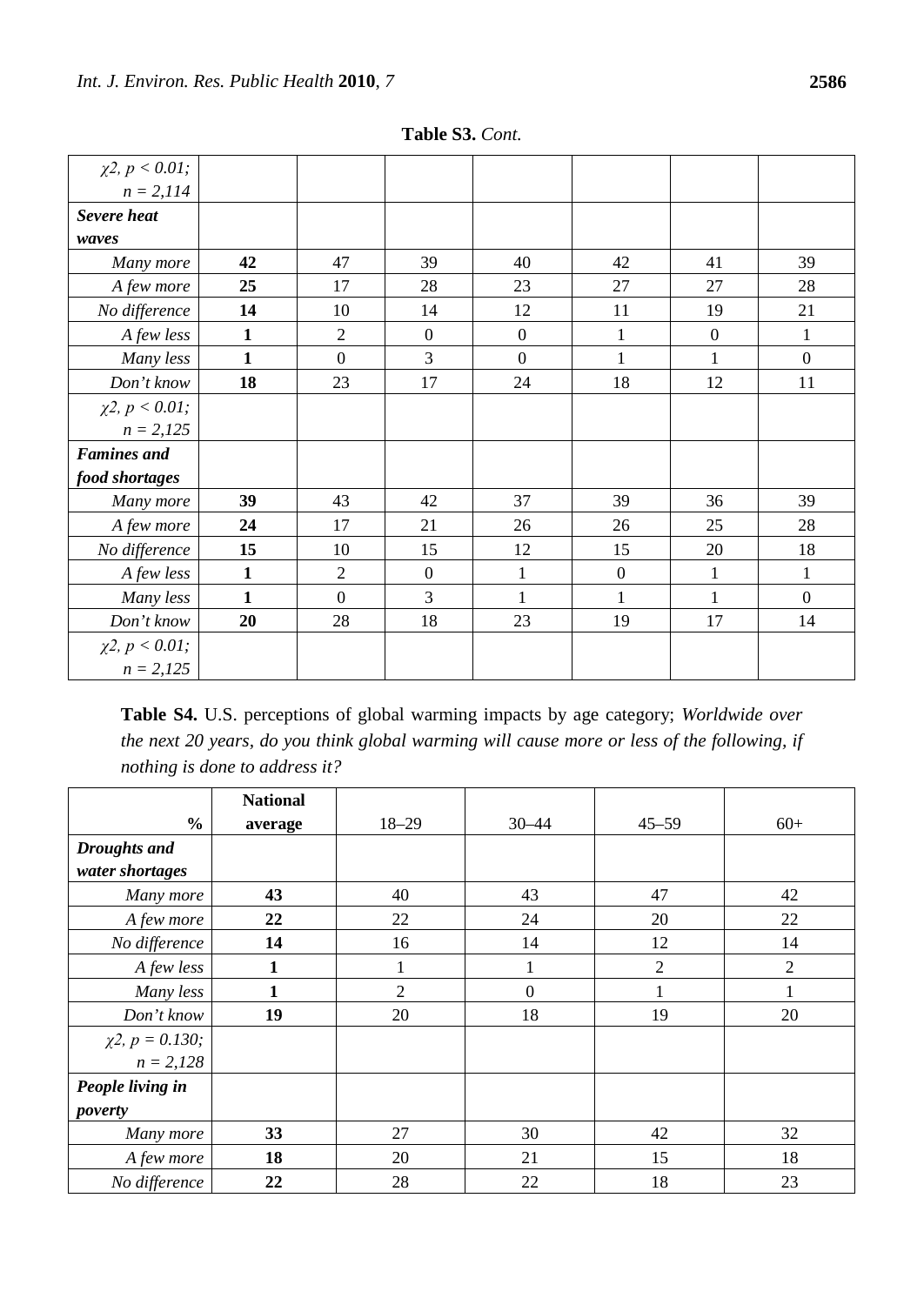**Table S3.** *Cont.*

| | | | | | | | |
|---|---|---|---|---|---|---|---|
| *χ2, p < 0.01; n = 2,114* | | | | | | | |
| ***Severe heat waves*** | | | | | | | |
| *Many more* | **42** | 47 | 39 | 40 | 42 | 41 | 39 |
| *A few more* | **25** | 17 | 28 | 23 | 27 | 27 | 28 |
| *No difference* | **14** | 10 | 14 | 12 | 11 | 19 | 21 |
| *A few less* | **1** | 2 | 0 | 0 | 1 | 0 | 1 |
| *Many less* | **1** | 0 | 3 | 0 | 1 | 1 | 0 |
| *Don't know* | **18** | 23 | 17 | 24 | 18 | 12 | 11 |
| *χ2, p < 0.01; n = 2,125* | | | | | | | |
| ***Famines and food shortages*** | | | | | | | |
| *Many more* | **39** | 43 | 42 | 37 | 39 | 36 | 39 |
| *A few more* | **24** | 17 | 21 | 26 | 26 | 25 | 28 |
| *No difference* | **15** | 10 | 15 | 12 | 15 | 20 | 18 |
| *A few less* | **1** | 2 | 0 | 1 | 0 | 1 | 1 |
| *Many less* | **1** | 0 | 3 | 1 | 1 | 1 | 0 |
| *Don't know* | **20** | 28 | 18 | 23 | 19 | 17 | 14 |
| *χ2, p < 0.01; n = 2,125* | | | | | | | |

**Table S4.** U.S. perceptions of global warming impacts by age category; *Worldwide over the next 20 years, do you think global warming will cause more or less of the following, if nothing is done to address it?*

| **%** | **National average** | 18–29 | 30–44 | 45–59 | 60+ |
|---|---|---|---|---|---|
| ***Droughts and water shortages*** | | | | | |
| *Many more* | **43** | 40 | 43 | 47 | 42 |
| *A few more* | **22** | 22 | 24 | 20 | 22 |
| *No difference* | **14** | 16 | 14 | 12 | 14 |
| *A few less* | **1** | 1 | 1 | 2 | 2 |
| *Many less* | **1** | 2 | 0 | 1 | 1 |
| *Don't know* | **19** | 20 | 18 | 19 | 20 |
| *χ2, p = 0.130; n = 2,128* | | | | | |
| ***People living in poverty*** | | | | | |
| *Many more* | **33** | 27 | 30 | 42 | 32 |
| *A few more* | **18** | 20 | 21 | 15 | 18 |
| *No difference* | **22** | 28 | 22 | 18 | 23 |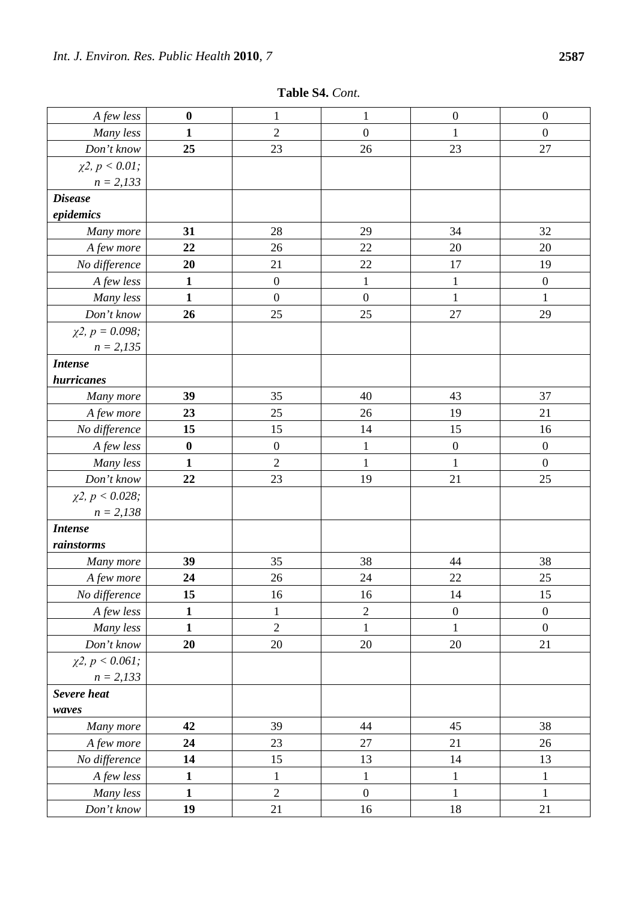**Table S4.** *Cont.*

| | | | | | |
|---|---|---|---|---|---|
| *A few less* | **0** | 1 | 1 | 0 | 0 |
| *Many less* | **1** | 2 | 0 | 1 | 0 |
| *Don't know* | **25** | 23 | 26 | 23 | 27 |
| *$\chi2$, $p < 0.01$; n = 2,133* | | | | | |
| ***Disease epidemics*** | | | | | |
| *Many more* | **31** | 28 | 29 | 34 | 32 |
| *A few more* | **22** | 26 | 22 | 20 | 20 |
| *No difference* | **20** | 21 | 22 | 17 | 19 |
| *A few less* | **1** | 0 | 1 | 1 | 0 |
| *Many less* | **1** | 0 | 0 | 1 | 1 |
| *Don't know* | **26** | 25 | 25 | 27 | 29 |
| *$\chi2$, $p = 0.098$; n = 2,135* | | | | | |
| ***Intense hurricanes*** | | | | | |
| *Many more* | **39** | 35 | 40 | 43 | 37 |
| *A few more* | **23** | 25 | 26 | 19 | 21 |
| *No difference* | **15** | 15 | 14 | 15 | 16 |
| *A few less* | **0** | 0 | 1 | 0 | 0 |
| *Many less* | **1** | 2 | 1 | 1 | 0 |
| *Don't know* | **22** | 23 | 19 | 21 | 25 |
| *$\chi2$, $p < 0.028$; n = 2,138* | | | | | |
| ***Intense rainstorms*** | | | | | |
| *Many more* | **39** | 35 | 38 | 44 | 38 |
| *A few more* | **24** | 26 | 24 | 22 | 25 |
| *No difference* | **15** | 16 | 16 | 14 | 15 |
| *A few less* | **1** | 1 | 2 | 0 | 0 |
| *Many less* | **1** | 2 | 1 | 1 | 0 |
| *Don't know* | **20** | 20 | 20 | 20 | 21 |
| *$\chi2$, $p < 0.061$; n = 2,133* | | | | | |
| ***Severe heat waves*** | | | | | |
| *Many more* | **42** | 39 | 44 | 45 | 38 |
| *A few more* | **24** | 23 | 27 | 21 | 26 |
| *No difference* | **14** | 15 | 13 | 14 | 13 |
| *A few less* | **1** | 1 | 1 | 1 | 1 |
| *Many less* | **1** | 2 | 0 | 1 | 1 |
| *Don't know* | **19** | 21 | 16 | 18 | 21 |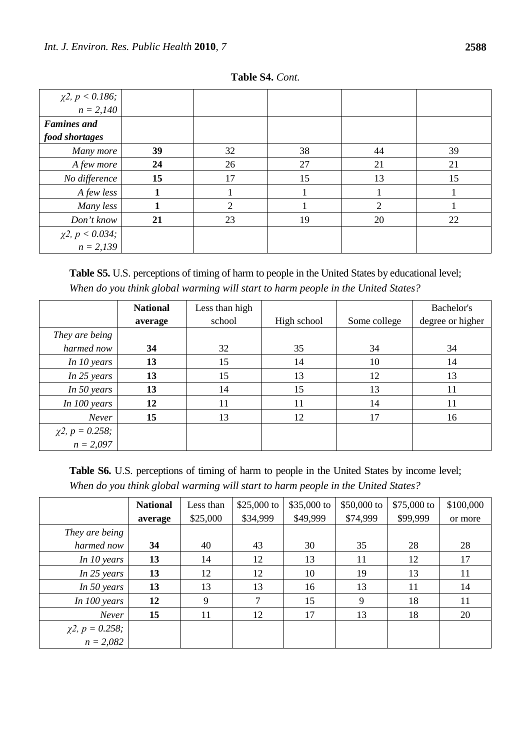**Table S4.** *Cont.*

| | | | | | |
|---|---|---|---|---|---|
| *$\chi 2$, $p < 0.186$; n = 2,140* | | | | | |
| ***Famines and food shortages*** | | | | | |
| *Many more* | **39** | 32 | 38 | 44 | 39 |
| *A few more* | **24** | 26 | 27 | 21 | 21 |
| *No difference* | **15** | 17 | 15 | 13 | 15 |
| *A few less* | **1** | 1 | 1 | 1 | 1 |
| *Many less* | **1** | 2 | 1 | 2 | 1 |
| *Don't know* | **21** | 23 | 19 | 20 | 22 |
| *$\chi 2$, $p < 0.034$; n = 2,139* | | | | | |

**Table S5.** U.S. perceptions of timing of harm to people in the United States by educational level; *When do you think global warming will start to harm people in the United States?*

| | **National average** | Less than high school | High school | Some college | Bachelor's degree or higher |
|---|---|---|---|---|---|
| *They are being harmed now* | **34** | 32 | 35 | 34 | 34 |
| *In 10 years* | **13** | 15 | 14 | 10 | 14 |
| *In 25 years* | **13** | 15 | 13 | 12 | 13 |
| *In 50 years* | **13** | 14 | 15 | 13 | 11 |
| *In 100 years* | **12** | 11 | 11 | 14 | 11 |
| *Never* | **15** | 13 | 12 | 17 | 16 |
| *$\chi 2$, $p = 0.258$; n = 2,097* | | | | | |

**Table S6.** U.S. perceptions of timing of harm to people in the United States by income level; *When do you think global warming will start to harm people in the United States?*

| | **National average** | Less than $25,000 | $25,000 to $34,999 | $35,000 to $49,999 | $50,000 to $74,999 | $75,000 to $99,999 | $100,000 or more |
|---|---|---|---|---|---|---|---|
| *They are being harmed now* | **34** | 40 | 43 | 30 | 35 | 28 | 28 |
| *In 10 years* | **13** | 14 | 12 | 13 | 11 | 12 | 17 |
| *In 25 years* | **13** | 12 | 12 | 10 | 19 | 13 | 11 |
| *In 50 years* | **13** | 13 | 13 | 16 | 13 | 11 | 14 |
| *In 100 years* | **12** | 9 | 7 | 15 | 9 | 18 | 11 |
| *Never* | **15** | 11 | 12 | 17 | 13 | 18 | 20 |
| *$\chi 2$, $p = 0.258$; n = 2,082* | | | | | | | |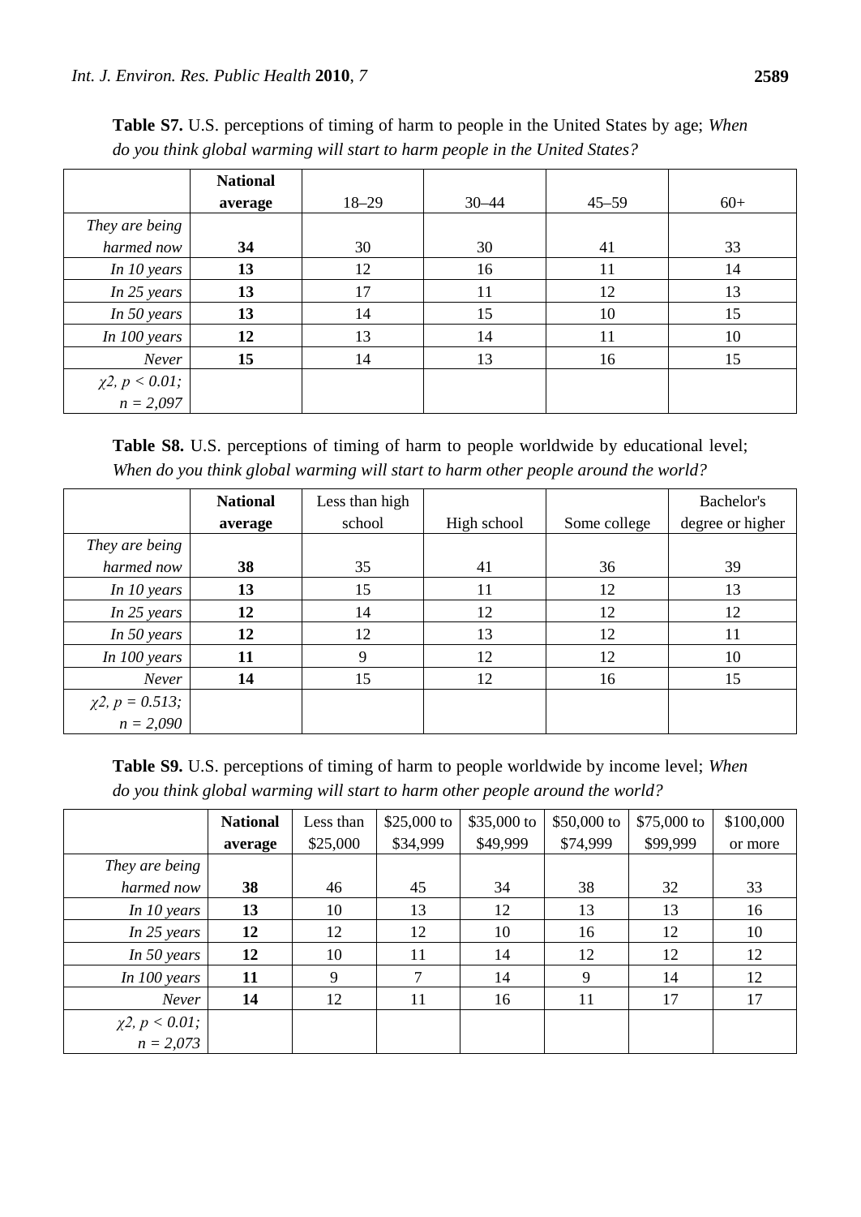**Table S7.** U.S. perceptions of timing of harm to people in the United States by age; *When do you think global warming will start to harm people in the United States?*

| | **National average** | 18–29 | 30–44 | 45–59 | 60+ |
|---|---|---|---|---|---|
| *They are being harmed now* | **34** | 30 | 30 | 41 | 33 |
| *In 10 years* | **13** | 12 | 16 | 11 | 14 |
| *In 25 years* | **13** | 17 | 11 | 12 | 13 |
| *In 50 years* | **13** | 14 | 15 | 10 | 15 |
| *In 100 years* | **12** | 13 | 14 | 11 | 10 |
| *Never* | **15** | 14 | 13 | 16 | 15 |
| *$\chi 2$, $p < 0.01$; $n = 2{,}097$* | | | | | |

**Table S8.** U.S. perceptions of timing of harm to people worldwide by educational level; *When do you think global warming will start to harm other people around the world?*

| | **National average** | Less than high school | High school | Some college | Bachelor's degree or higher |
|---|---|---|---|---|---|
| *They are being harmed now* | **38** | 35 | 41 | 36 | 39 |
| *In 10 years* | **13** | 15 | 11 | 12 | 13 |
| *In 25 years* | **12** | 14 | 12 | 12 | 12 |
| *In 50 years* | **12** | 12 | 13 | 12 | 11 |
| *In 100 years* | **11** | 9 | 12 | 12 | 10 |
| *Never* | **14** | 15 | 12 | 16 | 15 |
| *$\chi 2$, $p = 0.513$; $n = 2{,}090$* | | | | | |

**Table S9.** U.S. perceptions of timing of harm to people worldwide by income level; *When do you think global warming will start to harm other people around the world?*

| | **National average** | Less than $25,000 | $25,000 to $34,999 | $35,000 to $49,999 | $50,000 to $74,999 | $75,000 to $99,999 | $100,000 or more |
|---|---|---|---|---|---|---|---|
| *They are being harmed now* | **38** | 46 | 45 | 34 | 38 | 32 | 33 |
| *In 10 years* | **13** | 10 | 13 | 12 | 13 | 13 | 16 |
| *In 25 years* | **12** | 12 | 12 | 10 | 16 | 12 | 10 |
| *In 50 years* | **12** | 10 | 11 | 14 | 12 | 12 | 12 |
| *In 100 years* | **11** | 9 | 7 | 14 | 9 | 14 | 12 |
| *Never* | **14** | 12 | 11 | 16 | 11 | 17 | 17 |
| *$\chi 2$, $p < 0.01$; $n = 2{,}073$* | | | | | | | |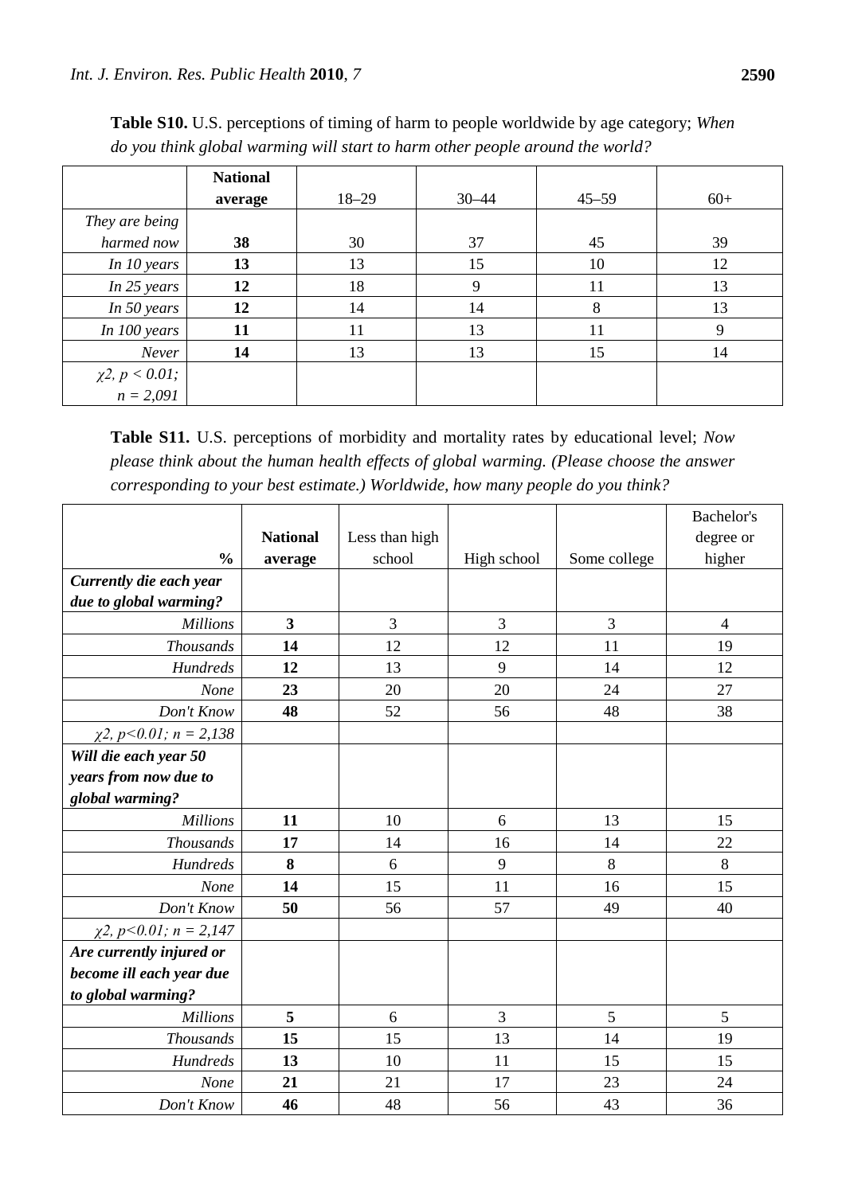**Table S10.** U.S. perceptions of timing of harm to people worldwide by age category; *When do you think global warming will start to harm other people around the world?*

| | **National average** | 18–29 | 30–44 | 45–59 | 60+ |
|---|---|---|---|---|---|
| *They are being harmed now* | **38** | 30 | 37 | 45 | 39 |
| *In 10 years* | **13** | 13 | 15 | 10 | 12 |
| *In 25 years* | **12** | 18 | 9 | 11 | 13 |
| *In 50 years* | **12** | 14 | 14 | 8 | 13 |
| *In 100 years* | **11** | 11 | 13 | 11 | 9 |
| *Never* | **14** | 13 | 13 | 15 | 14 |
| *$\chi 2$, $p < 0.01$; $n = 2{,}091$* | | | | | |

**Table S11.** U.S. perceptions of morbidity and mortality rates by educational level; *Now please think about the human health effects of global warming. (Please choose the answer corresponding to your best estimate.) Worldwide, how many people do you think?*

| **%** | **National average** | Less than high school | High school | Some college | Bachelor's degree or higher |
|---|---|---|---|---|---|
| ***Currently die each year due to global warming?*** | | | | | |
| *Millions* | **3** | 3 | 3 | 3 | 4 |
| *Thousands* | **14** | 12 | 12 | 11 | 19 |
| *Hundreds* | **12** | 13 | 9 | 14 | 12 |
| *None* | **23** | 20 | 20 | 24 | 27 |
| *Don't Know* | **48** | 52 | 56 | 48 | 38 |
| *$\chi 2$, $p<0.01$; $n = 2{,}138$* | | | | | |
| ***Will die each year 50 years from now due to global warming?*** | | | | | |
| *Millions* | **11** | 10 | 6 | 13 | 15 |
| *Thousands* | **17** | 14 | 16 | 14 | 22 |
| *Hundreds* | **8** | 6 | 9 | 8 | 8 |
| *None* | **14** | 15 | 11 | 16 | 15 |
| *Don't Know* | **50** | 56 | 57 | 49 | 40 |
| *$\chi 2$, $p<0.01$; $n = 2{,}147$* | | | | | |
| ***Are currently injured or become ill each year due to global warming?*** | | | | | |
| *Millions* | **5** | 6 | 3 | 5 | 5 |
| *Thousands* | **15** | 15 | 13 | 14 | 19 |
| *Hundreds* | **13** | 10 | 11 | 15 | 15 |
| *None* | **21** | 21 | 17 | 23 | 24 |
| *Don't Know* | **46** | 48 | 56 | 43 | 36 |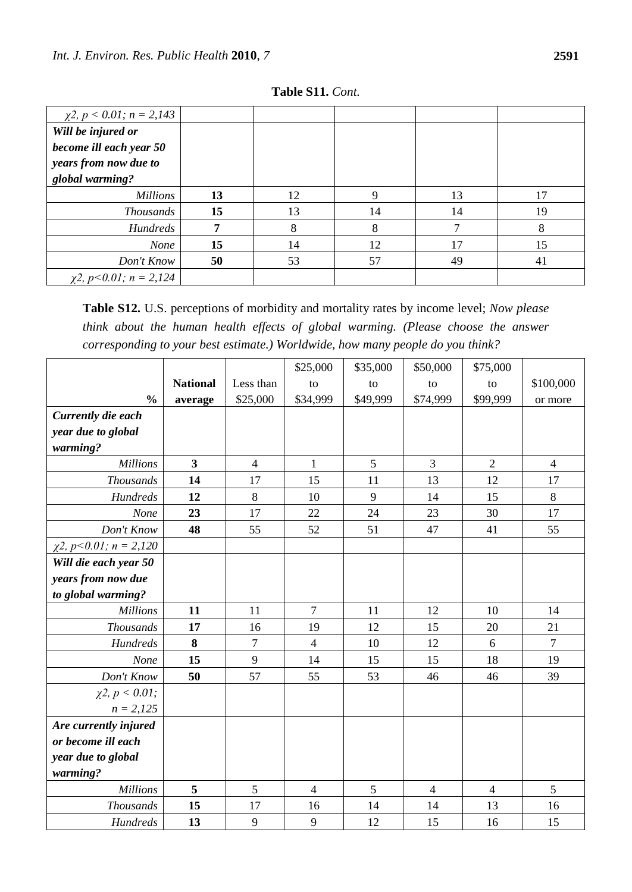**Table S11.** *Cont.*

| | | | | | |
|---|---|---|---|---|---|
| *χ2, p < 0.01; n = 2,143* | | | | | |
| ***Will be injured or become ill each year 50 years from now due to global warming?*** | | | | | |
| *Millions* | **13** | 12 | 9 | 13 | 17 |
| *Thousands* | **15** | 13 | 14 | 14 | 19 |
| *Hundreds* | **7** | 8 | 8 | 7 | 8 |
| *None* | **15** | 14 | 12 | 17 | 15 |
| *Don't Know* | **50** | 53 | 57 | 49 | 41 |
| *χ2, p<0.01; n = 2,124* | | | | | |

**Table S12.** U.S. perceptions of morbidity and mortality rates by income level; *Now please think about the human health effects of global warming. (Please choose the answer corresponding to your best estimate.) Worldwide, how many people do you think?*

| **%** | **National average** | Less than $25,000 | $25,000 to $34,999 | $35,000 to $49,999 | $50,000 to $74,999 | $75,000 to $99,999 | $100,000 or more |
|---|---|---|---|---|---|---|---|
| ***Currently die each year due to global warming?*** | | | | | | | |
| *Millions* | **3** | 4 | 1 | 5 | 3 | 2 | 4 |
| *Thousands* | **14** | 17 | 15 | 11 | 13 | 12 | 17 |
| *Hundreds* | **12** | 8 | 10 | 9 | 14 | 15 | 8 |
| *None* | **23** | 17 | 22 | 24 | 23 | 30 | 17 |
| *Don't Know* | **48** | 55 | 52 | 51 | 47 | 41 | 55 |
| *χ2, p<0.01; n = 2,120* | | | | | | | |
| ***Will die each year 50 years from now due to global warming?*** | | | | | | | |
| *Millions* | **11** | 11 | 7 | 11 | 12 | 10 | 14 |
| *Thousands* | **17** | 16 | 19 | 12 | 15 | 20 | 21 |
| *Hundreds* | **8** | 7 | 4 | 10 | 12 | 6 | 7 |
| *None* | **15** | 9 | 14 | 15 | 15 | 18 | 19 |
| *Don't Know* | **50** | 57 | 55 | 53 | 46 | 46 | 39 |
| *χ2, p < 0.01; n = 2,125* | | | | | | | |
| ***Are currently injured or become ill each year due to global warming?*** | | | | | | | |
| *Millions* | **5** | 5 | 4 | 5 | 4 | 4 | 5 |
| *Thousands* | **15** | 17 | 16 | 14 | 14 | 13 | 16 |
| *Hundreds* | **13** | 9 | 9 | 12 | 15 | 16 | 15 |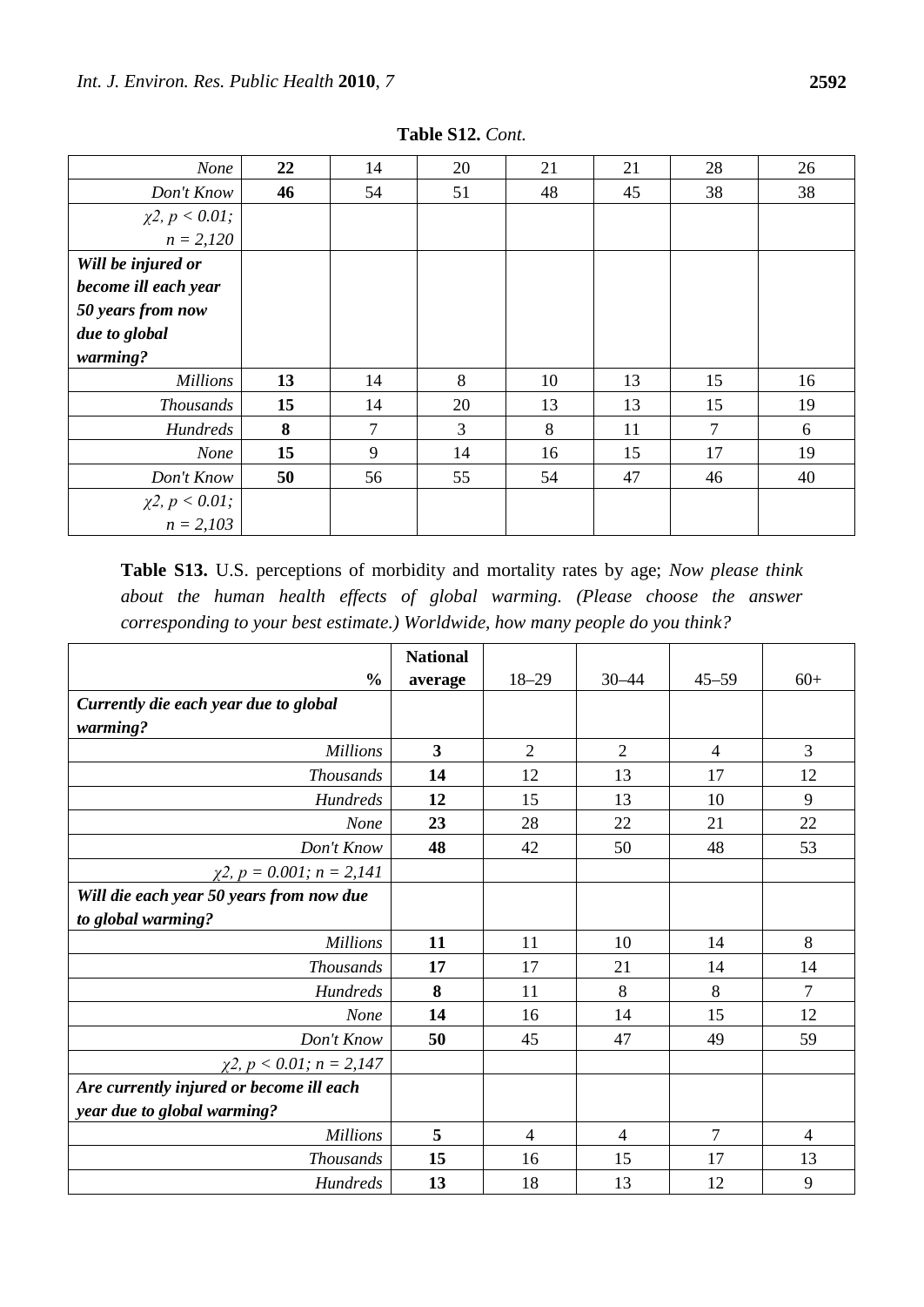**Table S12.** *Cont.*

| | | | | | | | |
|---|---|---|---|---|---|---|---|
| *None* | **22** | 14 | 20 | 21 | 21 | 28 | 26 |
| *Don't Know* | **46** | 54 | 51 | 48 | 45 | 38 | 38 |
| *$\chi 2$, $p < 0.01$; $n = 2,120$* | | | | | | | |
| ***Will be injured or become ill each year 50 years from now due to global warming?*** | | | | | | | |
| *Millions* | **13** | 14 | 8 | 10 | 13 | 15 | 16 |
| *Thousands* | **15** | 14 | 20 | 13 | 13 | 15 | 19 |
| *Hundreds* | **8** | 7 | 3 | 8 | 11 | 7 | 6 |
| *None* | **15** | 9 | 14 | 16 | 15 | 17 | 19 |
| *Don't Know* | **50** | 56 | 55 | 54 | 47 | 46 | 40 |
| *$\chi 2$, $p < 0.01$; $n = 2,103$* | | | | | | | |

**Table S13.** U.S. perceptions of morbidity and mortality rates by age; *Now please think about the human health effects of global warming. (Please choose the answer corresponding to your best estimate.) Worldwide, how many people do you think?*

| % | National average | 18–29 | 30–44 | 45–59 | 60+ |
|---|---|---|---|---|---|
| ***Currently die each year due to global warming?*** | | | | | |
| *Millions* | **3** | 2 | 2 | 4 | 3 |
| *Thousands* | **14** | 12 | 13 | 17 | 12 |
| *Hundreds* | **12** | 15 | 13 | 10 | 9 |
| *None* | **23** | 28 | 22 | 21 | 22 |
| *Don't Know* | **48** | 42 | 50 | 48 | 53 |
| *$\chi 2$, $p = 0.001$; $n = 2,141$* | | | | | |
| ***Will die each year 50 years from now due to global warming?*** | | | | | |
| *Millions* | **11** | 11 | 10 | 14 | 8 |
| *Thousands* | **17** | 17 | 21 | 14 | 14 |
| *Hundreds* | **8** | 11 | 8 | 8 | 7 |
| *None* | **14** | 16 | 14 | 15 | 12 |
| *Don't Know* | **50** | 45 | 47 | 49 | 59 |
| *$\chi 2$, $p < 0.01$; $n = 2,147$* | | | | | |
| ***Are currently injured or become ill each year due to global warming?*** | | | | | |
| *Millions* | **5** | 4 | 4 | 7 | 4 |
| *Thousands* | **15** | 16 | 15 | 17 | 13 |
| *Hundreds* | **13** | 18 | 13 | 12 | 9 |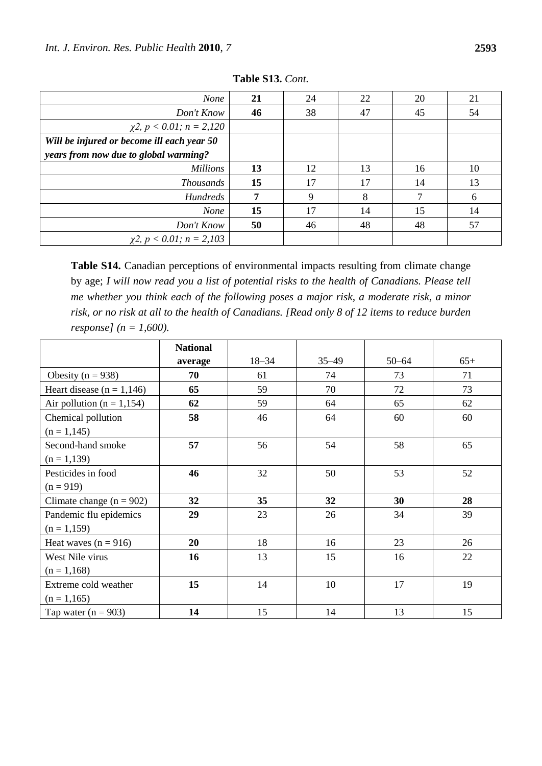**Table S13.** *Cont.*

| | | | | | |
|---|---|---|---|---|---|
| *None* | **21** | 24 | 22 | 20 | 21 |
| *Don't Know* | **46** | 38 | 47 | 45 | 54 |
| *$\chi 2$, $p < 0.01$; n = 2,120* | | | | | |
| ***Will be injured or become ill each year 50 years from now due to global warming?*** | | | | | |
| *Millions* | **13** | 12 | 13 | 16 | 10 |
| *Thousands* | **15** | 17 | 17 | 14 | 13 |
| *Hundreds* | **7** | 9 | 8 | 7 | 6 |
| *None* | **15** | 17 | 14 | 15 | 14 |
| *Don't Know* | **50** | 46 | 48 | 48 | 57 |
| *$\chi 2$, $p < 0.01$; n = 2,103* | | | | | |

**Table S14.** Canadian perceptions of environmental impacts resulting from climate change by age; *I will now read you a list of potential risks to the health of Canadians. Please tell me whether you think each of the following poses a major risk, a moderate risk, a minor risk, or no risk at all to the health of Canadians. [Read only 8 of 12 items to reduce burden response] (n = 1,600).*

| | **National average** | 18–34 | 35–49 | 50–64 | 65+ |
|---|---|---|---|---|---|
| Obesity (n = 938) | **70** | 61 | 74 | 73 | 71 |
| Heart disease (n = 1,146) | **65** | 59 | 70 | 72 | 73 |
| Air pollution (n = 1,154) | **62** | 59 | 64 | 65 | 62 |
| Chemical pollution (n = 1,145) | **58** | 46 | 64 | 60 | 60 |
| Second-hand smoke (n = 1,139) | **57** | 56 | 54 | 58 | 65 |
| Pesticides in food (n = 919) | **46** | 32 | 50 | 53 | 52 |
| Climate change (n = 902) | **32** | **35** | **32** | **30** | **28** |
| Pandemic flu epidemics (n = 1,159) | **29** | 23 | 26 | 34 | 39 |
| Heat waves (n = 916) | **20** | 18 | 16 | 23 | 26 |
| West Nile virus (n = 1,168) | **16** | 13 | 15 | 16 | 22 |
| Extreme cold weather (n = 1,165) | **15** | 14 | 10 | 17 | 19 |
| Tap water (n = 903) | **14** | 15 | 14 | 13 | 15 |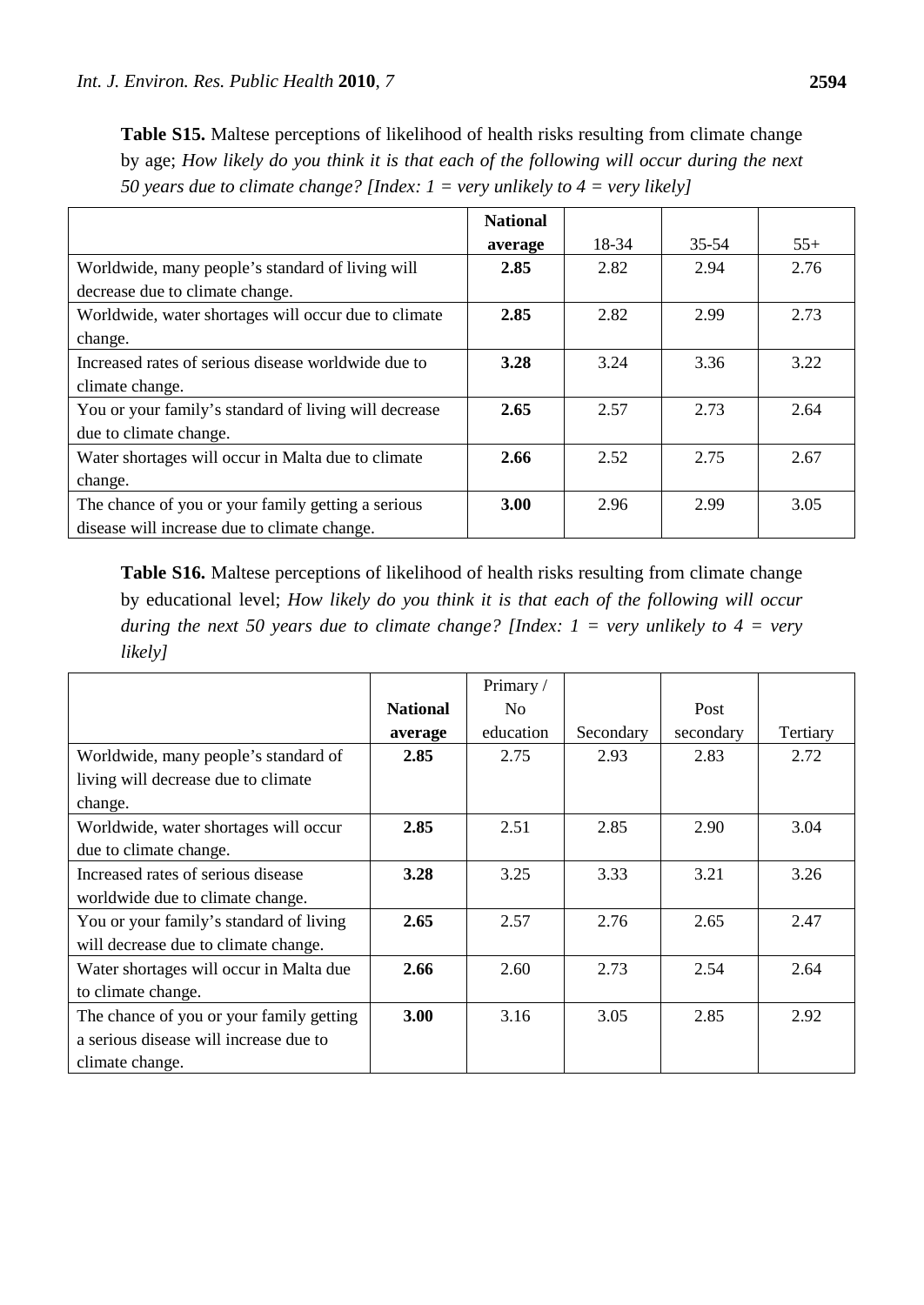**Table S15.** Maltese perceptions of likelihood of health risks resulting from climate change by age; *How likely do you think it is that each of the following will occur during the next 50 years due to climate change? [Index: 1 = very unlikely to 4 = very likely]*

| | **National average** | 18-34 | 35-54 | 55+ |
|---|---|---|---|---|
| Worldwide, many people's standard of living will decrease due to climate change. | **2.85** | 2.82 | 2.94 | 2.76 |
| Worldwide, water shortages will occur due to climate change. | **2.85** | 2.82 | 2.99 | 2.73 |
| Increased rates of serious disease worldwide due to climate change. | **3.28** | 3.24 | 3.36 | 3.22 |
| You or your family's standard of living will decrease due to climate change. | **2.65** | 2.57 | 2.73 | 2.64 |
| Water shortages will occur in Malta due to climate change. | **2.66** | 2.52 | 2.75 | 2.67 |
| The chance of you or your family getting a serious disease will increase due to climate change. | **3.00** | 2.96 | 2.99 | 3.05 |

**Table S16.** Maltese perceptions of likelihood of health risks resulting from climate change by educational level; *How likely do you think it is that each of the following will occur during the next 50 years due to climate change? [Index: 1 = very unlikely to 4 = very likely]*

| | **National average** | Primary / No education | Secondary | Post secondary | Tertiary |
|---|---|---|---|---|---|
| Worldwide, many people's standard of living will decrease due to climate change. | **2.85** | 2.75 | 2.93 | 2.83 | 2.72 |
| Worldwide, water shortages will occur due to climate change. | **2.85** | 2.51 | 2.85 | 2.90 | 3.04 |
| Increased rates of serious disease worldwide due to climate change. | **3.28** | 3.25 | 3.33 | 3.21 | 3.26 |
| You or your family's standard of living will decrease due to climate change. | **2.65** | 2.57 | 2.76 | 2.65 | 2.47 |
| Water shortages will occur in Malta due to climate change. | **2.66** | 2.60 | 2.73 | 2.54 | 2.64 |
| The chance of you or your family getting a serious disease will increase due to climate change. | **3.00** | 3.16 | 3.05 | 2.85 | 2.92 |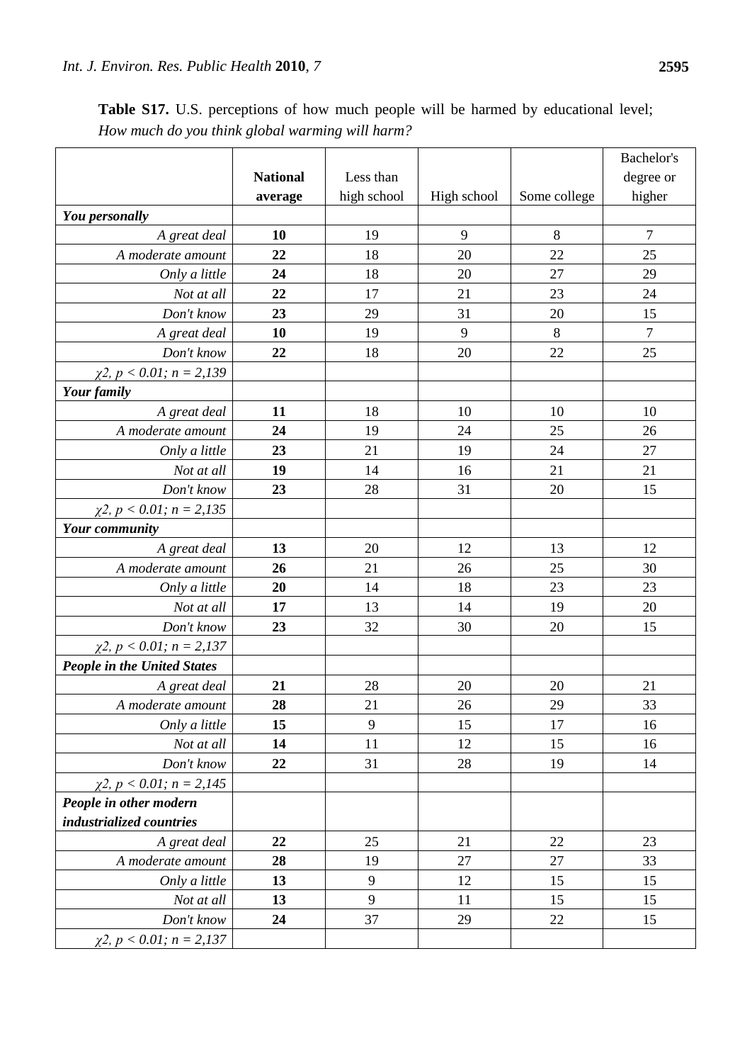**Table S17.** U.S. perceptions of how much people will be harmed by educational level; *How much do you think global warming will harm?*

| | **National average** | Less than high school | High school | Some college | Bachelor's degree or higher |
|---|---|---|---|---|---|
| ***You personally*** | | | | | |
| *A great deal* | **10** | 19 | 9 | 8 | 7 |
| *A moderate amount* | **22** | 18 | 20 | 22 | 25 |
| *Only a little* | **24** | 18 | 20 | 27 | 29 |
| *Not at all* | **22** | 17 | 21 | 23 | 24 |
| *Don't know* | **23** | 29 | 31 | 20 | 15 |
| *A great deal* | **10** | 19 | 9 | 8 | 7 |
| *Don't know* | **22** | 18 | 20 | 22 | 25 |
| *$\chi 2$, $p < 0.01$; n = 2,139* | | | | | |
| ***Your family*** | | | | | |
| *A great deal* | **11** | 18 | 10 | 10 | 10 |
| *A moderate amount* | **24** | 19 | 24 | 25 | 26 |
| *Only a little* | **23** | 21 | 19 | 24 | 27 |
| *Not at all* | **19** | 14 | 16 | 21 | 21 |
| *Don't know* | **23** | 28 | 31 | 20 | 15 |
| *$\chi 2$, $p < 0.01$; n = 2,135* | | | | | |
| ***Your community*** | | | | | |
| *A great deal* | **13** | 20 | 12 | 13 | 12 |
| *A moderate amount* | **26** | 21 | 26 | 25 | 30 |
| *Only a little* | **20** | 14 | 18 | 23 | 23 |
| *Not at all* | **17** | 13 | 14 | 19 | 20 |
| *Don't know* | **23** | 32 | 30 | 20 | 15 |
| *$\chi 2$, $p < 0.01$; n = 2,137* | | | | | |
| ***People in the United States*** | | | | | |
| *A great deal* | **21** | 28 | 20 | 20 | 21 |
| *A moderate amount* | **28** | 21 | 26 | 29 | 33 |
| *Only a little* | **15** | 9 | 15 | 17 | 16 |
| *Not at all* | **14** | 11 | 12 | 15 | 16 |
| *Don't know* | **22** | 31 | 28 | 19 | 14 |
| *$\chi 2$, $p < 0.01$; n = 2,145* | | | | | |
| ***People in other modern industrialized countries*** | | | | | |
| *A great deal* | **22** | 25 | 21 | 22 | 23 |
| *A moderate amount* | **28** | 19 | 27 | 27 | 33 |
| *Only a little* | **13** | 9 | 12 | 15 | 15 |
| *Not at all* | **13** | 9 | 11 | 15 | 15 |
| *Don't know* | **24** | 37 | 29 | 22 | 15 |
| *$\chi 2$, $p < 0.01$; n = 2,137* | | | | | |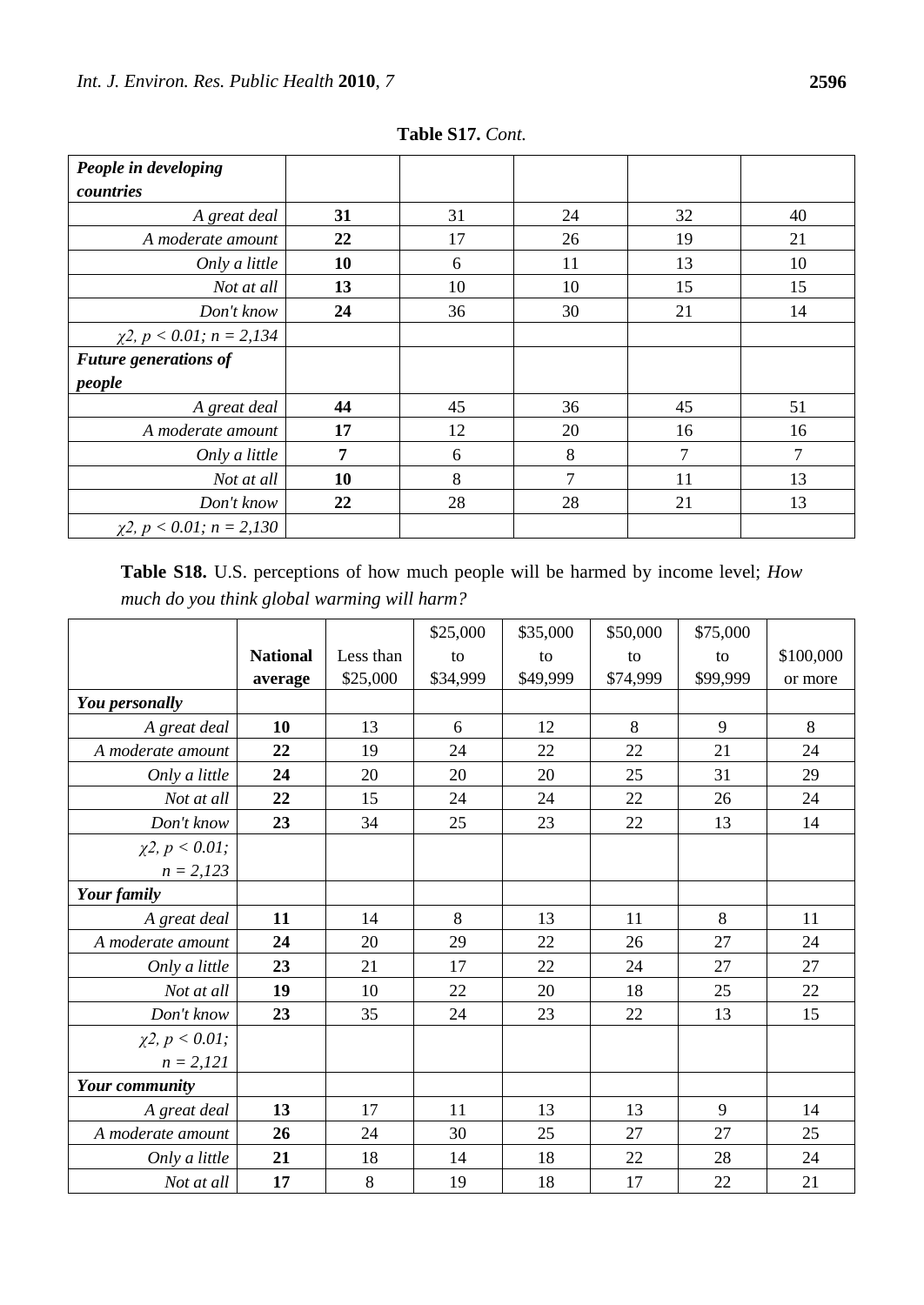**Table S17.** *Cont.*

| | | | | | |
|---|---|---|---|---|---|
| ***People in developing countries*** | | | | | |
| *A great deal* | **31** | 31 | 24 | 32 | 40 |
| *A moderate amount* | **22** | 17 | 26 | 19 | 21 |
| *Only a little* | **10** | 6 | 11 | 13 | 10 |
| *Not at all* | **13** | 10 | 10 | 15 | 15 |
| *Don't know* | **24** | 36 | 30 | 21 | 14 |
| *$\chi2$, $p < 0.01$; n = 2,134* | | | | | |
| ***Future generations of people*** | | | | | |
| *A great deal* | **44** | 45 | 36 | 45 | 51 |
| *A moderate amount* | **17** | 12 | 20 | 16 | 16 |
| *Only a little* | **7** | 6 | 8 | 7 | 7 |
| *Not at all* | **10** | 8 | 7 | 11 | 13 |
| *Don't know* | **22** | 28 | 28 | 21 | 13 |
| *$\chi2$, $p < 0.01$; n = 2,130* | | | | | |

**Table S18.** U.S. perceptions of how much people will be harmed by income level; *How much do you think global warming will harm?*

| | **National average** | Less than $25,000 | $25,000 to $34,999 | $35,000 to $49,999 | $50,000 to $74,999 | $75,000 to $99,999 | $100,000 or more |
|---|---|---|---|---|---|---|---|
| ***You personally*** | | | | | | | |
| *A great deal* | **10** | 13 | 6 | 12 | 8 | 9 | 8 |
| *A moderate amount* | **22** | 19 | 24 | 22 | 22 | 21 | 24 |
| *Only a little* | **24** | 20 | 20 | 20 | 25 | 31 | 29 |
| *Not at all* | **22** | 15 | 24 | 24 | 22 | 26 | 24 |
| *Don't know* | **23** | 34 | 25 | 23 | 22 | 13 | 14 |
| *$\chi2$, $p < 0.01$; n = 2,123* | | | | | | | |
| ***Your family*** | | | | | | | |
| *A great deal* | **11** | 14 | 8 | 13 | 11 | 8 | 11 |
| *A moderate amount* | **24** | 20 | 29 | 22 | 26 | 27 | 24 |
| *Only a little* | **23** | 21 | 17 | 22 | 24 | 27 | 27 |
| *Not at all* | **19** | 10 | 22 | 20 | 18 | 25 | 22 |
| *Don't know* | **23** | 35 | 24 | 23 | 22 | 13 | 15 |
| *$\chi2$, $p < 0.01$; n = 2,121* | | | | | | | |
| ***Your community*** | | | | | | | |
| *A great deal* | **13** | 17 | 11 | 13 | 13 | 9 | 14 |
| *A moderate amount* | **26** | 24 | 30 | 25 | 27 | 27 | 25 |
| *Only a little* | **21** | 18 | 14 | 18 | 22 | 28 | 24 |
| *Not at all* | **17** | 8 | 19 | 18 | 17 | 22 | 21 |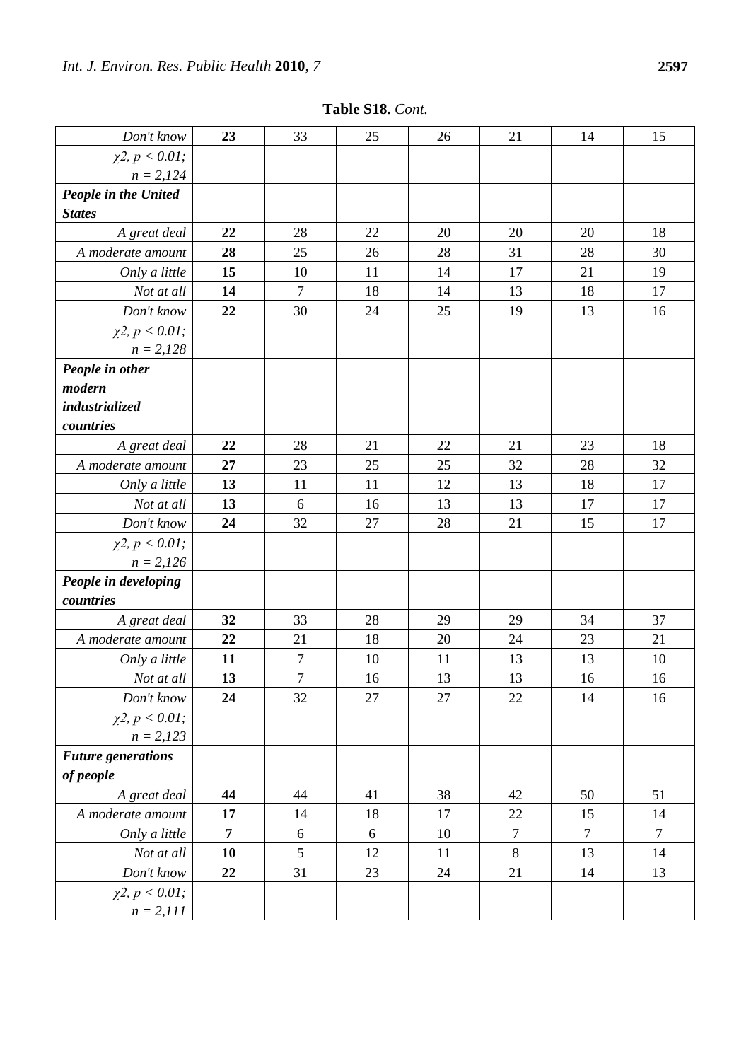**Table S18.** *Cont.*

| | | | | | | | |
|---|---|---|---|---|---|---|---|
| *Don't know* | **23** | 33 | 25 | 26 | 21 | 14 | 15 |
| *$\chi 2$, $p < 0.01$; $n = 2,124$* | | | | | | | |
| ***People in the United States*** | | | | | | | |
| *A great deal* | **22** | 28 | 22 | 20 | 20 | 20 | 18 |
| *A moderate amount* | **28** | 25 | 26 | 28 | 31 | 28 | 30 |
| *Only a little* | **15** | 10 | 11 | 14 | 17 | 21 | 19 |
| *Not at all* | **14** | 7 | 18 | 14 | 13 | 18 | 17 |
| *Don't know* | **22** | 30 | 24 | 25 | 19 | 13 | 16 |
| *$\chi 2$, $p < 0.01$; $n = 2,128$* | | | | | | | |
| ***People in other modern industrialized countries*** | | | | | | | |
| *A great deal* | **22** | 28 | 21 | 22 | 21 | 23 | 18 |
| *A moderate amount* | **27** | 23 | 25 | 25 | 32 | 28 | 32 |
| *Only a little* | **13** | 11 | 11 | 12 | 13 | 18 | 17 |
| *Not at all* | **13** | 6 | 16 | 13 | 13 | 17 | 17 |
| *Don't know* | **24** | 32 | 27 | 28 | 21 | 15 | 17 |
| *$\chi 2$, $p < 0.01$; $n = 2,126$* | | | | | | | |
| ***People in developing countries*** | | | | | | | |
| *A great deal* | **32** | 33 | 28 | 29 | 29 | 34 | 37 |
| *A moderate amount* | **22** | 21 | 18 | 20 | 24 | 23 | 21 |
| *Only a little* | **11** | 7 | 10 | 11 | 13 | 13 | 10 |
| *Not at all* | **13** | 7 | 16 | 13 | 13 | 16 | 16 |
| *Don't know* | **24** | 32 | 27 | 27 | 22 | 14 | 16 |
| *$\chi 2$, $p < 0.01$; $n = 2,123$* | | | | | | | |
| ***Future generations of people*** | | | | | | | |
| *A great deal* | **44** | 44 | 41 | 38 | 42 | 50 | 51 |
| *A moderate amount* | **17** | 14 | 18 | 17 | 22 | 15 | 14 |
| *Only a little* | **7** | 6 | 6 | 10 | 7 | 7 | 7 |
| *Not at all* | **10** | 5 | 12 | 11 | 8 | 13 | 14 |
| *Don't know* | **22** | 31 | 23 | 24 | 21 | 14 | 13 |
| *$\chi 2$, $p < 0.01$; $n = 2,111$* | | | | | | | |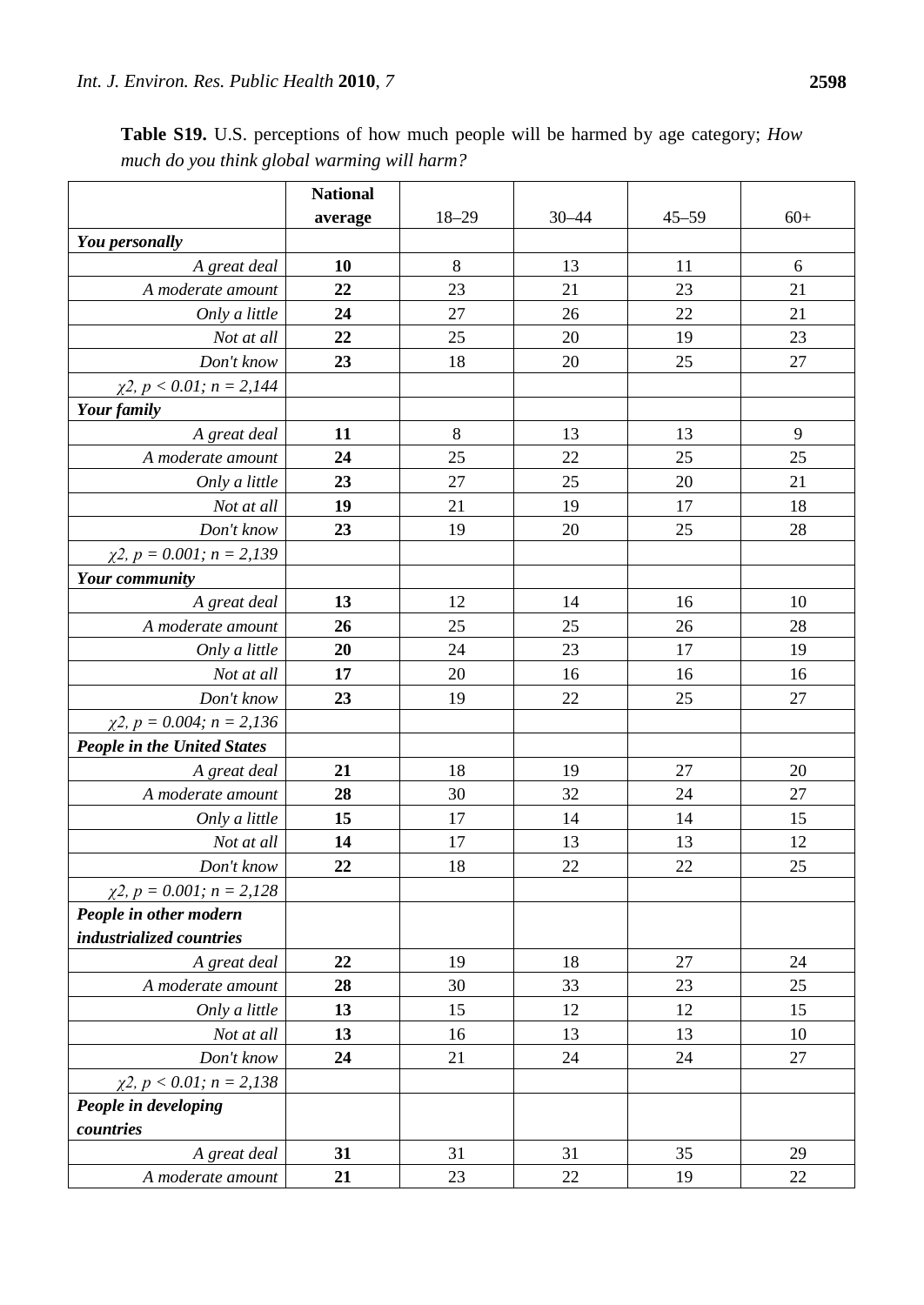**Table S19.** U.S. perceptions of how much people will be harmed by age category; *How much do you think global warming will harm?*

| | **National average** | 18–29 | 30–44 | 45–59 | 60+ |
|---|---|---|---|---|---|
| ***You personally*** | | | | | |
| *A great deal* | **10** | 8 | 13 | 11 | 6 |
| *A moderate amount* | **22** | 23 | 21 | 23 | 21 |
| *Only a little* | **24** | 27 | 26 | 22 | 21 |
| *Not at all* | **22** | 25 | 20 | 19 | 23 |
| *Don't know* | **23** | 18 | 20 | 25 | 27 |
| *$\chi 2$, $p < 0.01$; $n = 2,144$* | | | | | |
| ***Your family*** | | | | | |
| *A great deal* | **11** | 8 | 13 | 13 | 9 |
| *A moderate amount* | **24** | 25 | 22 | 25 | 25 |
| *Only a little* | **23** | 27 | 25 | 20 | 21 |
| *Not at all* | **19** | 21 | 19 | 17 | 18 |
| *Don't know* | **23** | 19 | 20 | 25 | 28 |
| *$\chi 2$, $p = 0.001$; $n = 2,139$* | | | | | |
| ***Your community*** | | | | | |
| *A great deal* | **13** | 12 | 14 | 16 | 10 |
| *A moderate amount* | **26** | 25 | 25 | 26 | 28 |
| *Only a little* | **20** | 24 | 23 | 17 | 19 |
| *Not at all* | **17** | 20 | 16 | 16 | 16 |
| *Don't know* | **23** | 19 | 22 | 25 | 27 |
| *$\chi 2$, $p = 0.004$; $n = 2,136$* | | | | | |
| ***People in the United States*** | | | | | |
| *A great deal* | **21** | 18 | 19 | 27 | 20 |
| *A moderate amount* | **28** | 30 | 32 | 24 | 27 |
| *Only a little* | **15** | 17 | 14 | 14 | 15 |
| *Not at all* | **14** | 17 | 13 | 13 | 12 |
| *Don't know* | **22** | 18 | 22 | 22 | 25 |
| *$\chi 2$, $p = 0.001$; $n = 2,128$* | | | | | |
| ***People in other modern industrialized countries*** | | | | | |
| *A great deal* | **22** | 19 | 18 | 27 | 24 |
| *A moderate amount* | **28** | 30 | 33 | 23 | 25 |
| *Only a little* | **13** | 15 | 12 | 12 | 15 |
| *Not at all* | **13** | 16 | 13 | 13 | 10 |
| *Don't know* | **24** | 21 | 24 | 24 | 27 |
| *$\chi 2$, $p < 0.01$; $n = 2,138$* | | | | | |
| ***People in developing countries*** | | | | | |
| *A great deal* | **31** | 31 | 31 | 35 | 29 |
| *A moderate amount* | **21** | 23 | 22 | 19 | 22 |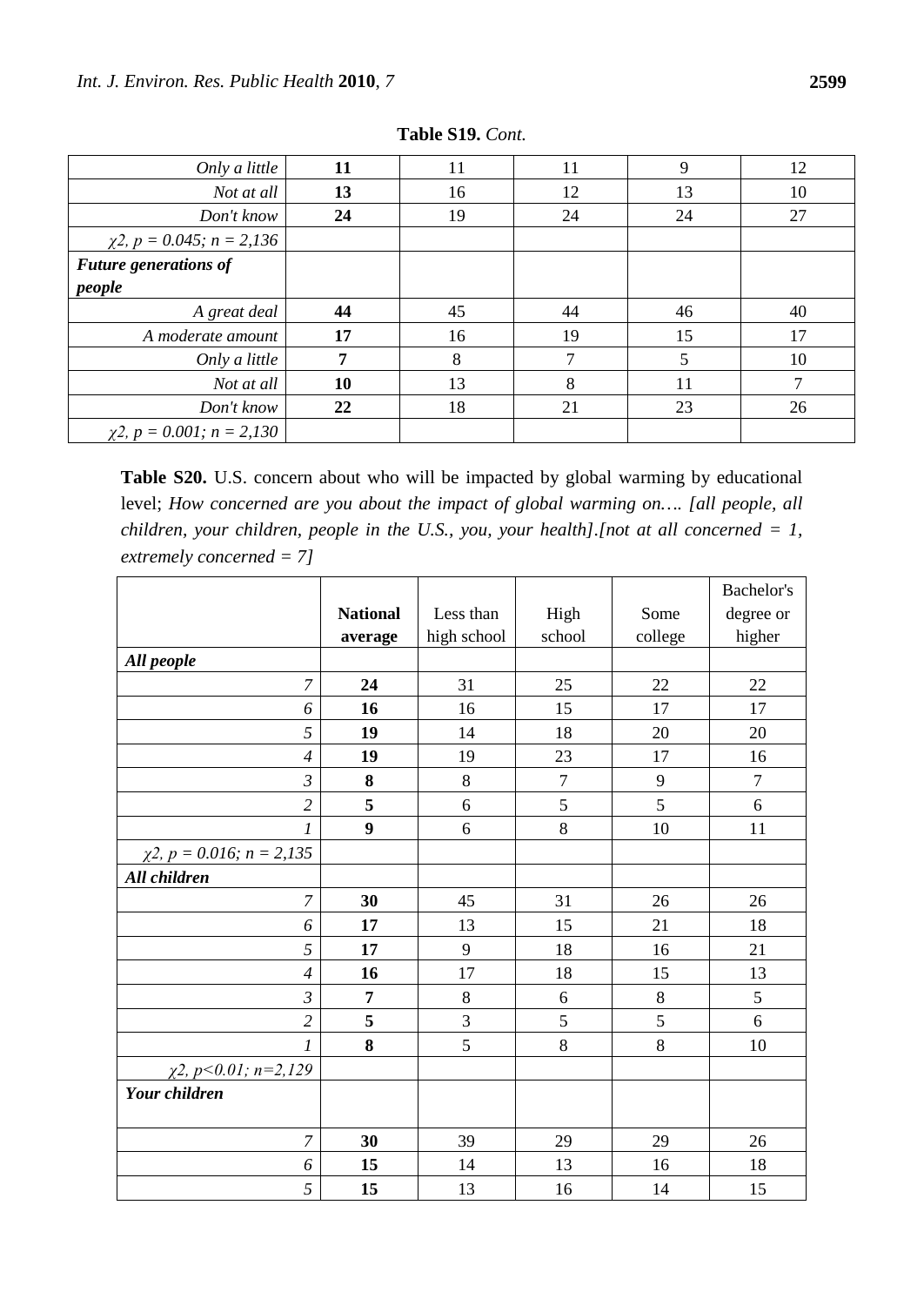**Table S19.** *Cont.*

| | | | | | |
|---|---|---|---|---|---|
| *Only a little* | **11** | 11 | 11 | 9 | 12 |
| *Not at all* | **13** | 16 | 12 | 13 | 10 |
| *Don't know* | **24** | 19 | 24 | 24 | 27 |
| *$\chi 2$, p = 0.045; n = 2,136* | | | | | |
| ***Future generations of people*** | | | | | |
| *A great deal* | **44** | 45 | 44 | 46 | 40 |
| *A moderate amount* | **17** | 16 | 19 | 15 | 17 |
| *Only a little* | **7** | 8 | 7 | 5 | 10 |
| *Not at all* | **10** | 13 | 8 | 11 | 7 |
| *Don't know* | **22** | 18 | 21 | 23 | 26 |
| *$\chi 2$, p = 0.001; n = 2,130* | | | | | |

**Table S20.** U.S. concern about who will be impacted by global warming by educational level; *How concerned are you about the impact of global warming on…. [all people, all children, your children, people in the U.S., you, your health].[not at all concerned = 1, extremely concerned = 7]*

| | **National average** | Less than high school | High school | Some college | Bachelor's degree or higher |
|---|---|---|---|---|---|
| ***All people*** | | | | | |
| *7* | **24** | 31 | 25 | 22 | 22 |
| *6* | **16** | 16 | 15 | 17 | 17 |
| *5* | **19** | 14 | 18 | 20 | 20 |
| *4* | **19** | 19 | 23 | 17 | 16 |
| *3* | **8** | 8 | 7 | 9 | 7 |
| *2* | **5** | 6 | 5 | 5 | 6 |
| *1* | **9** | 6 | 8 | 10 | 11 |
| *$\chi 2$, p = 0.016; n = 2,135* | | | | | |
| ***All children*** | | | | | |
| *7* | **30** | 45 | 31 | 26 | 26 |
| *6* | **17** | 13 | 15 | 21 | 18 |
| *5* | **17** | 9 | 18 | 16 | 21 |
| *4* | **16** | 17 | 18 | 15 | 13 |
| *3* | **7** | 8 | 6 | 8 | 5 |
| *2* | **5** | 3 | 5 | 5 | 6 |
| *1* | **8** | 5 | 8 | 8 | 10 |
| *$\chi 2$, p<0.01; n=2,129* | | | | | |
| ***Your children*** | | | | | |
| *7* | **30** | 39 | 29 | 29 | 26 |
| *6* | **15** | 14 | 13 | 16 | 18 |
| *5* | **15** | 13 | 16 | 14 | 15 |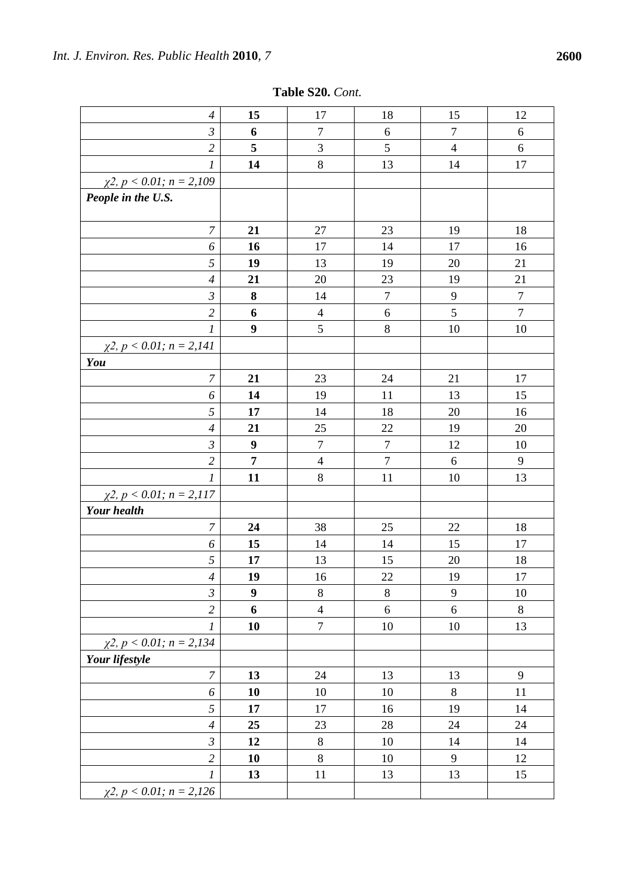**Table S20.** *Cont.*

| | | | | | |
|---|---|---|---|---|---|
| *4* | **15** | 17 | 18 | 15 | 12 |
| *3* | **6** | 7 | 6 | 7 | 6 |
| *2* | **5** | 3 | 5 | 4 | 6 |
| *1* | **14** | 8 | 13 | 14 | 17 |
| *χ2, p < 0.01; n = 2,109* | | | | | |
| ***People in the U.S.*** | | | | | |
| *7* | **21** | 27 | 23 | 19 | 18 |
| *6* | **16** | 17 | 14 | 17 | 16 |
| *5* | **19** | 13 | 19 | 20 | 21 |
| *4* | **21** | 20 | 23 | 19 | 21 |
| *3* | **8** | 14 | 7 | 9 | 7 |
| *2* | **6** | 4 | 6 | 5 | 7 |
| *1* | **9** | 5 | 8 | 10 | 10 |
| *χ2, p < 0.01; n = 2,141* | | | | | |
| ***You*** | | | | | |
| *7* | **21** | 23 | 24 | 21 | 17 |
| *6* | **14** | 19 | 11 | 13 | 15 |
| *5* | **17** | 14 | 18 | 20 | 16 |
| *4* | **21** | 25 | 22 | 19 | 20 |
| *3* | **9** | 7 | 7 | 12 | 10 |
| *2* | **7** | 4 | 7 | 6 | 9 |
| *1* | **11** | 8 | 11 | 10 | 13 |
| *χ2, p < 0.01; n = 2,117* | | | | | |
| ***Your health*** | | | | | |
| *7* | **24** | 38 | 25 | 22 | 18 |
| *6* | **15** | 14 | 14 | 15 | 17 |
| *5* | **17** | 13 | 15 | 20 | 18 |
| *4* | **19** | 16 | 22 | 19 | 17 |
| *3* | **9** | 8 | 8 | 9 | 10 |
| *2* | **6** | 4 | 6 | 6 | 8 |
| *1* | **10** | 7 | 10 | 10 | 13 |
| *χ2, p < 0.01; n = 2,134* | | | | | |
| ***Your lifestyle*** | | | | | |
| *7* | **13** | 24 | 13 | 13 | 9 |
| *6* | **10** | 10 | 10 | 8 | 11 |
| *5* | **17** | 17 | 16 | 19 | 14 |
| *4* | **25** | 23 | 28 | 24 | 24 |
| *3* | **12** | 8 | 10 | 14 | 14 |
| *2* | **10** | 8 | 10 | 9 | 12 |
| *1* | **13** | 11 | 13 | 13 | 15 |
| *χ2, p < 0.01; n = 2,126* | | | | | |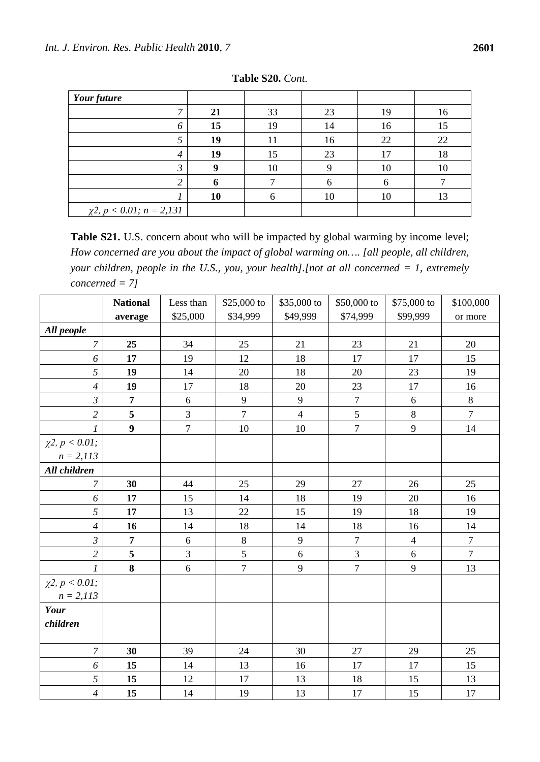**Table S20.** *Cont.*

| *Your future* | | | | | |
|---|---|---|---|---|---|
| *7* | **21** | 33 | 23 | 19 | 16 |
| *6* | **15** | 19 | 14 | 16 | 15 |
| *5* | **19** | 11 | 16 | 22 | 22 |
| *4* | **19** | 15 | 23 | 17 | 18 |
| *3* | **9** | 10 | 9 | 10 | 10 |
| *2* | **6** | 7 | 6 | 6 | 7 |
| *1* | **10** | 6 | 10 | 10 | 13 |
| *$\chi 2$, $p < 0.01$; n = 2,131* | | | | | |

**Table S21.** U.S. concern about who will be impacted by global warming by income level; *How concerned are you about the impact of global warming on…. [all people, all children, your children, people in the U.S., you, your health].[not at all concerned = 1, extremely concerned = 7]*

| | **National average** | Less than $25,000 | $25,000 to $34,999 | $35,000 to $49,999 | $50,000 to $74,999 | $75,000 to $99,999 | $100,000 or more |
|---|---|---|---|---|---|---|---|
| ***All people*** | | | | | | | |
| *7* | **25** | 34 | 25 | 21 | 23 | 21 | 20 |
| *6* | **17** | 19 | 12 | 18 | 17 | 17 | 15 |
| *5* | **19** | 14 | 20 | 18 | 20 | 23 | 19 |
| *4* | **19** | 17 | 18 | 20 | 23 | 17 | 16 |
| *3* | **7** | 6 | 9 | 9 | 7 | 6 | 8 |
| *2* | **5** | 3 | 7 | 4 | 5 | 8 | 7 |
| *1* | **9** | 7 | 10 | 10 | 7 | 9 | 14 |
| *$\chi 2$, $p < 0.01$; n = 2,113* | | | | | | | |
| ***All children*** | | | | | | | |
| *7* | **30** | 44 | 25 | 29 | 27 | 26 | 25 |
| *6* | **17** | 15 | 14 | 18 | 19 | 20 | 16 |
| *5* | **17** | 13 | 22 | 15 | 19 | 18 | 19 |
| *4* | **16** | 14 | 18 | 14 | 18 | 16 | 14 |
| *3* | **7** | 6 | 8 | 9 | 7 | 4 | 7 |
| *2* | **5** | 3 | 5 | 6 | 3 | 6 | 7 |
| *1* | **8** | 6 | 7 | 9 | 7 | 9 | 13 |
| *$\chi 2$, $p < 0.01$; n = 2,113* | | | | | | | |
| ***Your children*** | | | | | | | |
| *7* | **30** | 39 | 24 | 30 | 27 | 29 | 25 |
| *6* | **15** | 14 | 13 | 16 | 17 | 17 | 15 |
| *5* | **15** | 12 | 17 | 13 | 18 | 15 | 13 |
| *4* | **15** | 14 | 19 | 13 | 17 | 15 | 17 |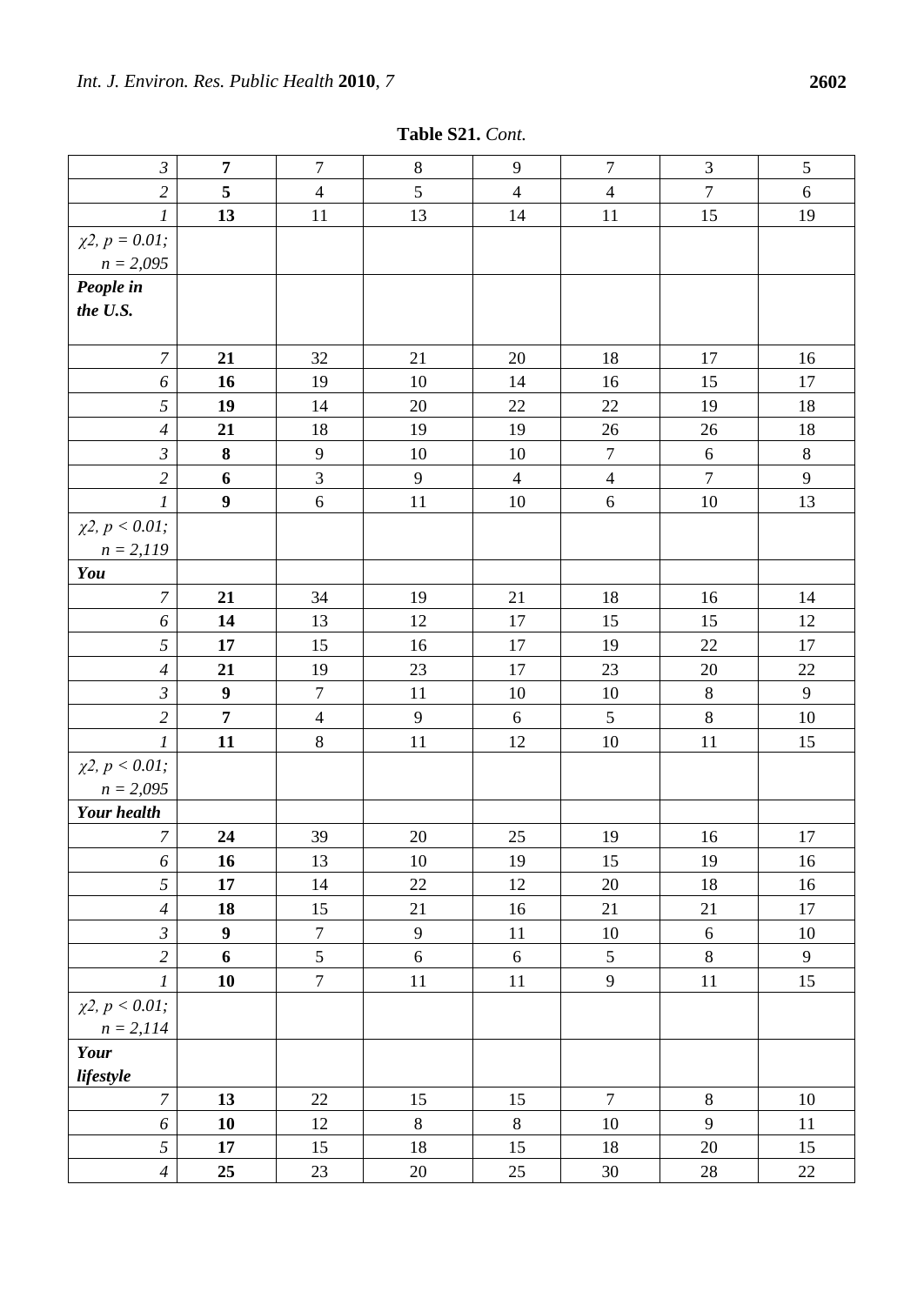**Table S21.** *Cont.*

| | | | | | | | |
|---|---|---|---|---|---|---|---|
| *3* | **7** | 7 | 8 | 9 | 7 | 3 | 5 |
| *2* | **5** | 4 | 5 | 4 | 4 | 7 | 6 |
| *1* | **13** | 11 | 13 | 14 | 11 | 15 | 19 |
| *χ2, p = 0.01; n = 2,095* | | | | | | | |
| ***People in the U.S.*** | | | | | | | |
| *7* | **21** | 32 | 21 | 20 | 18 | 17 | 16 |
| *6* | **16** | 19 | 10 | 14 | 16 | 15 | 17 |
| *5* | **19** | 14 | 20 | 22 | 22 | 19 | 18 |
| *4* | **21** | 18 | 19 | 19 | 26 | 26 | 18 |
| *3* | **8** | 9 | 10 | 10 | 7 | 6 | 8 |
| *2* | **6** | 3 | 9 | 4 | 4 | 7 | 9 |
| *1* | **9** | 6 | 11 | 10 | 6 | 10 | 13 |
| *χ2, p < 0.01; n = 2,119* | | | | | | | |
| ***You*** | | | | | | | |
| *7* | **21** | 34 | 19 | 21 | 18 | 16 | 14 |
| *6* | **14** | 13 | 12 | 17 | 15 | 15 | 12 |
| *5* | **17** | 15 | 16 | 17 | 19 | 22 | 17 |
| *4* | **21** | 19 | 23 | 17 | 23 | 20 | 22 |
| *3* | **9** | 7 | 11 | 10 | 10 | 8 | 9 |
| *2* | **7** | 4 | 9 | 6 | 5 | 8 | 10 |
| *1* | **11** | 8 | 11 | 12 | 10 | 11 | 15 |
| *χ2, p < 0.01; n = 2,095* | | | | | | | |
| ***Your health*** | | | | | | | |
| *7* | **24** | 39 | 20 | 25 | 19 | 16 | 17 |
| *6* | **16** | 13 | 10 | 19 | 15 | 19 | 16 |
| *5* | **17** | 14 | 22 | 12 | 20 | 18 | 16 |
| *4* | **18** | 15 | 21 | 16 | 21 | 21 | 17 |
| *3* | **9** | 7 | 9 | 11 | 10 | 6 | 10 |
| *2* | **6** | 5 | 6 | 6 | 5 | 8 | 9 |
| *1* | **10** | 7 | 11 | 11 | 9 | 11 | 15 |
| *χ2, p < 0.01; n = 2,114* | | | | | | | |
| ***Your lifestyle*** | | | | | | | |
| *7* | **13** | 22 | 15 | 15 | 7 | 8 | 10 |
| *6* | **10** | 12 | 8 | 8 | 10 | 9 | 11 |
| *5* | **17** | 15 | 18 | 15 | 18 | 20 | 15 |
| *4* | **25** | 23 | 20 | 25 | 30 | 28 | 22 |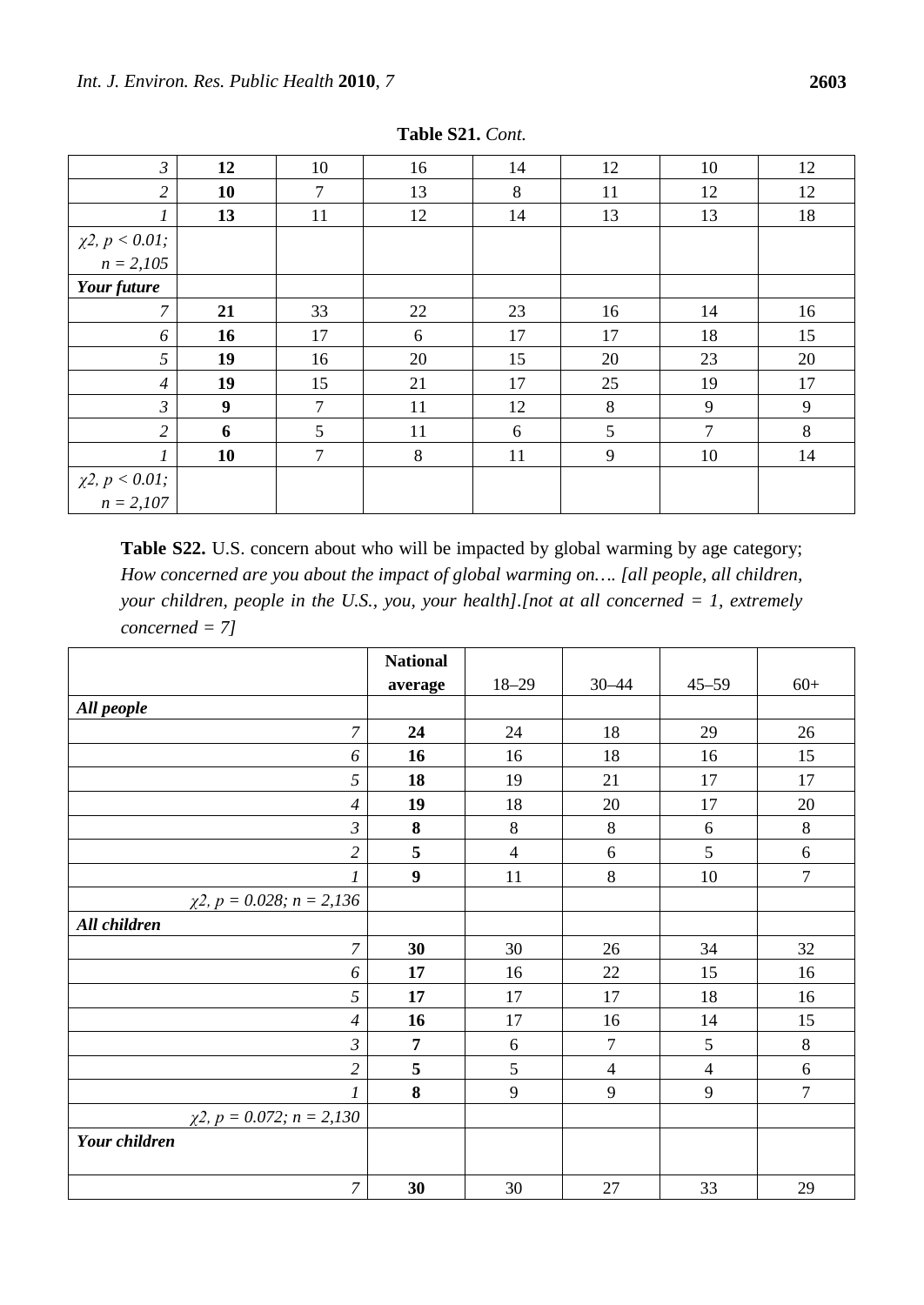**Table S21.** *Cont.*

| | | | | | | | |
|---|---|---|---|---|---|---|---|
| *3* | **12** | 10 | 16 | 14 | 12 | 10 | 12 |
| *2* | **10** | 7 | 13 | 8 | 11 | 12 | 12 |
| *1* | **13** | 11 | 12 | 14 | 13 | 13 | 18 |
| *χ2, p < 0.01; n = 2,105* | | | | | | | |
| ***Your future*** | | | | | | | |
| *7* | **21** | 33 | 22 | 23 | 16 | 14 | 16 |
| *6* | **16** | 17 | 6 | 17 | 17 | 18 | 15 |
| *5* | **19** | 16 | 20 | 15 | 20 | 23 | 20 |
| *4* | **19** | 15 | 21 | 17 | 25 | 19 | 17 |
| *3* | **9** | 7 | 11 | 12 | 8 | 9 | 9 |
| *2* | **6** | 5 | 11 | 6 | 5 | 7 | 8 |
| *1* | **10** | 7 | 8 | 11 | 9 | 10 | 14 |
| *χ2, p < 0.01; n = 2,107* | | | | | | | |

**Table S22.** U.S. concern about who will be impacted by global warming by age category; *How concerned are you about the impact of global warming on…. [all people, all children, your children, people in the U.S., you, your health].[not at all concerned = 1, extremely concerned = 7]*

| | **National average** | 18–29 | 30–44 | 45–59 | 60+ |
|---|---|---|---|---|---|
| ***All people*** | | | | | |
| *7* | **24** | 24 | 18 | 29 | 26 |
| *6* | **16** | 16 | 18 | 16 | 15 |
| *5* | **18** | 19 | 21 | 17 | 17 |
| *4* | **19** | 18 | 20 | 17 | 20 |
| *3* | **8** | 8 | 8 | 6 | 8 |
| *2* | **5** | 4 | 6 | 5 | 6 |
| *1* | **9** | 11 | 8 | 10 | 7 |
| *χ2, p = 0.028; n = 2,136* | | | | | |
| ***All children*** | | | | | |
| *7* | **30** | 30 | 26 | 34 | 32 |
| *6* | **17** | 16 | 22 | 15 | 16 |
| *5* | **17** | 17 | 17 | 18 | 16 |
| *4* | **16** | 17 | 16 | 14 | 15 |
| *3* | **7** | 6 | 7 | 5 | 8 |
| *2* | **5** | 5 | 4 | 4 | 6 |
| *1* | **8** | 9 | 9 | 9 | 7 |
| *χ2, p = 0.072; n = 2,130* | | | | | |
| ***Your children*** | | | | | |
| *7* | **30** | 30 | 27 | 33 | 29 |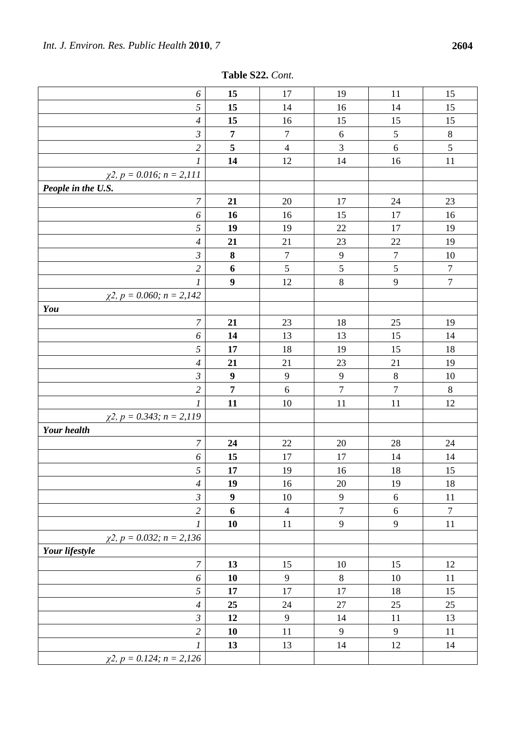**Table S22.** *Cont.*

| | | | | | |
|---|---|---|---|---|---|
| *6* | **15** | 17 | 19 | 11 | 15 |
| *5* | **15** | 14 | 16 | 14 | 15 |
| *4* | **15** | 16 | 15 | 15 | 15 |
| *3* | **7** | 7 | 6 | 5 | 8 |
| *2* | **5** | 4 | 3 | 6 | 5 |
| *1* | **14** | 12 | 14 | 16 | 11 |
| *$\chi 2$, $p = 0.016$; $n = 2,111$* | | | | | |
| ***People in the U.S.*** | | | | | |
| *7* | **21** | 20 | 17 | 24 | 23 |
| *6* | **16** | 16 | 15 | 17 | 16 |
| *5* | **19** | 19 | 22 | 17 | 19 |
| *4* | **21** | 21 | 23 | 22 | 19 |
| *3* | **8** | 7 | 9 | 7 | 10 |
| *2* | **6** | 5 | 5 | 5 | 7 |
| *1* | **9** | 12 | 8 | 9 | 7 |
| *$\chi 2$, $p = 0.060$; $n = 2,142$* | | | | | |
| ***You*** | | | | | |
| *7* | **21** | 23 | 18 | 25 | 19 |
| *6* | **14** | 13 | 13 | 15 | 14 |
| *5* | **17** | 18 | 19 | 15 | 18 |
| *4* | **21** | 21 | 23 | 21 | 19 |
| *3* | **9** | 9 | 9 | 8 | 10 |
| *2* | **7** | 6 | 7 | 7 | 8 |
| *1* | **11** | 10 | 11 | 11 | 12 |
| *$\chi 2$, $p = 0.343$; $n = 2,119$* | | | | | |
| ***Your health*** | | | | | |
| *7* | **24** | 22 | 20 | 28 | 24 |
| *6* | **15** | 17 | 17 | 14 | 14 |
| *5* | **17** | 19 | 16 | 18 | 15 |
| *4* | **19** | 16 | 20 | 19 | 18 |
| *3* | **9** | 10 | 9 | 6 | 11 |
| *2* | **6** | 4 | 7 | 6 | 7 |
| *1* | **10** | 11 | 9 | 9 | 11 |
| *$\chi 2$, $p = 0.032$; $n = 2,136$* | | | | | |
| ***Your lifestyle*** | | | | | |
| *7* | **13** | 15 | 10 | 15 | 12 |
| *6* | **10** | 9 | 8 | 10 | 11 |
| *5* | **17** | 17 | 17 | 18 | 15 |
| *4* | **25** | 24 | 27 | 25 | 25 |
| *3* | **12** | 9 | 14 | 11 | 13 |
| *2* | **10** | 11 | 9 | 9 | 11 |
| *1* | **13** | 13 | 14 | 12 | 14 |
| *$\chi 2$, $p = 0.124$; $n = 2,126$* | | | | | |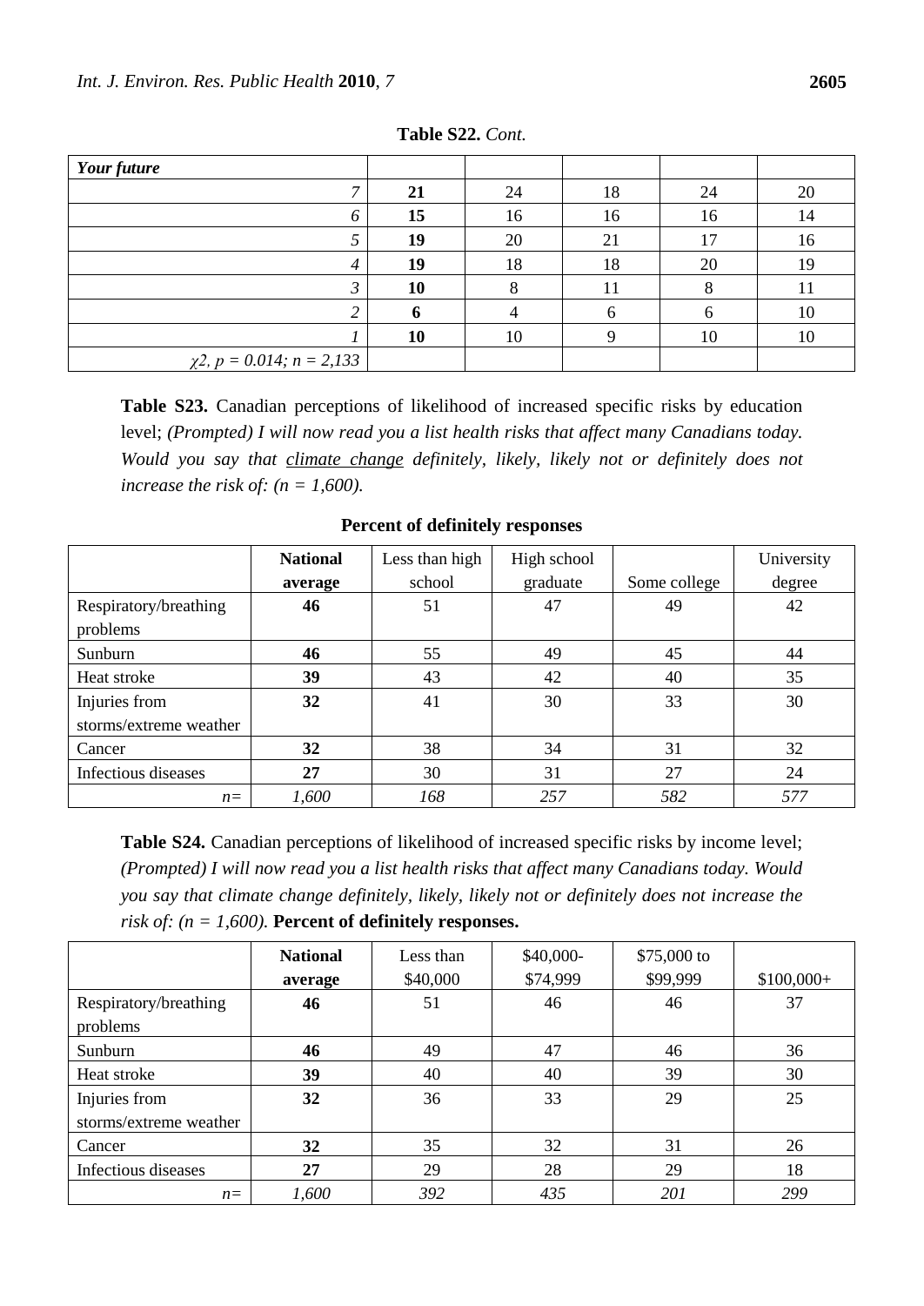**Table S22.** *Cont.*

| *Your future* | | | | | |
|---|---|---|---|---|---|
| *7* | **21** | 24 | 18 | 24 | 20 |
| *6* | **15** | 16 | 16 | 16 | 14 |
| *5* | **19** | 20 | 21 | 17 | 16 |
| *4* | **19** | 18 | 18 | 20 | 19 |
| *3* | **10** | 8 | 11 | 8 | 11 |
| *2* | **6** | 4 | 6 | 6 | 10 |
| *1* | **10** | 10 | 9 | 10 | 10 |
| *$\chi 2$, $p = 0.014$; $n = 2,133$* | | | | | |

**Table S23.** Canadian perceptions of likelihood of increased specific risks by education level; *(Prompted) I will now read you a list health risks that affect many Canadians today. Would you say that climate change definitely, likely, likely not or definitely does not increase the risk of: (n = 1,600).*

**Percent of definitely responses**

| | **National average** | Less than high school | High school graduate | Some college | University degree |
|---|---|---|---|---|---|
| Respiratory/breathing problems | **46** | 51 | 47 | 49 | 42 |
| Sunburn | **46** | 55 | 49 | 45 | 44 |
| Heat stroke | **39** | 43 | 42 | 40 | 35 |
| Injuries from storms/extreme weather | **32** | 41 | 30 | 33 | 30 |
| Cancer | **32** | 38 | 34 | 31 | 32 |
| Infectious diseases | **27** | 30 | 31 | 27 | 24 |
| *n=* | *1,600* | *168* | *257* | *582* | *577* |

**Table S24.** Canadian perceptions of likelihood of increased specific risks by income level; *(Prompted) I will now read you a list health risks that affect many Canadians today. Would you say that climate change definitely, likely, likely not or definitely does not increase the risk of: (n = 1,600).* **Percent of definitely responses.**

| | **National average** | Less than $40,000 | $40,000-$74,999 | $75,000 to $99,999 | $100,000+ |
|---|---|---|---|---|---|
| Respiratory/breathing problems | **46** | 51 | 46 | 46 | 37 |
| Sunburn | **46** | 49 | 47 | 46 | 36 |
| Heat stroke | **39** | 40 | 40 | 39 | 30 |
| Injuries from storms/extreme weather | **32** | 36 | 33 | 29 | 25 |
| Cancer | **32** | 35 | 32 | 31 | 26 |
| Infectious diseases | **27** | 29 | 28 | 29 | 18 |
| *n=* | *1,600* | *392* | *435* | *201* | *299* |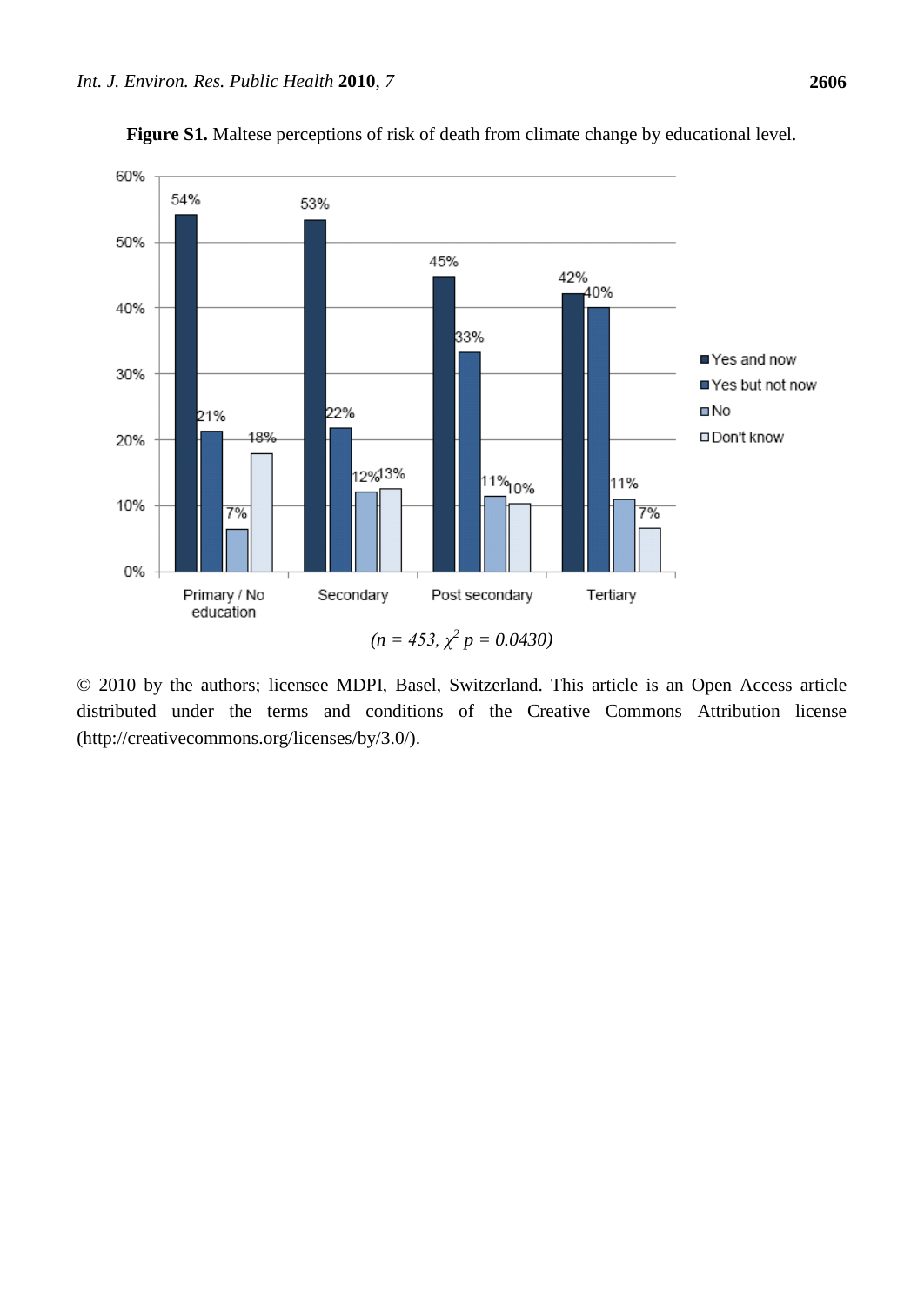**Figure S1.** Maltese perceptions of risk of death from climate change by educational level.

60%
50%
40%
30%
20%
10%
0%

54%
21%
7%
18%
53%
22%
12%
13%
45%
33%
11%
10%
42%
40%
11%
7%

Primary / No education
Secondary
Post secondary
Tertiary

Yes and now
Yes but not now
No
Don't know

($n = 453$, $\chi^2$ $p = 0.0430$)

© 2010 by the authors; licensee MDPI, Basel, Switzerland. This article is an Open Access article distributed under the terms and conditions of the Creative Commons Attribution license (http://creativecommons.org/licenses/by/3.0/).